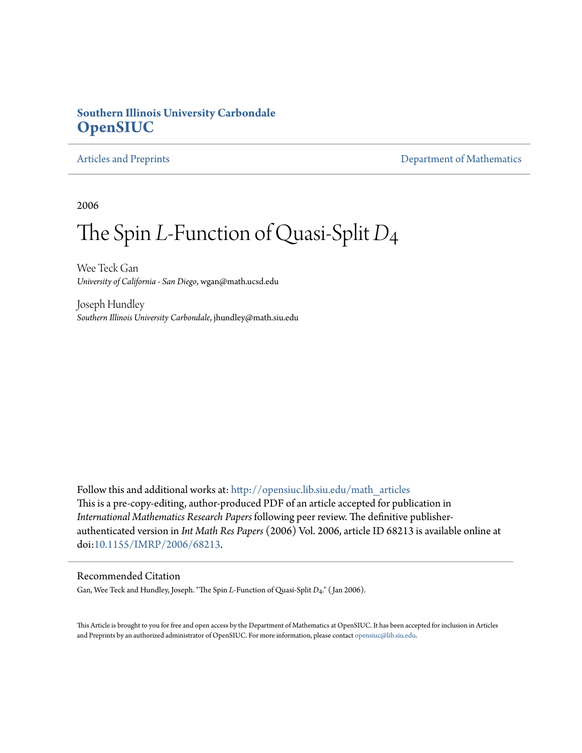**Southern Illinois University Carbondale**
**OpenSIUC**

Articles and Preprints | Department of Mathematics

2006

# The Spin $L$-Function of Quasi-Split $D_4$

Wee Teck Gan
*University of California - San Diego*, wgan@math.ucsd.edu

Joseph Hundley
*Southern Illinois University Carbondale*, jhundley@math.siu.edu

Follow this and additional works at: http://opensiuc.lib.siu.edu/math_articles
This is a pre-copy-editing, author-produced PDF of an article accepted for publication in *International Mathematics Research Papers* following peer review. The definitive publisher-authenticated version in *Int Math Res Papers* (2006) Vol. 2006, article ID 68213 is available online at doi:10.1155/IMRP/2006/68213.

## Recommended Citation

Gan, Wee Teck and Hundley, Joseph. "The Spin $L$-Function of Quasi-Split $D_4$." (Jan 2006).

This Article is brought to you for free and open access by the Department of Mathematics at OpenSIUC. It has been accepted for inclusion in Articles and Preprints by an authorized administrator of OpenSIUC. For more information, please contact opensiuc@lib.siu.edu.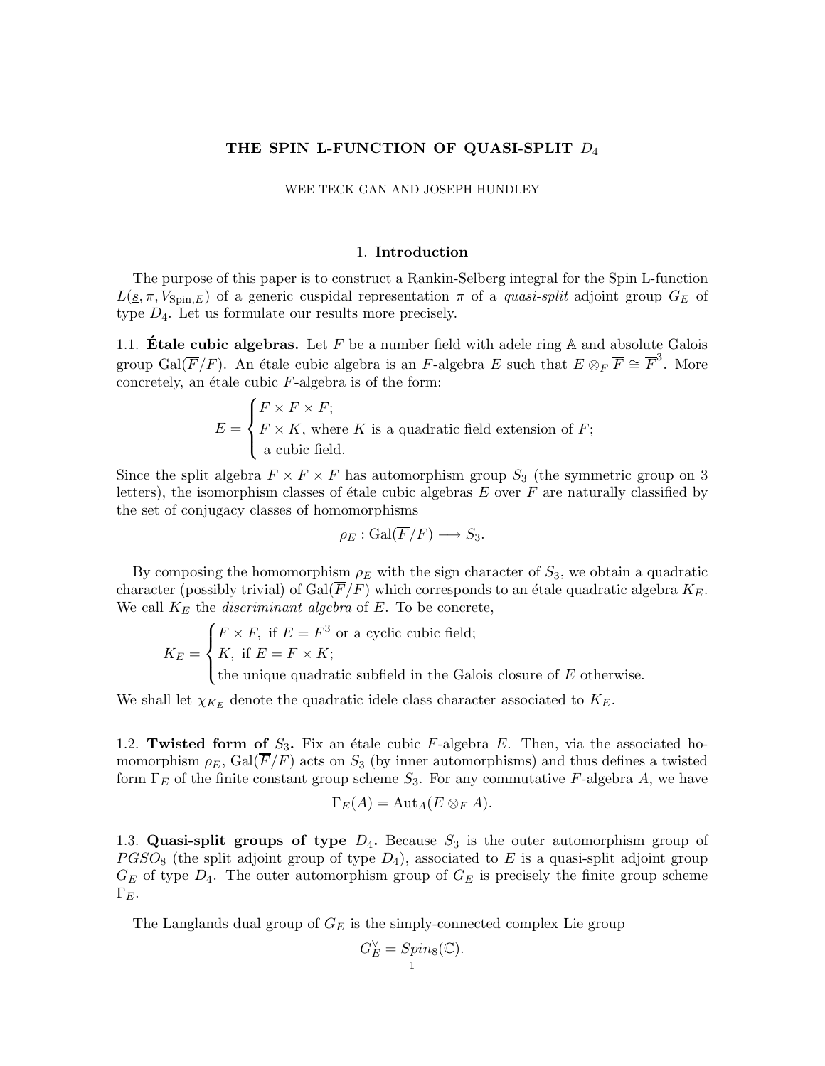# THE SPIN L-FUNCTION OF QUASI-SPLIT $D_4$

WEE TECK GAN AND JOSEPH HUNDLEY

## 1. Introduction

The purpose of this paper is to construct a Rankin-Selberg integral for the Spin L-function $L(\underline{s}, \pi, V_{\mathrm{Spin},E})$ of a generic cuspidal representation $\pi$ of a *quasi-split* adjoint group $G_E$ of type $D_4$. Let us formulate our results more precisely.

### 1.1. Étale cubic algebras.

Let $F$ be a number field with adele ring $\mathbb{A}$ and absolute Galois group $\mathrm{Gal}(\overline{F}/F)$. An étale cubic algebra is an $F$-algebra $E$ such that $E \otimes_F \overline{F} \cong \overline{F}^3$. More concretely, an étale cubic $F$-algebra is of the form:

$$E = \begin{cases} F \times F \times F; \\ F \times K, \text{ where } K \text{ is a quadratic field extension of } F; \\ \text{a cubic field.} \end{cases}$$

Since the split algebra $F \times F \times F$ has automorphism group $S_3$ (the symmetric group on 3 letters), the isomorphism classes of étale cubic algebras $E$ over $F$ are naturally classified by the set of conjugacy classes of homomorphisms

$$\rho_E : \mathrm{Gal}(\overline{F}/F) \longrightarrow S_3.$$

By composing the homomorphism $\rho_E$ with the sign character of $S_3$, we obtain a quadratic character (possibly trivial) of $\mathrm{Gal}(\overline{F}/F)$ which corresponds to an étale quadratic algebra $K_E$. We call $K_E$ the *discriminant algebra* of $E$. To be concrete,

$$K_E = \begin{cases} F \times F, \text{ if } E = F^3 \text{ or a cyclic cubic field;} \\ K, \text{ if } E = F \times K; \\ \text{the unique quadratic subfield in the Galois closure of } E \text{ otherwise.} \end{cases}$$

We shall let $\chi_{K_E}$ denote the quadratic idele class character associated to $K_E$.

### 1.2. Twisted form of $S_3$.

Fix an étale cubic $F$-algebra $E$. Then, via the associated homomorphism $\rho_E$, $\mathrm{Gal}(\overline{F}/F)$ acts on $S_3$ (by inner automorphisms) and thus defines a twisted form $\Gamma_E$ of the finite constant group scheme $S_3$. For any commutative $F$-algebra $A$, we have

$$\Gamma_E(A) = \mathrm{Aut}_A(E \otimes_F A).$$

### 1.3. Quasi-split groups of type $D_4$.

Because $S_3$ is the outer automorphism group of $PGSO_8$ (the split adjoint group of type $D_4$), associated to $E$ is a quasi-split adjoint group $G_E$ of type $D_4$. The outer automorphism group of $G_E$ is precisely the finite group scheme $\Gamma_E$.

The Langlands dual group of $G_E$ is the simply-connected complex Lie group

$$G_E^\vee = Spin_8(\mathbb{C}).$$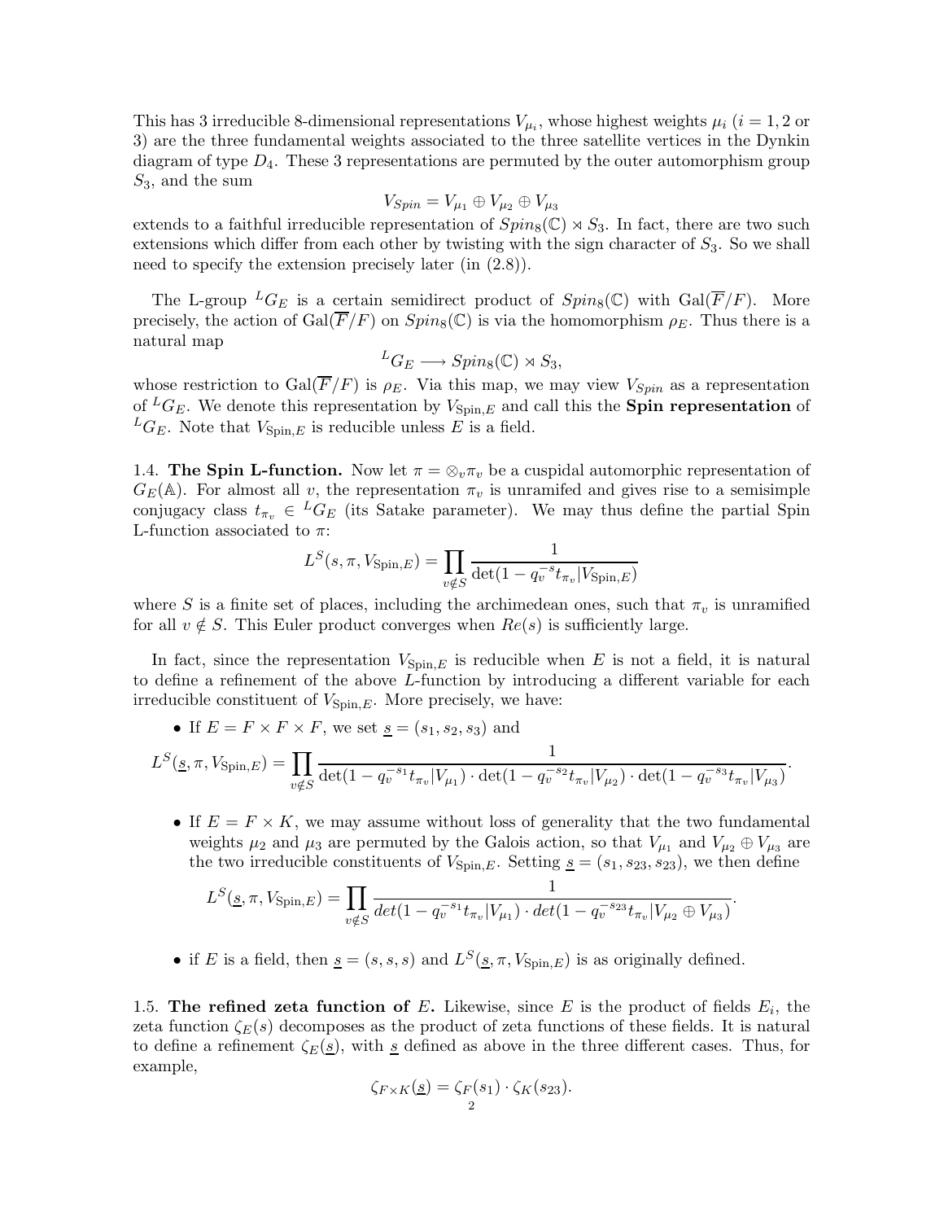This has 3 irreducible 8-dimensional representations $V_{\mu_i}$, whose highest weights $\mu_i$ ($i = 1, 2$ or 3) are the three fundamental weights associated to the three satellite vertices in the Dynkin diagram of type $D_4$. These 3 representations are permuted by the outer automorphism group $S_3$, and the sum

$$V_{Spin} = V_{\mu_1} \oplus V_{\mu_2} \oplus V_{\mu_3}$$

extends to a faithful irreducible representation of $Spin_8(\mathbb{C}) \rtimes S_3$. In fact, there are two such extensions which differ from each other by twisting with the sign character of $S_3$. So we shall need to specify the extension precisely later (in (2.8)).

The L-group ${}^LG_E$ is a certain semidirect product of $Spin_8(\mathbb{C})$ with $\mathrm{Gal}(\overline{F}/F)$. More precisely, the action of $\mathrm{Gal}(\overline{F}/F)$ on $Spin_8(\mathbb{C})$ is via the homomorphism $\rho_E$. Thus there is a natural map

$${}^LG_E \longrightarrow Spin_8(\mathbb{C}) \rtimes S_3,$$

whose restriction to $\mathrm{Gal}(\overline{F}/F)$ is $\rho_E$. Via this map, we may view $V_{Spin}$ as a representation of ${}^LG_E$. We denote this representation by $V_{\mathrm{Spin},E}$ and call this the **Spin representation** of ${}^LG_E$. Note that $V_{\mathrm{Spin},E}$ is reducible unless $E$ is a field.

1.4. **The Spin L-function.** Now let $\pi = \otimes_v \pi_v$ be a cuspidal automorphic representation of $G_E(\mathbb{A})$. For almost all $v$, the representation $\pi_v$ is unramifed and gives rise to a semisimple conjugacy class $t_{\pi_v} \in {}^LG_E$ (its Satake parameter). We may thus define the partial Spin L-function associated to $\pi$:

$$L^S(s, \pi, V_{\mathrm{Spin},E}) = \prod_{v \notin S} \frac{1}{\det(1 - q_v^{-s} t_{\pi_v} | V_{\mathrm{Spin},E})}$$

where $S$ is a finite set of places, including the archimedean ones, such that $\pi_v$ is unramified for all $v \notin S$. This Euler product converges when $Re(s)$ is sufficiently large.

In fact, since the representation $V_{\mathrm{Spin},E}$ is reducible when $E$ is not a field, it is natural to define a refinement of the above $L$-function by introducing a different variable for each irreducible constituent of $V_{\mathrm{Spin},E}$. More precisely, we have:

- If $E = F \times F \times F$, we set $\underline{s} = (s_1, s_2, s_3)$ and

$$L^S(\underline{s}, \pi, V_{\mathrm{Spin},E}) = \prod_{v \notin S} \frac{1}{\det(1 - q_v^{-s_1} t_{\pi_v} | V_{\mu_1}) \cdot \det(1 - q_v^{-s_2} t_{\pi_v} | V_{\mu_2}) \cdot \det(1 - q_v^{-s_3} t_{\pi_v} | V_{\mu_3})}.$$

- If $E = F \times K$, we may assume without loss of generality that the two fundamental weights $\mu_2$ and $\mu_3$ are permuted by the Galois action, so that $V_{\mu_1}$ and $V_{\mu_2} \oplus V_{\mu_3}$ are the two irreducible constituents of $V_{\mathrm{Spin},E}$. Setting $\underline{s} = (s_1, s_{23}, s_{23})$, we then define

$$L^S(\underline{s}, \pi, V_{\mathrm{Spin},E}) = \prod_{v \notin S} \frac{1}{det(1 - q_v^{-s_1} t_{\pi_v} | V_{\mu_1}) \cdot det(1 - q_v^{-s_{23}} t_{\pi_v} | V_{\mu_2} \oplus V_{\mu_3})}.$$

- if $E$ is a field, then $\underline{s} = (s, s, s)$ and $L^S(\underline{s}, \pi, V_{\mathrm{Spin},E})$ is as originally defined.

1.5. **The refined zeta function of $E$.** Likewise, since $E$ is the product of fields $E_i$, the zeta function $\zeta_E(s)$ decomposes as the product of zeta functions of these fields. It is natural to define a refinement $\zeta_E(\underline{s})$, with $\underline{s}$ defined as above in the three different cases. Thus, for example,

$$\zeta_{F \times K}(\underline{s}) = \zeta_F(s_1) \cdot \zeta_K(s_{23}).$$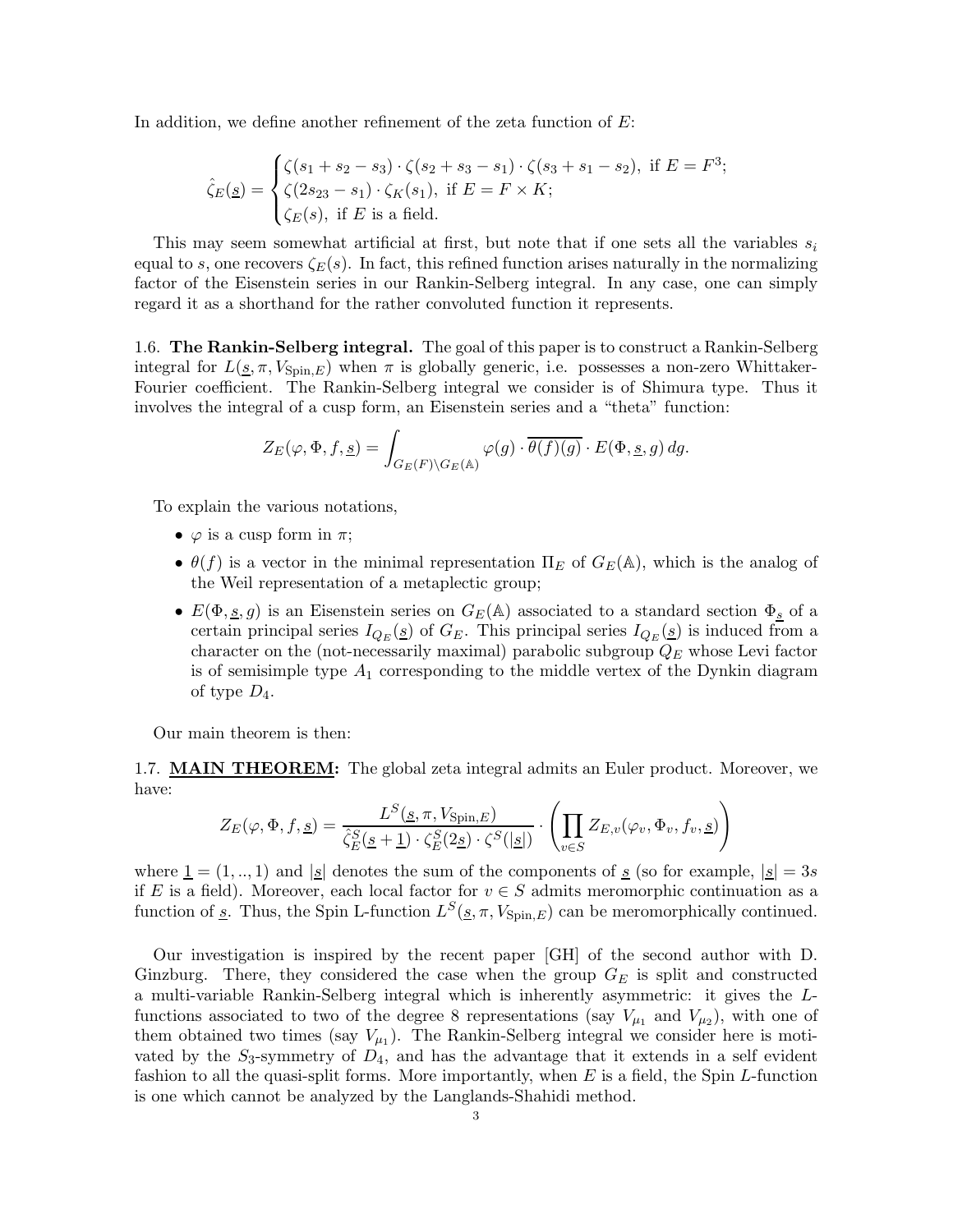In addition, we define another refinement of the zeta function of $E$:

$$\hat{\zeta}_E(\underline{s}) = \begin{cases} \zeta(s_1+s_2-s_3)\cdot\zeta(s_2+s_3-s_1)\cdot\zeta(s_3+s_1-s_2), \text{ if } E = F^3; \\ \zeta(2s_{23}-s_1)\cdot\zeta_K(s_1), \text{ if } E = F\times K; \\ \zeta_E(s), \text{ if } E \text{ is a field.} \end{cases}$$

This may seem somewhat artificial at first, but note that if one sets all the variables $s_i$ equal to $s$, one recovers $\zeta_E(s)$. In fact, this refined function arises naturally in the normalizing factor of the Eisenstein series in our Rankin-Selberg integral. In any case, one can simply regard it as a shorthand for the rather convoluted function it represents.

**1.6. The Rankin-Selberg integral.** The goal of this paper is to construct a Rankin-Selberg integral for $L(\underline{s},\pi,V_{\mathrm{Spin},E})$ when $\pi$ is globally generic, i.e. possesses a non-zero Whittaker-Fourier coefficient. The Rankin-Selberg integral we consider is of Shimura type. Thus it involves the integral of a cusp form, an Eisenstein series and a "theta" function:

$$Z_E(\varphi,\Phi,f,\underline{s}) = \int_{G_E(F)\backslash G_E(\mathbb{A})} \varphi(g)\cdot\overline{\theta(f)(g)}\cdot E(\Phi,\underline{s},g)\,dg.$$

To explain the various notations,

- $\varphi$ is a cusp form in $\pi$;
- $\theta(f)$ is a vector in the minimal representation $\Pi_E$ of $G_E(\mathbb{A})$, which is the analog of the Weil representation of a metaplectic group;
- $E(\Phi,\underline{s},g)$ is an Eisenstein series on $G_E(\mathbb{A})$ associated to a standard section $\Phi_{\underline{s}}$ of a certain principal series $I_{Q_E}(\underline{s})$ of $G_E$. This principal series $I_{Q_E}(\underline{s})$ is induced from a character on the (not-necessarily maximal) parabolic subgroup $Q_E$ whose Levi factor is of semisimple type $A_1$ corresponding to the middle vertex of the Dynkin diagram of type $D_4$.

Our main theorem is then:

**1.7. <u>MAIN THEOREM</u>:** The global zeta integral admits an Euler product. Moreover, we have:

$$Z_E(\varphi,\Phi,f,\underline{s}) = \frac{L^S(\underline{s},\pi,V_{\mathrm{Spin},E})}{\hat{\zeta}_E^S(\underline{s}+\underline{1})\cdot\zeta_E^S(2\underline{s})\cdot\zeta^S(|\underline{s}|)}\cdot\left(\prod_{v\in S} Z_{E,v}(\varphi_v,\Phi_v,f_v,\underline{s})\right)$$

where $\underline{1} = (1,..,1)$ and $|\underline{s}|$ denotes the sum of the components of $\underline{s}$ (so for example, $|\underline{s}| = 3s$ if $E$ is a field). Moreover, each local factor for $v\in S$ admits meromorphic continuation as a function of $\underline{s}$. Thus, the Spin L-function $L^S(\underline{s},\pi,V_{\mathrm{Spin},E})$ can be meromorphically continued.

Our investigation is inspired by the recent paper [GH] of the second author with D. Ginzburg. There, they considered the case when the group $G_E$ is split and constructed a multi-variable Rankin-Selberg integral which is inherently asymmetric: it gives the $L$-functions associated to two of the degree 8 representations (say $V_{\mu_1}$ and $V_{\mu_2}$), with one of them obtained two times (say $V_{\mu_1}$). The Rankin-Selberg integral we consider here is motivated by the $S_3$-symmetry of $D_4$, and has the advantage that it extends in a self evident fashion to all the quasi-split forms. More importantly, when $E$ is a field, the Spin $L$-function is one which cannot be analyzed by the Langlands-Shahidi method.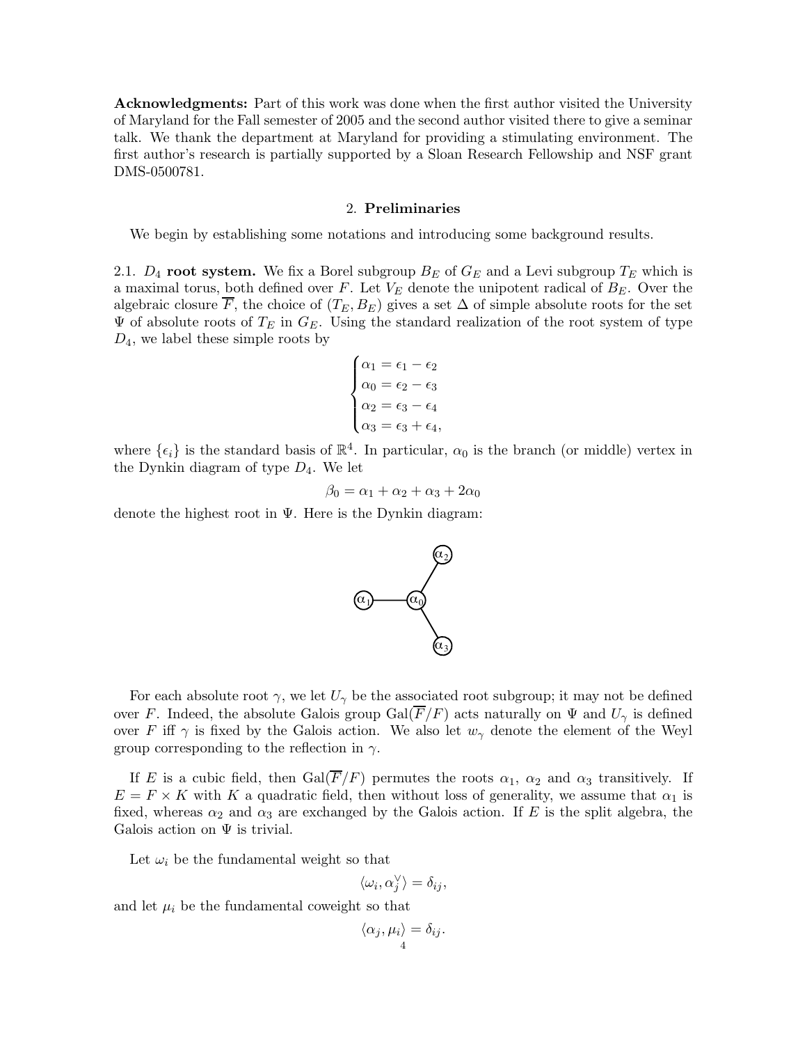**Acknowledgments:** Part of this work was done when the first author visited the University of Maryland for the Fall semester of 2005 and the second author visited there to give a seminar talk. We thank the department at Maryland for providing a stimulating environment. The first author's research is partially supported by a Sloan Research Fellowship and NSF grant DMS-0500781.

## 2. Preliminaries

We begin by establishing some notations and introducing some background results.

2.1. **$D_4$ root system.** We fix a Borel subgroup $B_E$ of $G_E$ and a Levi subgroup $T_E$ which is a maximal torus, both defined over $F$. Let $V_E$ denote the unipotent radical of $B_E$. Over the algebraic closure $\overline{F}$, the choice of $(T_E, B_E)$ gives a set $\Delta$ of simple absolute roots for the set $\Psi$ of absolute roots of $T_E$ in $G_E$. Using the standard realization of the root system of type $D_4$, we label these simple roots by

$$\begin{cases} \alpha_1 = \epsilon_1 - \epsilon_2 \\ \alpha_0 = \epsilon_2 - \epsilon_3 \\ \alpha_2 = \epsilon_3 - \epsilon_4 \\ \alpha_3 = \epsilon_3 + \epsilon_4, \end{cases}$$

where $\{\epsilon_i\}$ is the standard basis of $\mathbb{R}^4$. In particular, $\alpha_0$ is the branch (or middle) vertex in the Dynkin diagram of type $D_4$. We let

$$\beta_0 = \alpha_1 + \alpha_2 + \alpha_3 + 2\alpha_0$$

denote the highest root in $\Psi$. Here is the Dynkin diagram:

For each absolute root $\gamma$, we let $U_\gamma$ be the associated root subgroup; it may not be defined over $F$. Indeed, the absolute Galois group $\mathrm{Gal}(\overline{F}/F)$ acts naturally on $\Psi$ and $U_\gamma$ is defined over $F$ iff $\gamma$ is fixed by the Galois action. We also let $w_\gamma$ denote the element of the Weyl group corresponding to the reflection in $\gamma$.

If $E$ is a cubic field, then $\mathrm{Gal}(\overline{F}/F)$ permutes the roots $\alpha_1$, $\alpha_2$ and $\alpha_3$ transitively. If $E = F \times K$ with $K$ a quadratic field, then without loss of generality, we assume that $\alpha_1$ is fixed, whereas $\alpha_2$ and $\alpha_3$ are exchanged by the Galois action. If $E$ is the split algebra, the Galois action on $\Psi$ is trivial.

Let $\omega_i$ be the fundamental weight so that

$$\langle \omega_i, \alpha_j^\vee \rangle = \delta_{ij},$$

and let $\mu_i$ be the fundamental coweight so that

$$\langle \alpha_j, \mu_i \rangle = \delta_{ij}.$$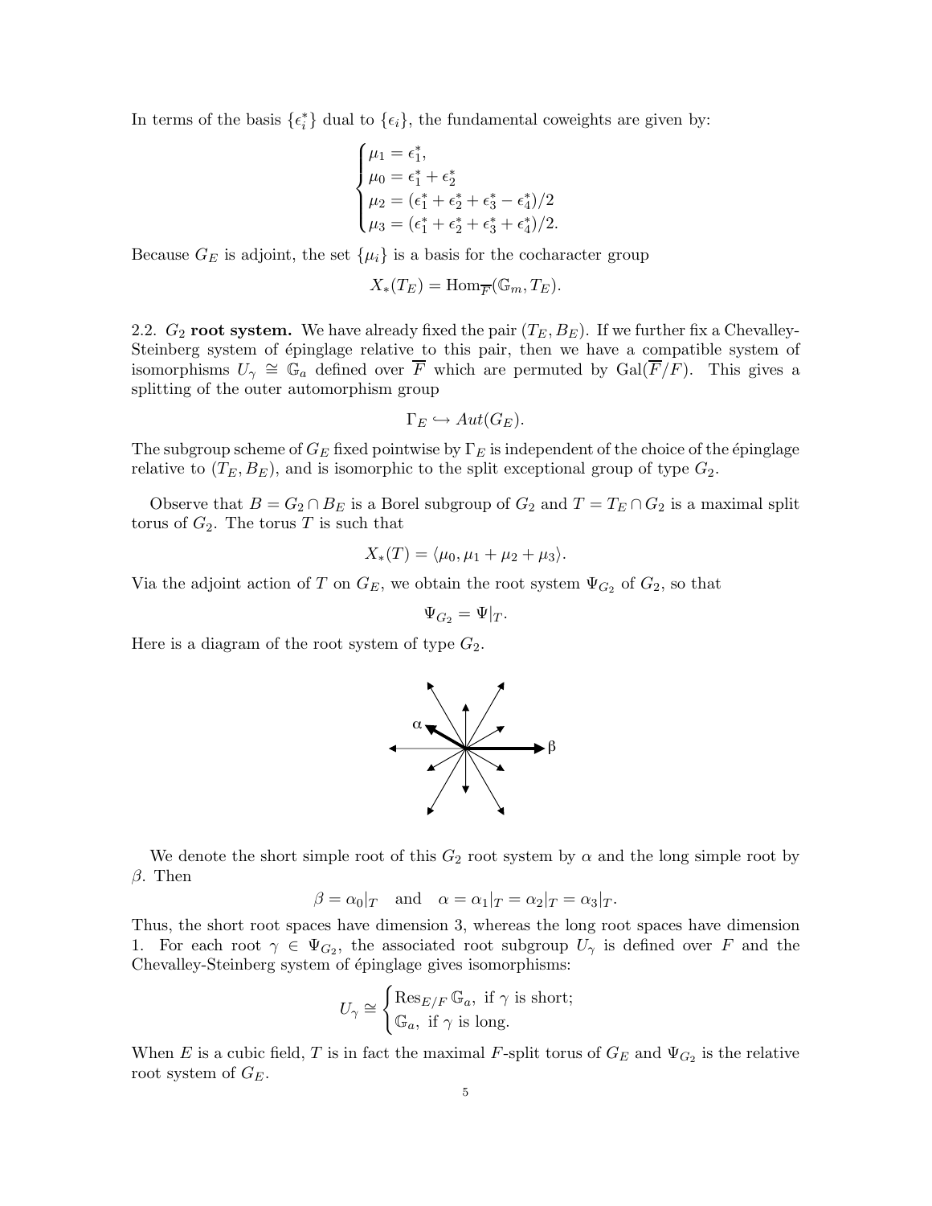In terms of the basis $\{\epsilon_i^*\}$ dual to $\{\epsilon_i\}$, the fundamental coweights are given by:

$$\begin{cases} \mu_1 = \epsilon_1^*, \\ \mu_0 = \epsilon_1^* + \epsilon_2^* \\ \mu_2 = (\epsilon_1^* + \epsilon_2^* + \epsilon_3^* - \epsilon_4^*)/2 \\ \mu_3 = (\epsilon_1^* + \epsilon_2^* + \epsilon_3^* + \epsilon_4^*)/2. \end{cases}$$

Because $G_E$ is adjoint, the set $\{\mu_i\}$ is a basis for the cocharacter group

$$X_*(T_E) = \mathrm{Hom}_{\overline{F}}(\mathbb{G}_m, T_E).$$

2.2. **$G_2$ root system.** We have already fixed the pair $(T_E, B_E)$. If we further fix a Chevalley-Steinberg system of épinglage relative to this pair, then we have a compatible system of isomorphisms $U_\gamma \cong \mathbb{G}_a$ defined over $\overline{F}$ which are permuted by $\mathrm{Gal}(\overline{F}/F)$. This gives a splitting of the outer automorphism group

$$\Gamma_E \hookrightarrow Aut(G_E).$$

The subgroup scheme of $G_E$ fixed pointwise by $\Gamma_E$ is independent of the choice of the épinglage relative to $(T_E, B_E)$, and is isomorphic to the split exceptional group of type $G_2$.

Observe that $B = G_2 \cap B_E$ is a Borel subgroup of $G_2$ and $T = T_E \cap G_2$ is a maximal split torus of $G_2$. The torus $T$ is such that

$$X_*(T) = \langle \mu_0, \mu_1 + \mu_2 + \mu_3 \rangle.$$

Via the adjoint action of $T$ on $G_E$, we obtain the root system $\Psi_{G_2}$ of $G_2$, so that

$$\Psi_{G_2} = \Psi|_T.$$

Here is a diagram of the root system of type $G_2$.

We denote the short simple root of this $G_2$ root system by $\alpha$ and the long simple root by $\beta$. Then

$$\beta = \alpha_0|_T \quad \text{and} \quad \alpha = \alpha_1|_T = \alpha_2|_T = \alpha_3|_T.$$

Thus, the short root spaces have dimension 3, whereas the long root spaces have dimension 1. For each root $\gamma \in \Psi_{G_2}$, the associated root subgroup $U_\gamma$ is defined over $F$ and the Chevalley-Steinberg system of épinglage gives isomorphisms:

$$U_\gamma \cong \begin{cases} \mathrm{Res}_{E/F}\, \mathbb{G}_a, \text{ if } \gamma \text{ is short;} \\ \mathbb{G}_a, \text{ if } \gamma \text{ is long.} \end{cases}$$

When $E$ is a cubic field, $T$ is in fact the maximal $F$-split torus of $G_E$ and $\Psi_{G_2}$ is the relative root system of $G_E$.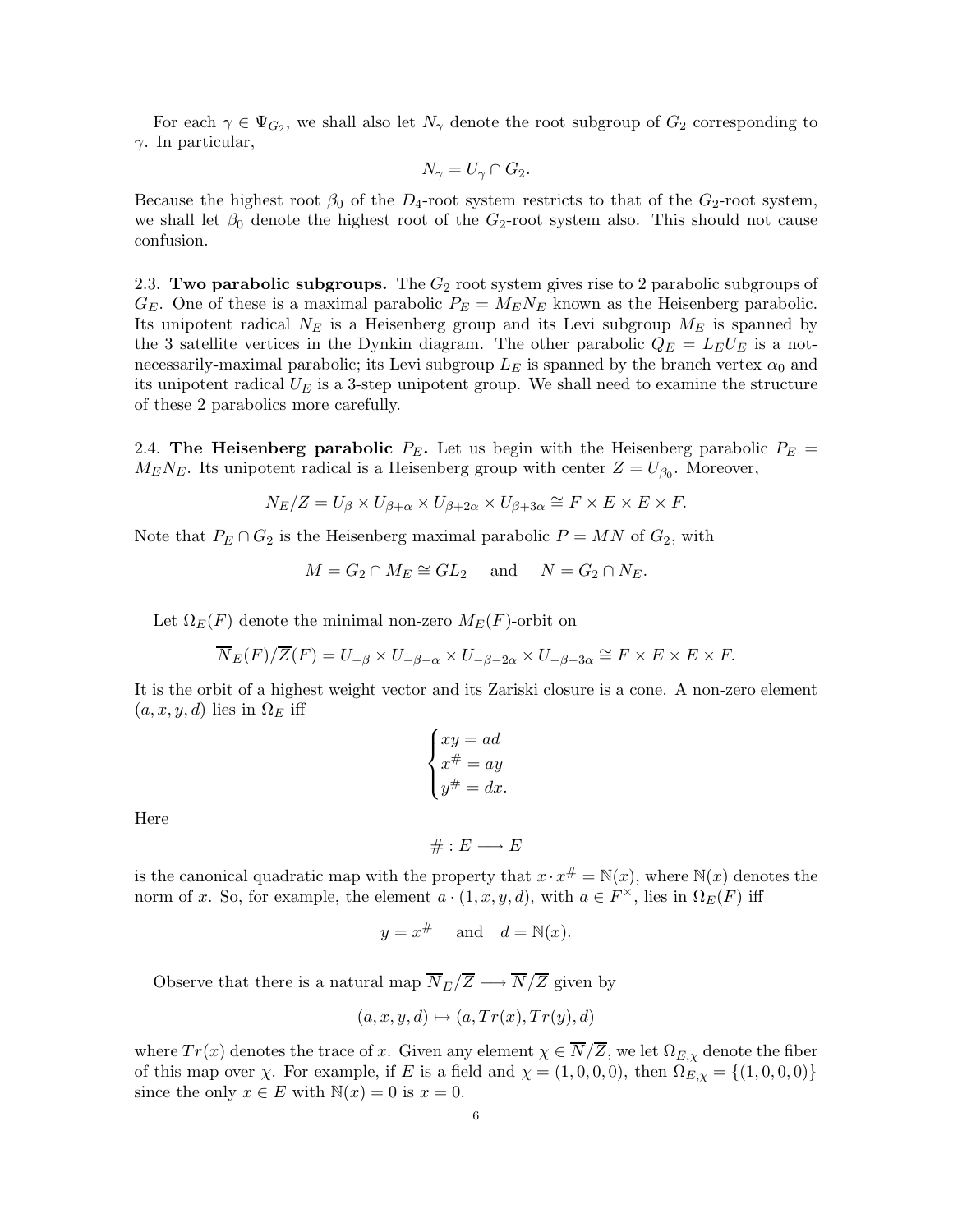For each $\gamma \in \Psi_{G_2}$, we shall also let $N_\gamma$ denote the root subgroup of $G_2$ corresponding to $\gamma$. In particular,

$$N_\gamma = U_\gamma \cap G_2.$$

Because the highest root $\beta_0$ of the $D_4$-root system restricts to that of the $G_2$-root system, we shall let $\beta_0$ denote the highest root of the $G_2$-root system also. This should not cause confusion.

2.3. **Two parabolic subgroups.** The $G_2$ root system gives rise to 2 parabolic subgroups of $G_E$. One of these is a maximal parabolic $P_E = M_E N_E$ known as the Heisenberg parabolic. Its unipotent radical $N_E$ is a Heisenberg group and its Levi subgroup $M_E$ is spanned by the 3 satellite vertices in the Dynkin diagram. The other parabolic $Q_E = L_E U_E$ is a not-necessarily-maximal parabolic; its Levi subgroup $L_E$ is spanned by the branch vertex $\alpha_0$ and its unipotent radical $U_E$ is a 3-step unipotent group. We shall need to examine the structure of these 2 parabolics more carefully.

2.4. **The Heisenberg parabolic $P_E$.** Let us begin with the Heisenberg parabolic $P_E = M_E N_E$. Its unipotent radical is a Heisenberg group with center $Z = U_{\beta_0}$. Moreover,

$$N_E/Z = U_\beta \times U_{\beta+\alpha} \times U_{\beta+2\alpha} \times U_{\beta+3\alpha} \cong F \times E \times E \times F.$$

Note that $P_E \cap G_2$ is the Heisenberg maximal parabolic $P = MN$ of $G_2$, with

$$M = G_2 \cap M_E \cong GL_2 \quad \text{and} \quad N = G_2 \cap N_E.$$

Let $\Omega_E(F)$ denote the minimal non-zero $M_E(F)$-orbit on

$$\overline{N}_E(F)/\overline{Z}(F) = U_{-\beta} \times U_{-\beta-\alpha} \times U_{-\beta-2\alpha} \times U_{-\beta-3\alpha} \cong F \times E \times E \times F.$$

It is the orbit of a highest weight vector and its Zariski closure is a cone. A non-zero element $(a, x, y, d)$ lies in $\Omega_E$ iff

$$\begin{cases} xy = ad \\ x^\# = ay \\ y^\# = dx. \end{cases}$$

Here

$$\# : E \longrightarrow E$$

is the canonical quadratic map with the property that $x \cdot x^\# = \mathbb{N}(x)$, where $\mathbb{N}(x)$ denotes the norm of $x$. So, for example, the element $a \cdot (1, x, y, d)$, with $a \in F^\times$, lies in $\Omega_E(F)$ iff

$$y = x^\# \quad \text{and} \quad d = \mathbb{N}(x).$$

Observe that there is a natural map $\overline{N}_E/\overline{Z} \longrightarrow \overline{N}/\overline{Z}$ given by

$$(a, x, y, d) \mapsto (a, Tr(x), Tr(y), d)$$

where $Tr(x)$ denotes the trace of $x$. Given any element $\chi \in \overline{N}/\overline{Z}$, we let $\Omega_{E,\chi}$ denote the fiber of this map over $\chi$. For example, if $E$ is a field and $\chi = (1, 0, 0, 0)$, then $\Omega_{E,\chi} = \{(1, 0, 0, 0)\}$ since the only $x \in E$ with $\mathbb{N}(x) = 0$ is $x = 0$.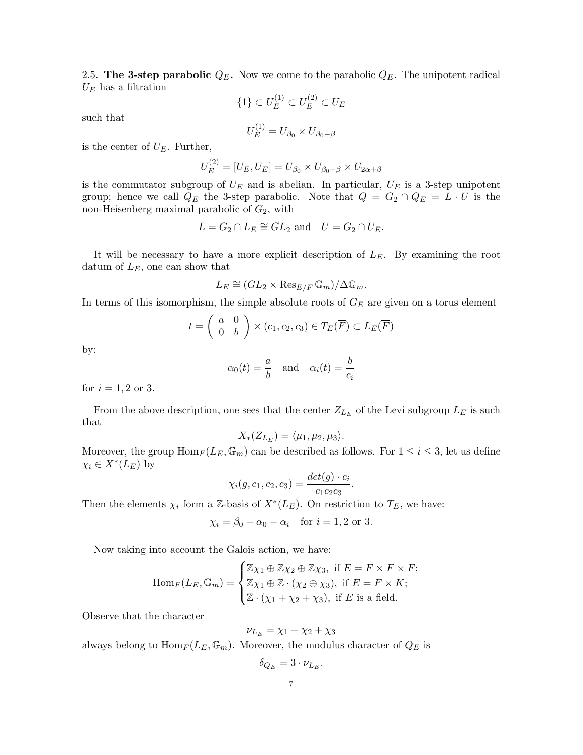2.5. **The 3-step parabolic $Q_E$.** Now we come to the parabolic $Q_E$. The unipotent radical $U_E$ has a filtration

$$\{1\} \subset U_E^{(1)} \subset U_E^{(2)} \subset U_E$$

such that

$$U_E^{(1)} = U_{\beta_0} \times U_{\beta_0 - \beta}$$

is the center of $U_E$. Further,

$$U_E^{(2)} = [U_E, U_E] = U_{\beta_0} \times U_{\beta_0-\beta} \times U_{2\alpha+\beta}$$

is the commutator subgroup of $U_E$ and is abelian. In particular, $U_E$ is a 3-step unipotent group; hence we call $Q_E$ the 3-step parabolic. Note that $Q = G_2 \cap Q_E = L \cdot U$ is the non-Heisenberg maximal parabolic of $G_2$, with

$$L = G_2 \cap L_E \cong GL_2 \text{ and } \quad U = G_2 \cap U_E.$$

It will be necessary to have a more explicit description of $L_E$. By examining the root datum of $L_E$, one can show that

$$L_E \cong (GL_2 \times \operatorname{Res}_{E/F} \mathbb{G}_m)/\Delta\mathbb{G}_m.$$

In terms of this isomorphism, the simple absolute roots of $G_E$ are given on a torus element

$$t = \begin{pmatrix} a & 0 \\ 0 & b \end{pmatrix} \times (c_1, c_2, c_3) \in T_E(\overline{F}) \subset L_E(\overline{F})$$

by:

$$\alpha_0(t) = \frac{a}{b} \quad \text{and} \quad \alpha_i(t) = \frac{b}{c_i}$$

for $i = 1, 2$ or $3$.

From the above description, one sees that the center $Z_{L_E}$ of the Levi subgroup $L_E$ is such that

$$X_*(Z_{L_E}) = \langle \mu_1, \mu_2, \mu_3 \rangle.$$

Moreover, the group $\operatorname{Hom}_F(L_E, \mathbb{G}_m)$ can be described as follows. For $1 \leq i \leq 3$, let us define $\chi_i \in X^*(L_E)$ by

$$\chi_i(g, c_1, c_2, c_3) = \frac{det(g) \cdot c_i}{c_1 c_2 c_3}.$$

Then the elements $\chi_i$ form a $\mathbb{Z}$-basis of $X^*(L_E)$. On restriction to $T_E$, we have:

$$\chi_i = \beta_0 - \alpha_0 - \alpha_i \quad \text{for } i = 1, 2 \text{ or } 3.$$

Now taking into account the Galois action, we have:

$$\operatorname{Hom}_F(L_E, \mathbb{G}_m) = \begin{cases} \mathbb{Z}\chi_1 \oplus \mathbb{Z}\chi_2 \oplus \mathbb{Z}\chi_3, & \text{if } E = F \times F \times F; \\ \mathbb{Z}\chi_1 \oplus \mathbb{Z} \cdot (\chi_2 \oplus \chi_3), & \text{if } E = F \times K; \\ \mathbb{Z} \cdot (\chi_1 + \chi_2 + \chi_3), & \text{if } E \text{ is a field.} \end{cases}$$

Observe that the character

$$\nu_{L_E} = \chi_1 + \chi_2 + \chi_3$$

always belong to $\operatorname{Hom}_F(L_E, \mathbb{G}_m)$. Moreover, the modulus character of $Q_E$ is

$$\delta_{Q_E} = 3 \cdot \nu_{L_E}.$$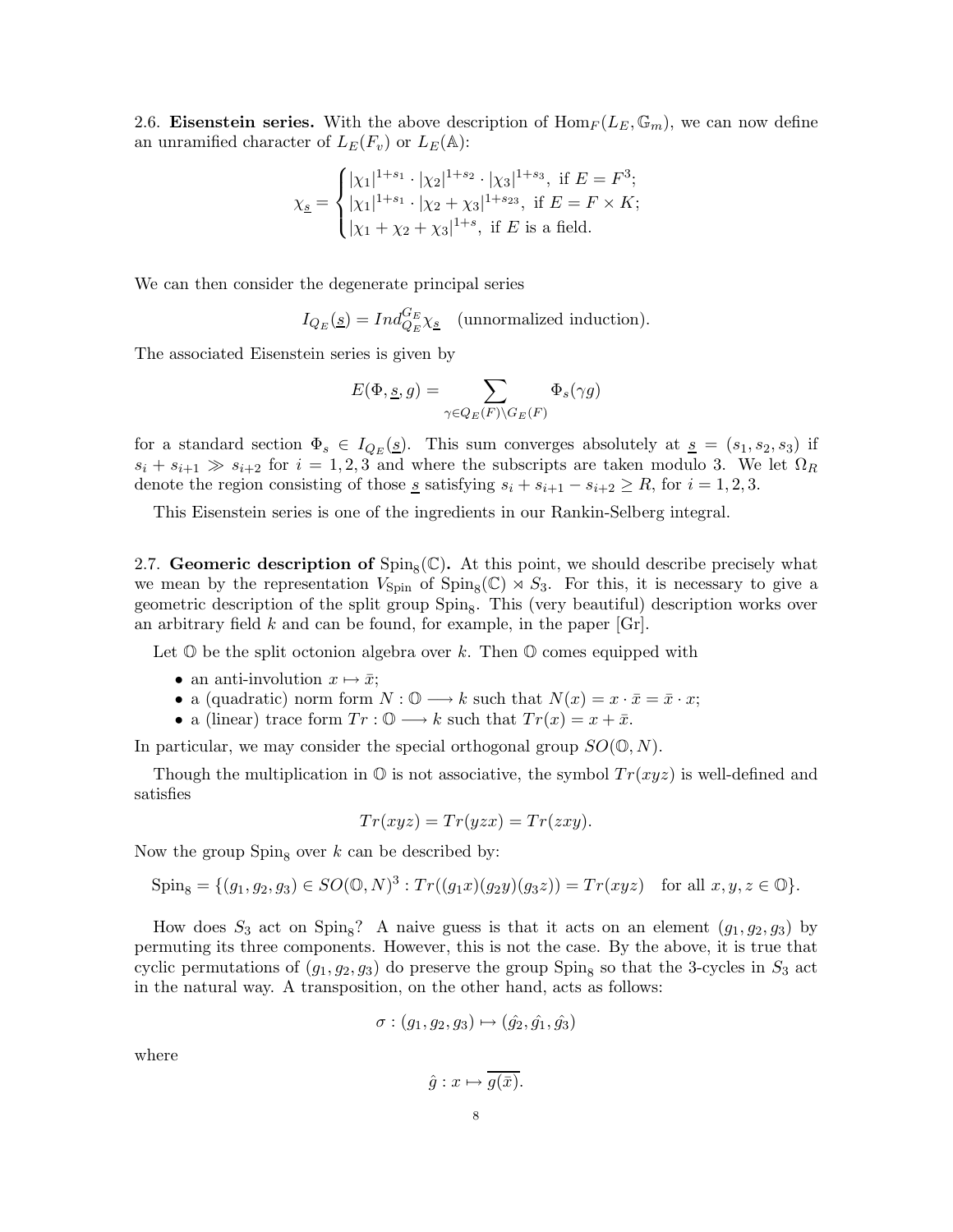**2.6. Eisenstein series.** With the above description of $\mathrm{Hom}_F(L_E, \mathbb{G}_m)$, we can now define an unramified character of $L_E(F_v)$ or $L_E(\mathbb{A})$:

$$\chi_{\underline{s}} = \begin{cases} |\chi_1|^{1+s_1} \cdot |\chi_2|^{1+s_2} \cdot |\chi_3|^{1+s_3}, \text{ if } E = F^3; \\ |\chi_1|^{1+s_1} \cdot |\chi_2 + \chi_3|^{1+s_{23}}, \text{ if } E = F \times K; \\ |\chi_1 + \chi_2 + \chi_3|^{1+s}, \text{ if } E \text{ is a field.} \end{cases}$$

We can then consider the degenerate principal series

$$I_{Q_E}(\underline{s}) = Ind_{Q_E}^{G_E} \chi_{\underline{s}} \quad \text{(unnormalized induction).}$$

The associated Eisenstein series is given by

$$E(\Phi, \underline{s}, g) = \sum_{\gamma \in Q_E(F) \backslash G_E(F)} \Phi_s(\gamma g)$$

for a standard section $\Phi_s \in I_{Q_E}(\underline{s})$. This sum converges absolutely at $\underline{s} = (s_1, s_2, s_3)$ if $s_i + s_{i+1} \gg s_{i+2}$ for $i = 1, 2, 3$ and where the subscripts are taken modulo 3. We let $\Omega_R$ denote the region consisting of those $\underline{s}$ satisfying $s_i + s_{i+1} - s_{i+2} \geq R$, for $i = 1, 2, 3$.

This Eisenstein series is one of the ingredients in our Rankin-Selberg integral.

**2.7. Geomeric description of $\mathrm{Spin}_8(\mathbb{C})$.** At this point, we should describe precisely what we mean by the representation $V_{\mathrm{Spin}}$ of $\mathrm{Spin}_8(\mathbb{C}) \rtimes S_3$. For this, it is necessary to give a geometric description of the split group $\mathrm{Spin}_8$. This (very beautiful) description works over an arbitrary field $k$ and can be found, for example, in the paper [Gr].

Let $\mathbb{O}$ be the split octonion algebra over $k$. Then $\mathbb{O}$ comes equipped with

- an anti-involution $x \mapsto \bar{x}$;
- a (quadratic) norm form $N : \mathbb{O} \longrightarrow k$ such that $N(x) = x \cdot \bar{x} = \bar{x} \cdot x$;
- a (linear) trace form $Tr : \mathbb{O} \longrightarrow k$ such that $Tr(x) = x + \bar{x}$.

In particular, we may consider the special orthogonal group $SO(\mathbb{O}, N)$.

Though the multiplication in $\mathbb{O}$ is not associative, the symbol $Tr(xyz)$ is well-defined and satisfies

$$Tr(xyz) = Tr(yzx) = Tr(zxy).$$

Now the group $\mathrm{Spin}_8$ over $k$ can be described by:

$$\mathrm{Spin}_8 = \{(g_1, g_2, g_3) \in SO(\mathbb{O}, N)^3 : Tr((g_1 x)(g_2 y)(g_3 z)) = Tr(xyz) \quad \text{for all } x, y, z \in \mathbb{O}\}.$$

How does $S_3$ act on $\mathrm{Spin}_8$? A naive guess is that it acts on an element $(g_1, g_2, g_3)$ by permuting its three components. However, this is not the case. By the above, it is true that cyclic permutations of $(g_1, g_2, g_3)$ do preserve the group $\mathrm{Spin}_8$ so that the 3-cycles in $S_3$ act in the natural way. A transposition, on the other hand, acts as follows:

$$\sigma : (g_1, g_2, g_3) \mapsto (\hat{g_2}, \hat{g_1}, \hat{g_3})$$

where

$$\hat{g} : x \mapsto \overline{g(\bar{x})}.$$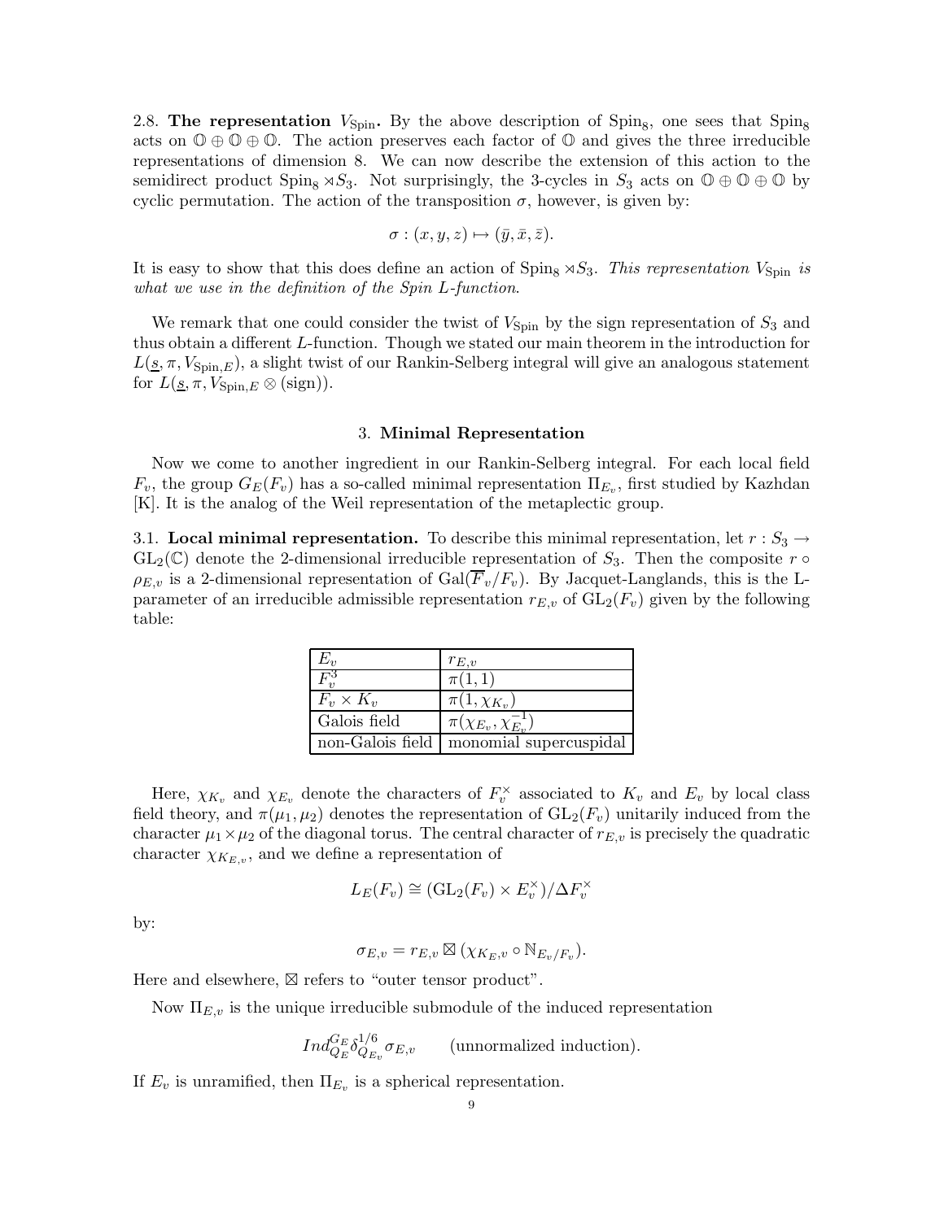2.8. **The representation $V_{\mathrm{Spin}}$.** By the above description of $\mathrm{Spin}_8$, one sees that $\mathrm{Spin}_8$ acts on $\mathbb{O} \oplus \mathbb{O} \oplus \mathbb{O}$. The action preserves each factor of $\mathbb{O}$ and gives the three irreducible representations of dimension 8. We can now describe the extension of this action to the semidirect product $\mathrm{Spin}_8 \rtimes S_3$. Not surprisingly, the 3-cycles in $S_3$ acts on $\mathbb{O} \oplus \mathbb{O} \oplus \mathbb{O}$ by cyclic permutation. The action of the transposition $\sigma$, however, is given by:

$$\sigma : (x, y, z) \mapsto (\bar{y}, \bar{x}, \bar{z}).$$

It is easy to show that this does define an action of $\mathrm{Spin}_8 \rtimes S_3$. *This representation $V_{\mathrm{Spin}}$ is what we use in the definition of the Spin L-function.*

We remark that one could consider the twist of $V_{\mathrm{Spin}}$ by the sign representation of $S_3$ and thus obtain a different $L$-function. Though we stated our main theorem in the introduction for $L(\underline{s}, \pi, V_{\mathrm{Spin},E})$, a slight twist of our Rankin-Selberg integral will give an analogous statement for $L(\underline{s}, \pi, V_{\mathrm{Spin},E} \otimes (\mathrm{sign}))$.

## 3. Minimal Representation

Now we come to another ingredient in our Rankin-Selberg integral. For each local field $F_v$, the group $G_E(F_v)$ has a so-called minimal representation $\Pi_{E_v}$, first studied by Kazhdan [K]. It is the analog of the Weil representation of the metaplectic group.

3.1. **Local minimal representation.** To describe this minimal representation, let $r : S_3 \to \mathrm{GL}_2(\mathbb{C})$ denote the 2-dimensional irreducible representation of $S_3$. Then the composite $r \circ \rho_{E,v}$ is a 2-dimensional representation of $\mathrm{Gal}(\overline{F}_v/F_v)$. By Jacquet-Langlands, this is the L-parameter of an irreducible admissible representation $r_{E,v}$ of $\mathrm{GL}_2(F_v)$ given by the following table:

| $E_v$ | $r_{E,v}$ |
|---|---|
| $F_v^3$ | $\pi(1, 1)$ |
| $F_v \times K_v$ | $\pi(1, \chi_{K_v})$ |
| Galois field | $\pi(\chi_{E_v}, \chi_{E_v}^{-1})$ |
| non-Galois field | monomial supercuspidal |

Here, $\chi_{K_v}$ and $\chi_{E_v}$ denote the characters of $F_v^\times$ associated to $K_v$ and $E_v$ by local class field theory, and $\pi(\mu_1, \mu_2)$ denotes the representation of $\mathrm{GL}_2(F_v)$ unitarily induced from the character $\mu_1 \times \mu_2$ of the diagonal torus. The central character of $r_{E,v}$ is precisely the quadratic character $\chi_{K_{E,v}}$, and we define a representation of

$$L_E(F_v) \cong (\mathrm{GL}_2(F_v) \times E_v^\times)/\Delta F_v^\times$$

by:

$$\sigma_{E,v} = r_{E,v} \boxtimes (\chi_{K_E,v} \circ \mathbb{N}_{E_v/F_v}).$$

Here and elsewhere, $\boxtimes$ refers to "outer tensor product".

Now $\Pi_{E,v}$ is the unique irreducible submodule of the induced representation

$$Ind_{Q_E}^{G_E} \delta_{Q_{E_v}}^{1/6} \sigma_{E,v} \qquad \text{(unnormalized induction).}$$

If $E_v$ is unramified, then $\Pi_{E_v}$ is a spherical representation.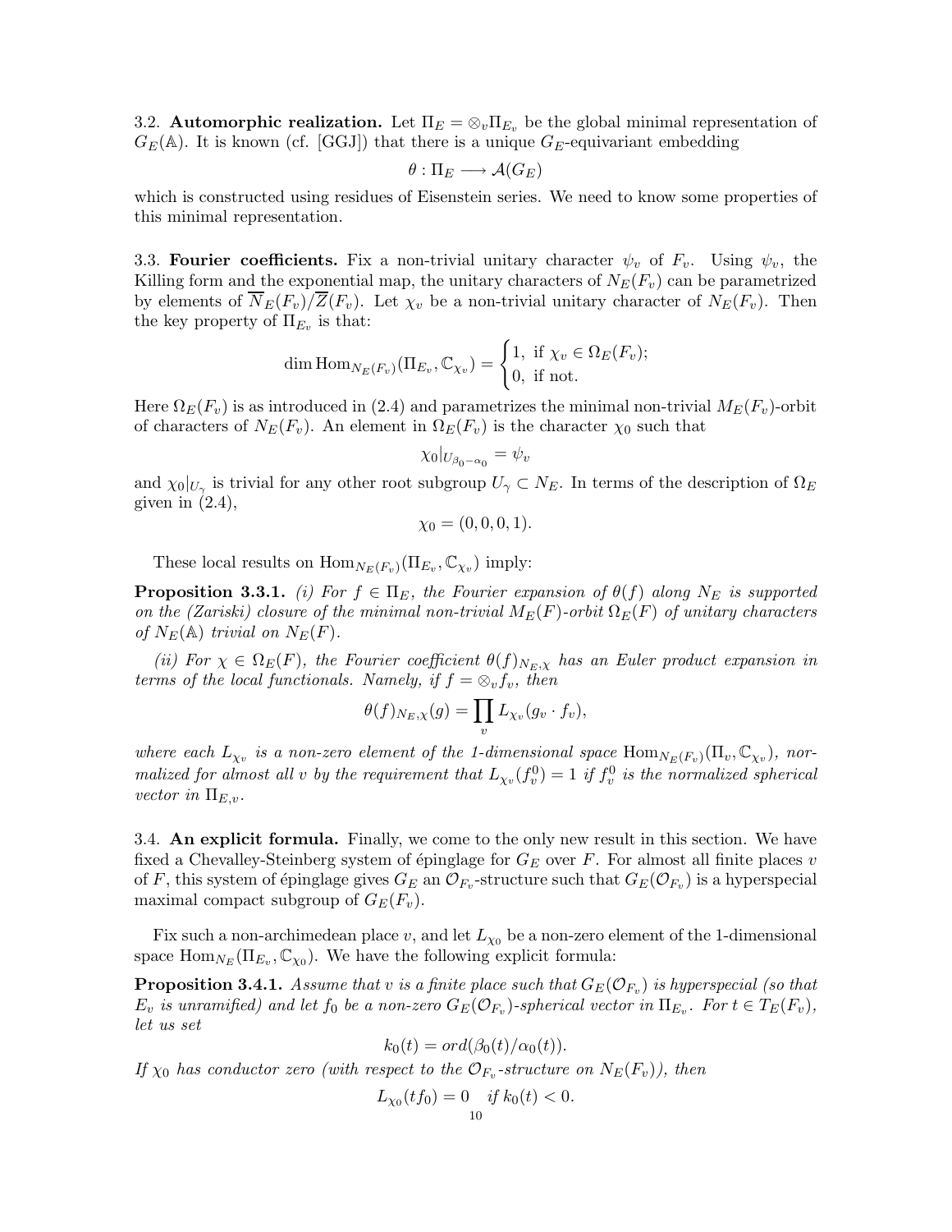3.2. **Automorphic realization.** Let $\Pi_E = \otimes_v \Pi_{E_v}$ be the global minimal representation of $G_E(\mathbb{A})$. It is known (cf. [GGJ]) that there is a unique $G_E$-equivariant embedding

$$\theta : \Pi_E \longrightarrow \mathcal{A}(G_E)$$

which is constructed using residues of Eisenstein series. We need to know some properties of this minimal representation.

3.3. **Fourier coefficients.** Fix a non-trivial unitary character $\psi_v$ of $F_v$. Using $\psi_v$, the Killing form and the exponential map, the unitary characters of $N_E(F_v)$ can be parametrized by elements of $\overline{N}_E(F_v)/\overline{Z}(F_v)$. Let $\chi_v$ be a non-trivial unitary character of $N_E(F_v)$. Then the key property of $\Pi_{E_v}$ is that:

$$\dim \mathrm{Hom}_{N_E(F_v)}(\Pi_{E_v}, \mathbb{C}_{\chi_v}) = \begin{cases} 1, & \text{if } \chi_v \in \Omega_E(F_v); \\ 0, & \text{if not.} \end{cases}$$

Here $\Omega_E(F_v)$ is as introduced in (2.4) and parametrizes the minimal non-trivial $M_E(F_v)$-orbit of characters of $N_E(F_v)$. An element in $\Omega_E(F_v)$ is the character $\chi_0$ such that

$$\chi_0|_{U_{\beta_0-\alpha_0}} = \psi_v$$

and $\chi_0|_{U_\gamma}$ is trivial for any other root subgroup $U_\gamma \subset N_E$. In terms of the description of $\Omega_E$ given in (2.4),

$$\chi_0 = (0, 0, 0, 1).$$

These local results on $\mathrm{Hom}_{N_E(F_v)}(\Pi_{E_v}, \mathbb{C}_{\chi_v})$ imply:

**Proposition 3.3.1.** *(i) For $f \in \Pi_E$, the Fourier expansion of $\theta(f)$ along $N_E$ is supported on the (Zariski) closure of the minimal non-trivial $M_E(F)$-orbit $\Omega_E(F)$ of unitary characters of $N_E(\mathbb{A})$ trivial on $N_E(F)$.*

*(ii) For $\chi \in \Omega_E(F)$, the Fourier coefficient $\theta(f)_{N_E,\chi}$ has an Euler product expansion in terms of the local functionals. Namely, if $f = \otimes_v f_v$, then*

$$\theta(f)_{N_E,\chi}(g) = \prod_v L_{\chi_v}(g_v \cdot f_v),$$

*where each $L_{\chi_v}$ is a non-zero element of the 1-dimensional space $\mathrm{Hom}_{N_E(F_v)}(\Pi_v, \mathbb{C}_{\chi_v})$, normalized for almost all $v$ by the requirement that $L_{\chi_v}(f_v^0) = 1$ if $f_v^0$ is the normalized spherical vector in $\Pi_{E,v}$.*

3.4. **An explicit formula.** Finally, we come to the only new result in this section. We have fixed a Chevalley-Steinberg system of épinglage for $G_E$ over $F$. For almost all finite places $v$ of $F$, this system of épinglage gives $G_E$ an $\mathcal{O}_{F_v}$-structure such that $G_E(\mathcal{O}_{F_v})$ is a hyperspecial maximal compact subgroup of $G_E(F_v)$.

Fix such a non-archimedean place $v$, and let $L_{\chi_0}$ be a non-zero element of the 1-dimensional space $\mathrm{Hom}_{N_E}(\Pi_{E_v}, \mathbb{C}_{\chi_0})$. We have the following explicit formula:

**Proposition 3.4.1.** *Assume that $v$ is a finite place such that $G_E(\mathcal{O}_{F_v})$ is hyperspecial (so that $E_v$ is unramified) and let $f_0$ be a non-zero $G_E(\mathcal{O}_{F_v})$-spherical vector in $\Pi_{E_v}$. For $t \in T_E(F_v)$, let us set*

$$k_0(t) = ord(\beta_0(t)/\alpha_0(t)).$$

*If $\chi_0$ has conductor zero (with respect to the $\mathcal{O}_{F_v}$-structure on $N_E(F_v)$), then*

$$L_{\chi_0}(tf_0) = 0 \quad \text{if } k_0(t) < 0.$$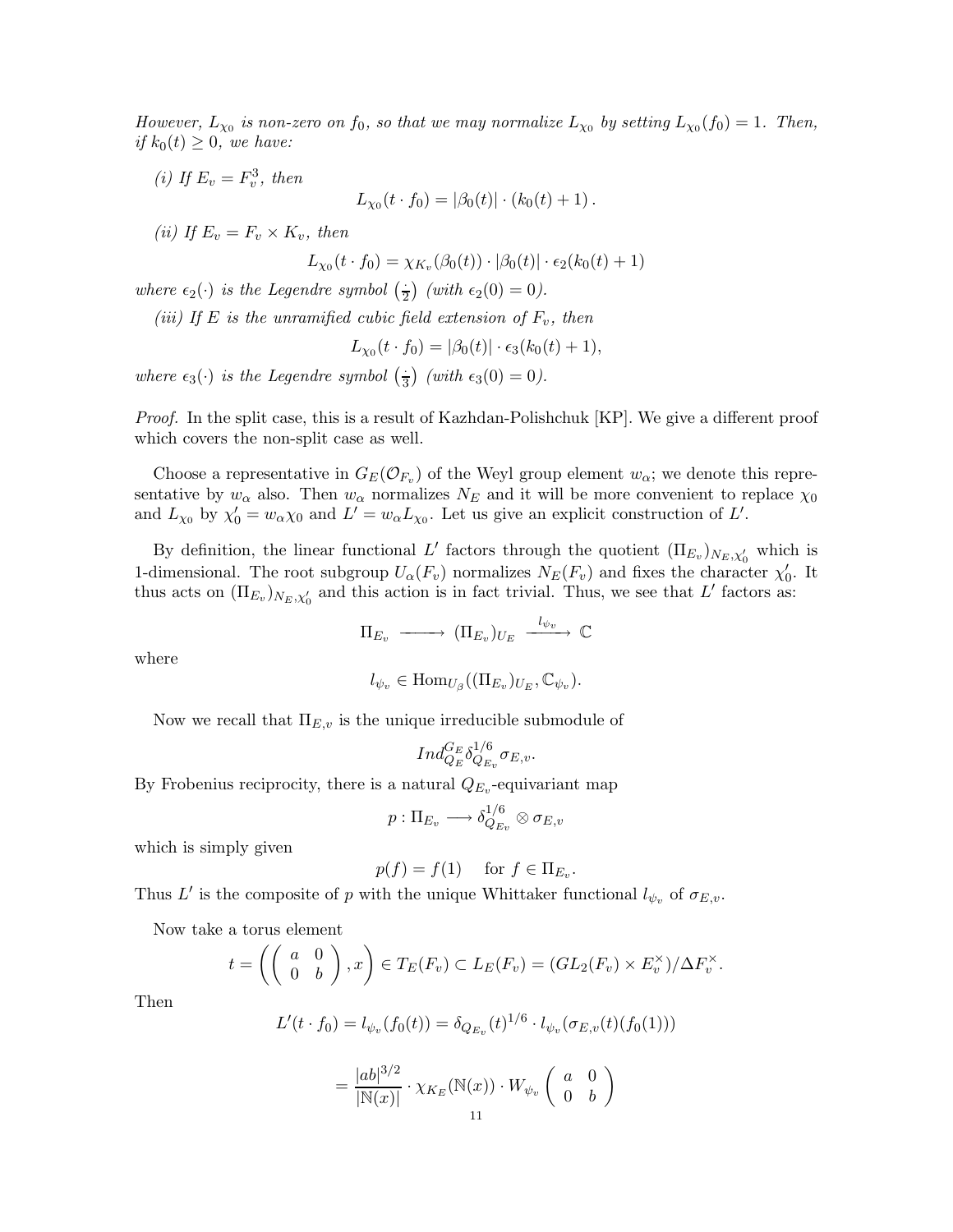*However, $L_{\chi_0}$ is non-zero on $f_0$, so that we may normalize $L_{\chi_0}$ by setting $L_{\chi_0}(f_0) = 1$. Then, if $k_0(t) \geq 0$, we have:*

*(i) If $E_v = F_v^3$, then*

$$L_{\chi_0}(t \cdot f_0) = |\beta_0(t)| \cdot (k_0(t) + 1)\,.$$

*(ii) If $E_v = F_v \times K_v$, then*

$$L_{\chi_0}(t \cdot f_0) = \chi_{K_v}(\beta_0(t)) \cdot |\beta_0(t)| \cdot \epsilon_2(k_0(t) + 1)$$

*where $\epsilon_2(\cdot)$ is the Legendre symbol $\left(\frac{\cdot}{2}\right)$ (with $\epsilon_2(0) = 0$).*

*(iii) If $E$ is the unramified cubic field extension of $F_v$, then*

$$L_{\chi_0}(t \cdot f_0) = |\beta_0(t)| \cdot \epsilon_3(k_0(t) + 1),$$

*where $\epsilon_3(\cdot)$ is the Legendre symbol $\left(\frac{\cdot}{3}\right)$ (with $\epsilon_3(0) = 0$).*

*Proof.* In the split case, this is a result of Kazhdan-Polishchuk [KP]. We give a different proof which covers the non-split case as well.

Choose a representative in $G_E(\mathcal{O}_{F_v})$ of the Weyl group element $w_\alpha$; we denote this representative by $w_\alpha$ also. Then $w_\alpha$ normalizes $N_E$ and it will be more convenient to replace $\chi_0$ and $L_{\chi_0}$ by $\chi_0' = w_\alpha \chi_0$ and $L' = w_\alpha L_{\chi_0}$. Let us give an explicit construction of $L'$.

By definition, the linear functional $L'$ factors through the quotient $(\Pi_{E_v})_{N_E, \chi_0'}$ which is 1-dimensional. The root subgroup $U_\alpha(F_v)$ normalizes $N_E(F_v)$ and fixes the character $\chi_0'$. It thus acts on $(\Pi_{E_v})_{N_E, \chi_0'}$ and this action is in fact trivial. Thus, we see that $L'$ factors as:

$$\Pi_{E_v} \longrightarrow (\Pi_{E_v})_{U_E} \xrightarrow{l_{\psi_v}} \mathbb{C}$$

where

$$l_{\psi_v} \in \mathrm{Hom}_{U_\beta}((\Pi_{E_v})_{U_E}, \mathbb{C}_{\psi_v}).$$

Now we recall that $\Pi_{E,v}$ is the unique irreducible submodule of

$$Ind_{Q_E}^{G_E} \delta_{Q_{E_v}}^{1/6} \sigma_{E,v}.$$

By Frobenius reciprocity, there is a natural $Q_{E_v}$-equivariant map

$$p : \Pi_{E_v} \longrightarrow \delta_{Q_{E_v}}^{1/6} \otimes \sigma_{E,v}$$

which is simply given

$$p(f) = f(1) \quad \text{ for } f \in \Pi_{E_v}.$$

Thus $L'$ is the composite of $p$ with the unique Whittaker functional $l_{\psi_v}$ of $\sigma_{E,v}$.

Now take a torus element

$$t = \left( \begin{pmatrix} a & 0 \\ 0 & b \end{pmatrix}, x \right) \in T_E(F_v) \subset L_E(F_v) = (GL_2(F_v) \times E_v^\times)/\Delta F_v^\times.$$

Then

$$L'(t \cdot f_0) = l_{\psi_v}(f_0(t)) = \delta_{Q_{E_v}}(t)^{1/6} \cdot l_{\psi_v}(\sigma_{E,v}(t)(f_0(1)))$$

$$= \frac{|ab|^{3/2}}{|\mathbb{N}(x)|} \cdot \chi_{K_E}(\mathbb{N}(x)) \cdot W_{\psi_v} \begin{pmatrix} a & 0 \\ 0 & b \end{pmatrix}$$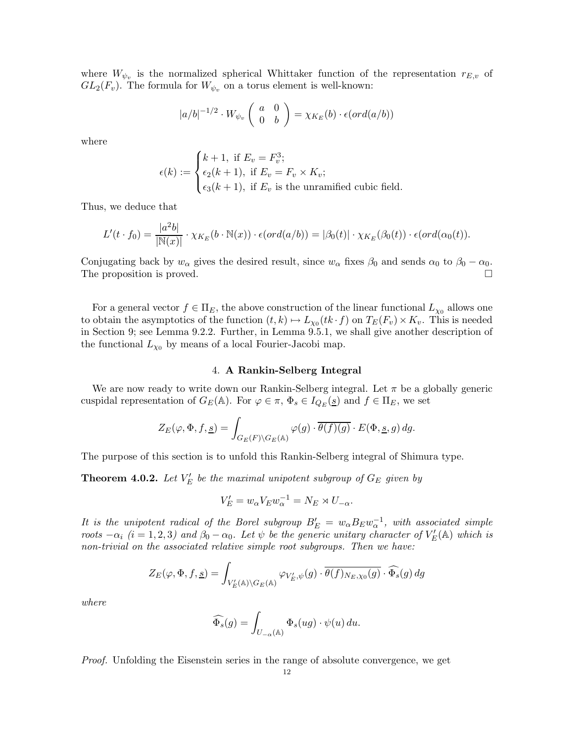where $W_{\psi_v}$ is the normalized spherical Whittaker function of the representation $r_{E,v}$ of $GL_2(F_v)$. The formula for $W_{\psi_v}$ on a torus element is well-known:

$$|a/b|^{-1/2} \cdot W_{\psi_v} \begin{pmatrix} a & 0 \\ 0 & b \end{pmatrix} = \chi_{K_E}(b) \cdot \epsilon(ord(a/b))$$

where

$$\epsilon(k) := \begin{cases} k+1, \text{ if } E_v = F_v^3; \\ \epsilon_2(k+1), \text{ if } E_v = F_v \times K_v; \\ \epsilon_3(k+1), \text{ if } E_v \text{ is the unramified cubic field.} \end{cases}$$

Thus, we deduce that

$$L'(t \cdot f_0) = \frac{|a^2 b|}{|\mathbb{N}(x)|} \cdot \chi_{K_E}(b \cdot \mathbb{N}(x)) \cdot \epsilon(ord(a/b)) = |\beta_0(t)| \cdot \chi_{K_E}(\beta_0(t)) \cdot \epsilon(ord(\alpha_0(t))).$$

Conjugating back by $w_\alpha$ gives the desired result, since $w_\alpha$ fixes $\beta_0$ and sends $\alpha_0$ to $\beta_0 - \alpha_0$. The proposition is proved. $\square$

For a general vector $f \in \Pi_E$, the above construction of the linear functional $L_{\chi_0}$ allows one to obtain the asymptotics of the function $(t,k) \mapsto L_{\chi_0}(tk \cdot f)$ on $T_E(F_v) \times K_v$. This is needed in Section 9; see Lemma 9.2.2. Further, in Lemma 9.5.1, we shall give another description of the functional $L_{\chi_0}$ by means of a local Fourier-Jacobi map.

## 4. A Rankin-Selberg Integral

We are now ready to write down our Rankin-Selberg integral. Let $\pi$ be a globally generic cuspidal representation of $G_E(\mathbb{A})$. For $\varphi \in \pi$, $\Phi_s \in I_{Q_E}(\underline{s})$ and $f \in \Pi_E$, we set

$$Z_E(\varphi, \Phi, f, \underline{s}) = \int_{G_E(F)\backslash G_E(\mathbb{A})} \varphi(g) \cdot \overline{\theta(f)(g)} \cdot E(\Phi, \underline{s}, g)\, dg.$$

The purpose of this section is to unfold this Rankin-Selberg integral of Shimura type.

**Theorem 4.0.2.** *Let $V_E'$ be the maximal unipotent subgroup of $G_E$ given by*

$$V_E' = w_\alpha V_E w_\alpha^{-1} = N_E \rtimes U_{-\alpha}.$$

*It is the unipotent radical of the Borel subgroup $B_E' = w_\alpha B_E w_\alpha^{-1}$, with associated simple roots $-\alpha_i$ ($i = 1,2,3$) and $\beta_0 - \alpha_0$. Let $\psi$ be the generic unitary character of $V_E'(\mathbb{A})$ which is non-trivial on the associated relative simple root subgroups. Then we have:*

$$Z_E(\varphi, \Phi, f, \underline{s}) = \int_{V_E'(\mathbb{A})\backslash G_E(\mathbb{A})} \varphi_{V_E',\psi}(g) \cdot \overline{\theta(f)_{N_E,\chi_0}(g)} \cdot \widehat{\Phi_s}(g)\, dg$$

*where*

$$\widehat{\Phi_s}(g) = \int_{U_{-\alpha}(\mathbb{A})} \Phi_s(ug) \cdot \psi(u)\, du.$$

*Proof.* Unfolding the Eisenstein series in the range of absolute convergence, we get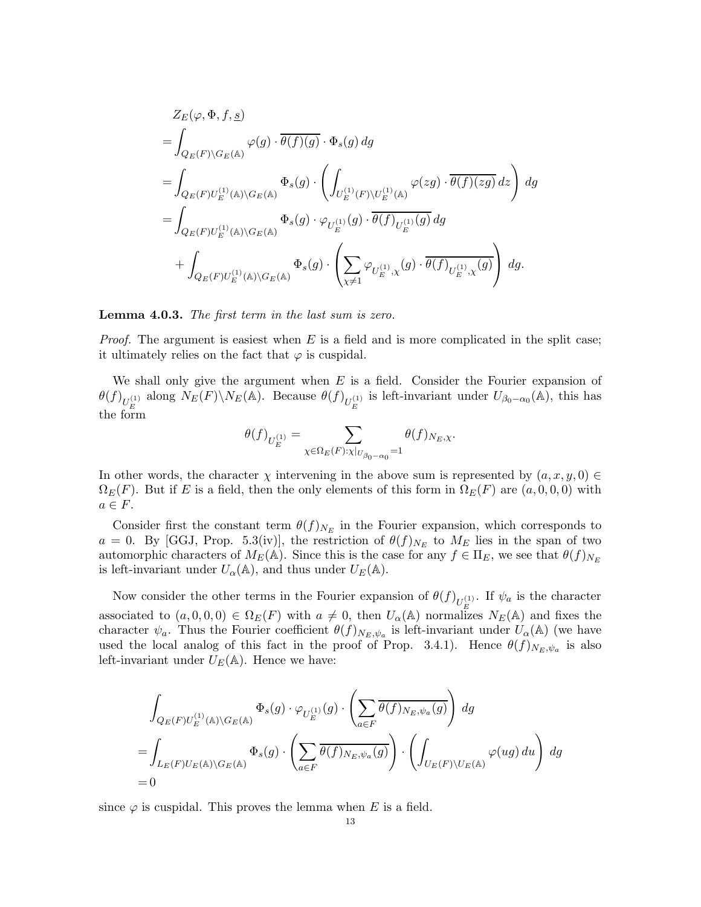$$
\begin{aligned}
&Z_E(\varphi, \Phi, f, \underline{s}) \\
&= \int_{Q_E(F)\backslash G_E(\mathbb{A})} \varphi(g) \cdot \overline{\theta(f)(g)} \cdot \Phi_s(g) \, dg \\
&= \int_{Q_E(F) U_E^{(1)}(\mathbb{A}) \backslash G_E(\mathbb{A})} \Phi_s(g) \cdot \left( \int_{U_E^{(1)}(F)\backslash U_E^{(1)}(\mathbb{A})} \varphi(zg) \cdot \overline{\theta(f)(zg)} \, dz \right) \, dg \\
&= \int_{Q_E(F) U_E^{(1)}(\mathbb{A}) \backslash G_E(\mathbb{A})} \Phi_s(g) \cdot \varphi_{U_E^{(1)}}(g) \cdot \overline{\theta(f)_{U_E^{(1)}}(g)} \, dg \\
&\quad + \int_{Q_E(F) U_E^{(1)}(\mathbb{A}) \backslash G_E(\mathbb{A})} \Phi_s(g) \cdot \left( \sum_{\chi \neq 1} \varphi_{U_E^{(1)},\chi}(g) \cdot \overline{\theta(f)_{U_E^{(1)},\chi}(g)} \right) \, dg.
\end{aligned}
$$

**Lemma 4.0.3.** *The first term in the last sum is zero.*

*Proof.* The argument is easiest when $E$ is a field and is more complicated in the split case; it ultimately relies on the fact that $\varphi$ is cuspidal.

We shall only give the argument when $E$ is a field. Consider the Fourier expansion of $\theta(f)_{U_E^{(1)}}$ along $N_E(F)\backslash N_E(\mathbb{A})$. Because $\theta(f)_{U_E^{(1)}}$ is left-invariant under $U_{\beta_0-\alpha_0}(\mathbb{A})$, this has the form

$$
\theta(f)_{U_E^{(1)}} = \sum_{\chi \in \Omega_E(F) : \chi|_{U_{\beta_0-\alpha_0}} = 1} \theta(f)_{N_E,\chi}.
$$

In other words, the character $\chi$ intervening in the above sum is represented by $(a, x, y, 0) \in \Omega_E(F)$. But if $E$ is a field, then the only elements of this form in $\Omega_E(F)$ are $(a, 0, 0, 0)$ with $a \in F$.

Consider first the constant term $\theta(f)_{N_E}$ in the Fourier expansion, which corresponds to $a = 0$. By [GGJ, Prop. 5.3(iv)], the restriction of $\theta(f)_{N_E}$ to $M_E$ lies in the span of two automorphic characters of $M_E(\mathbb{A})$. Since this is the case for any $f \in \Pi_E$, we see that $\theta(f)_{N_E}$ is left-invariant under $U_\alpha(\mathbb{A})$, and thus under $U_E(\mathbb{A})$.

Now consider the other terms in the Fourier expansion of $\theta(f)_{U_E^{(1)}}$. If $\psi_a$ is the character associated to $(a, 0, 0, 0) \in \Omega_E(F)$ with $a \neq 0$, then $U_\alpha(\mathbb{A})$ normalizes $N_E(\mathbb{A})$ and fixes the character $\psi_a$. Thus the Fourier coefficient $\theta(f)_{N_E,\psi_a}$ is left-invariant under $U_\alpha(\mathbb{A})$ (we have used the local analog of this fact in the proof of Prop. 3.4.1). Hence $\theta(f)_{N_E,\psi_a}$ is also left-invariant under $U_E(\mathbb{A})$. Hence we have:

$$
\begin{aligned}
&\int_{Q_E(F) U_E^{(1)}(\mathbb{A}) \backslash G_E(\mathbb{A})} \Phi_s(g) \cdot \varphi_{U_E^{(1)}}(g) \cdot \left( \sum_{a \in F} \overline{\theta(f)_{N_E,\psi_a}(g)} \right) \, dg \\
=& \int_{L_E(F) U_E(\mathbb{A}) \backslash G_E(\mathbb{A})} \Phi_s(g) \cdot \left( \sum_{a \in F} \overline{\theta(f)_{N_E,\psi_a}(g)} \right) \cdot \left( \int_{U_E(F)\backslash U_E(\mathbb{A})} \varphi(ug) \, du \right) \, dg \\
=& \, 0
\end{aligned}
$$

since $\varphi$ is cuspidal. This proves the lemma when $E$ is a field.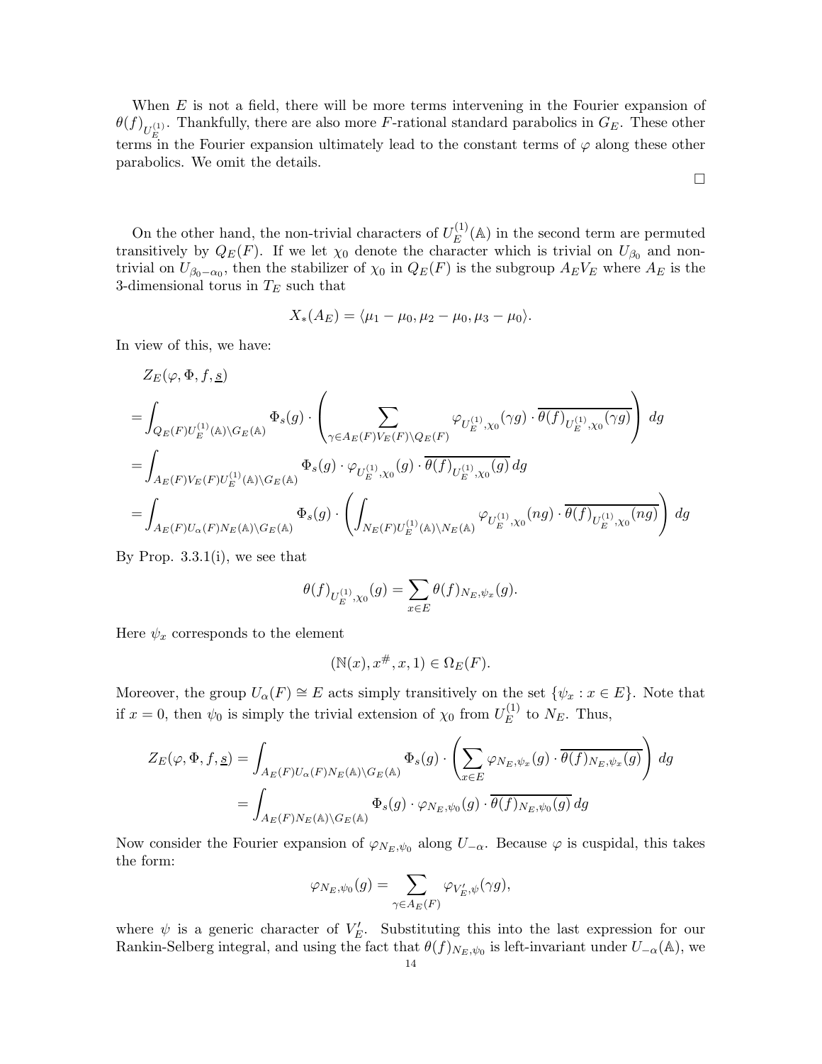When $E$ is not a field, there will be more terms intervening in the Fourier expansion of $\theta(f)_{U_E^{(1)}}$. Thankfully, there are also more $F$-rational standard parabolics in $G_E$. These other terms in the Fourier expansion ultimately lead to the constant terms of $\varphi$ along these other parabolics. We omit the details.

□

On the other hand, the non-trivial characters of $U_E^{(1)}(\mathbb{A})$ in the second term are permuted transitively by $Q_E(F)$. If we let $\chi_0$ denote the character which is trivial on $U_{\beta_0}$ and non-trivial on $U_{\beta_0-\alpha_0}$, then the stabilizer of $\chi_0$ in $Q_E(F)$ is the subgroup $A_E V_E$ where $A_E$ is the 3-dimensional torus in $T_E$ such that

$$X_*(A_E) = \langle \mu_1 - \mu_0, \mu_2 - \mu_0, \mu_3 - \mu_0 \rangle.$$

In view of this, we have:

$$\begin{aligned}
&Z_E(\varphi, \Phi, f, \underline{s}) \\
&= \int_{Q_E(F) U_E^{(1)}(\mathbb{A}) \backslash G_E(\mathbb{A})} \Phi_s(g) \cdot \left( \sum_{\gamma \in A_E(F) V_E(F) \backslash Q_E(F)} \varphi_{U_E^{(1)}, \chi_0}(\gamma g) \cdot \overline{\theta(f)_{U_E^{(1)}, \chi_0}(\gamma g)} \right) \, dg \\
&= \int_{A_E(F) V_E(F) U_E^{(1)}(\mathbb{A}) \backslash G_E(\mathbb{A})} \Phi_s(g) \cdot \varphi_{U_E^{(1)}, \chi_0}(g) \cdot \overline{\theta(f)_{U_E^{(1)}, \chi_0}(g)} \, dg \\
&= \int_{A_E(F) U_\alpha(F) N_E(\mathbb{A}) \backslash G_E(\mathbb{A})} \Phi_s(g) \cdot \left( \int_{N_E(F) U_E^{(1)}(\mathbb{A}) \backslash N_E(\mathbb{A})} \varphi_{U_E^{(1)}, \chi_0}(ng) \cdot \overline{\theta(f)_{U_E^{(1)}, \chi_0}(ng)} \right) \, dg
\end{aligned}$$

By Prop. 3.3.1(i), we see that

$$\theta(f)_{U_E^{(1)}, \chi_0}(g) = \sum_{x \in E} \theta(f)_{N_E, \psi_x}(g).$$

Here $\psi_x$ corresponds to the element

$$(\mathbb{N}(x), x^\#, x, 1) \in \Omega_E(F).$$

Moreover, the group $U_\alpha(F) \cong E$ acts simply transitively on the set $\{\psi_x : x \in E\}$. Note that if $x = 0$, then $\psi_0$ is simply the trivial extension of $\chi_0$ from $U_E^{(1)}$ to $N_E$. Thus,

$$\begin{aligned}
Z_E(\varphi, \Phi, f, \underline{s}) &= \int_{A_E(F) U_\alpha(F) N_E(\mathbb{A}) \backslash G_E(\mathbb{A})} \Phi_s(g) \cdot \left( \sum_{x \in E} \varphi_{N_E, \psi_x}(g) \cdot \overline{\theta(f)_{N_E, \psi_x}(g)} \right) \, dg \\
&= \int_{A_E(F) N_E(\mathbb{A}) \backslash G_E(\mathbb{A})} \Phi_s(g) \cdot \varphi_{N_E, \psi_0}(g) \cdot \overline{\theta(f)_{N_E, \psi_0}(g)} \, dg
\end{aligned}$$

Now consider the Fourier expansion of $\varphi_{N_E, \psi_0}$ along $U_{-\alpha}$. Because $\varphi$ is cuspidal, this takes the form:

$$\varphi_{N_E, \psi_0}(g) = \sum_{\gamma \in A_E(F)} \varphi_{V_E', \psi}(\gamma g),$$

where $\psi$ is a generic character of $V_E'$. Substituting this into the last expression for our Rankin-Selberg integral, and using the fact that $\theta(f)_{N_E, \psi_0}$ is left-invariant under $U_{-\alpha}(\mathbb{A})$, we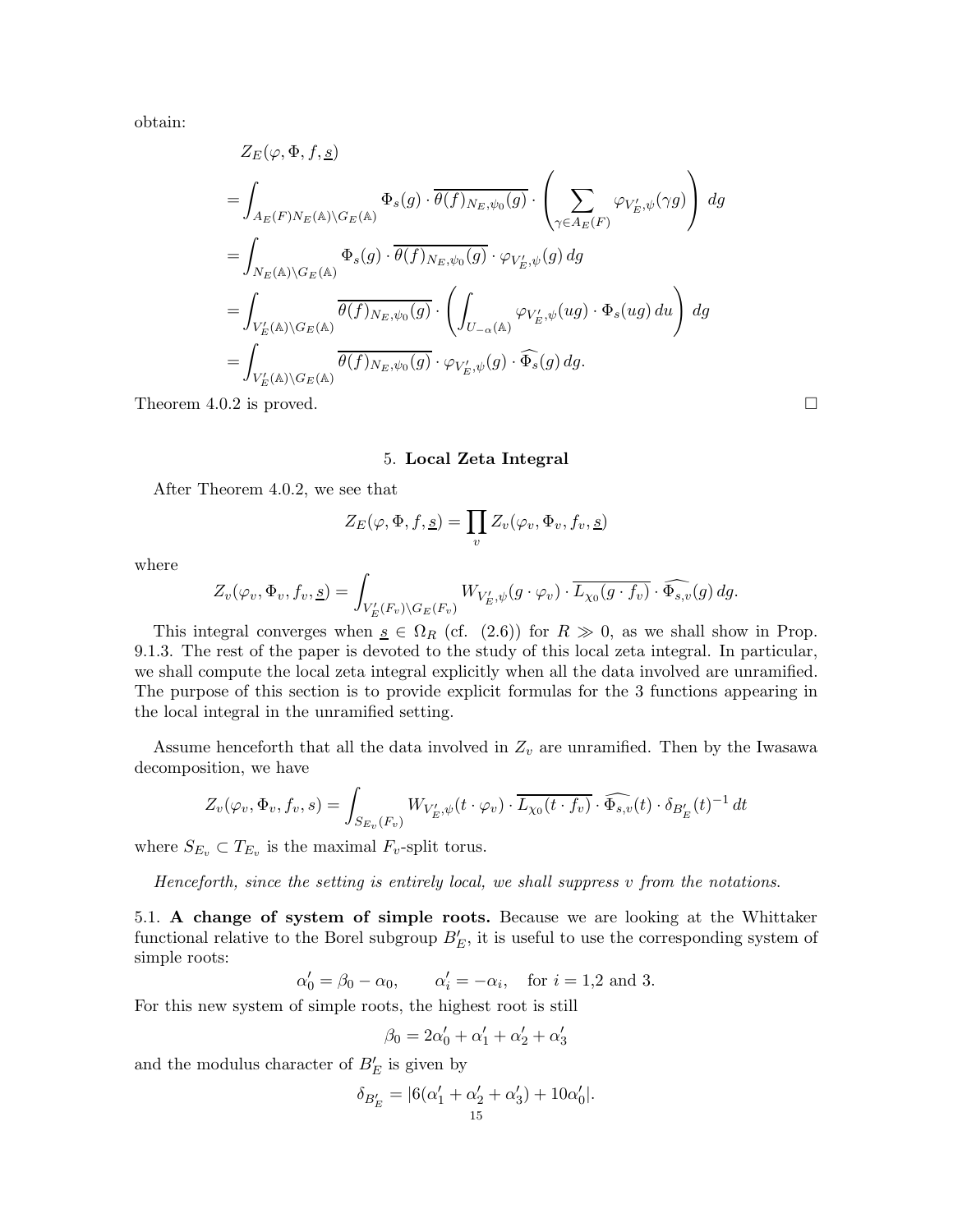obtain:

$$
\begin{aligned}
&Z_E(\varphi, \Phi, f, \underline{s}) \\
&= \int_{A_E(F)N_E(\mathbb{A})\backslash G_E(\mathbb{A})} \Phi_s(g) \cdot \overline{\theta(f)_{N_E,\psi_0}(g)} \cdot \left( \sum_{\gamma \in A_E(F)} \varphi_{V'_E,\psi}(\gamma g) \right) dg \\
&= \int_{N_E(\mathbb{A})\backslash G_E(\mathbb{A})} \Phi_s(g) \cdot \overline{\theta(f)_{N_E,\psi_0}(g)} \cdot \varphi_{V'_E,\psi}(g)\, dg \\
&= \int_{V'_E(\mathbb{A})\backslash G_E(\mathbb{A})} \overline{\theta(f)_{N_E,\psi_0}(g)} \cdot \left( \int_{U_{-\alpha}(\mathbb{A})} \varphi_{V'_E,\psi}(ug) \cdot \Phi_s(ug)\, du \right) dg \\
&= \int_{V'_E(\mathbb{A})\backslash G_E(\mathbb{A})} \overline{\theta(f)_{N_E,\psi_0}(g)} \cdot \varphi_{V'_E,\psi}(g) \cdot \widehat{\Phi_s}(g)\, dg.
\end{aligned}
$$

Theorem 4.0.2 is proved. □

## 5. Local Zeta Integral

After Theorem 4.0.2, we see that

$$Z_E(\varphi, \Phi, f, \underline{s}) = \prod_v Z_v(\varphi_v, \Phi_v, f_v, \underline{s})$$

where

$$Z_v(\varphi_v, \Phi_v, f_v, \underline{s}) = \int_{V'_E(F_v)\backslash G_E(F_v)} W_{V'_E,\psi}(g \cdot \varphi_v) \cdot \overline{L_{\chi_0}(g \cdot f_v)} \cdot \widehat{\Phi_{s,v}}(g)\, dg.$$

This integral converges when $\underline{s} \in \Omega_R$ (cf. (2.6)) for $R \gg 0$, as we shall show in Prop. 9.1.3. The rest of the paper is devoted to the study of this local zeta integral. In particular, we shall compute the local zeta integral explicitly when all the data involved are unramified. The purpose of this section is to provide explicit formulas for the 3 functions appearing in the local integral in the unramified setting.

Assume henceforth that all the data involved in $Z_v$ are unramified. Then by the Iwasawa decomposition, we have

$$Z_v(\varphi_v, \Phi_v, f_v, s) = \int_{S_{E_v}(F_v)} W_{V'_E,\psi}(t \cdot \varphi_v) \cdot \overline{L_{\chi_0}(t \cdot f_v)} \cdot \widehat{\Phi_{s,v}}(t) \cdot \delta_{B'_E}(t)^{-1}\, dt$$

where $S_{E_v} \subset T_{E_v}$ is the maximal $F_v$-split torus.

*Henceforth, since the setting is entirely local, we shall suppress $v$ from the notations.*

5.1. **A change of system of simple roots.** Because we are looking at the Whittaker functional relative to the Borel subgroup $B'_E$, it is useful to use the corresponding system of simple roots:

$$\alpha'_0 = \beta_0 - \alpha_0, \qquad \alpha'_i = -\alpha_i, \quad \text{for } i = 1,2 \text{ and } 3.$$

For this new system of simple roots, the highest root is still

$$\beta_0 = 2\alpha'_0 + \alpha'_1 + \alpha'_2 + \alpha'_3$$

and the modulus character of $B'_E$ is given by

$$\delta_{B'_E} = |6(\alpha'_1 + \alpha'_2 + \alpha'_3) + 10\alpha'_0|.$$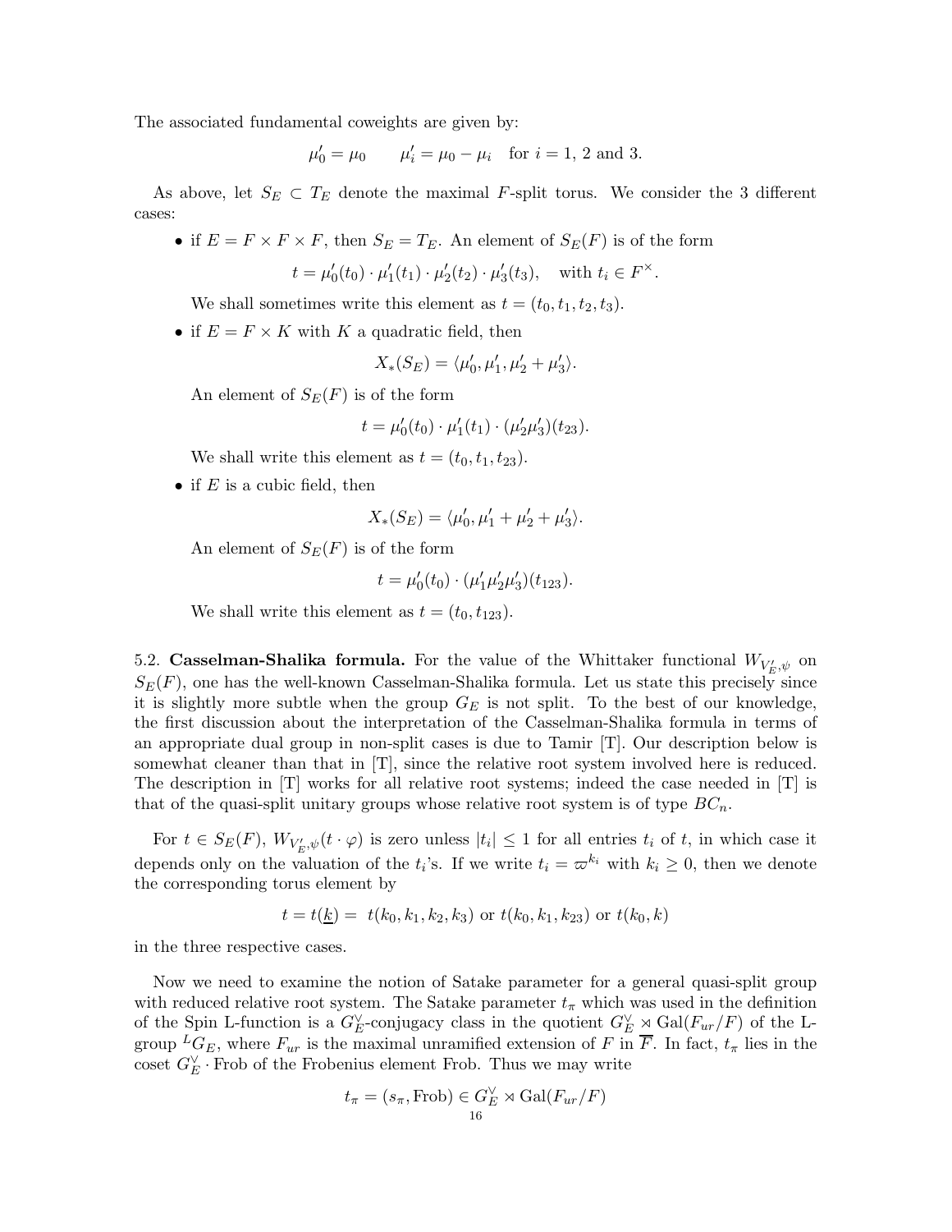The associated fundamental coweights are given by:

$$\mu_0' = \mu_0 \qquad \mu_i' = \mu_0 - \mu_i \quad \text{for } i = 1,\ 2 \text{ and } 3.$$

As above, let $S_E \subset T_E$ denote the maximal $F$-split torus. We consider the 3 different cases:

- if $E = F \times F \times F$, then $S_E = T_E$. An element of $S_E(F)$ is of the form

  $$t = \mu_0'(t_0) \cdot \mu_1'(t_1) \cdot \mu_2'(t_2) \cdot \mu_3'(t_3), \quad \text{with } t_i \in F^\times.$$

  We shall sometimes write this element as $t = (t_0, t_1, t_2, t_3)$.

- if $E = F \times K$ with $K$ a quadratic field, then

  $$X_*(S_E) = \langle \mu_0', \mu_1', \mu_2' + \mu_3' \rangle.$$

  An element of $S_E(F)$ is of the form

  $$t = \mu_0'(t_0) \cdot \mu_1'(t_1) \cdot (\mu_2'\mu_3')(t_{23}).$$

  We shall write this element as $t = (t_0, t_1, t_{23})$.

- if $E$ is a cubic field, then

  $$X_*(S_E) = \langle \mu_0', \mu_1' + \mu_2' + \mu_3' \rangle.$$

  An element of $S_E(F)$ is of the form

  $$t = \mu_0'(t_0) \cdot (\mu_1'\mu_2'\mu_3')(t_{123}).$$

  We shall write this element as $t = (t_0, t_{123})$.

5.2. **Casselman-Shalika formula.** For the value of the Whittaker functional $W_{V_E',\psi}$ on $S_E(F)$, one has the well-known Casselman-Shalika formula. Let us state this precisely since it is slightly more subtle when the group $G_E$ is not split. To the best of our knowledge, the first discussion about the interpretation of the Casselman-Shalika formula in terms of an appropriate dual group in non-split cases is due to Tamir [T]. Our description below is somewhat cleaner than that in [T], since the relative root system involved here is reduced. The description in [T] works for all relative root systems; indeed the case needed in [T] is that of the quasi-split unitary groups whose relative root system is of type $BC_n$.

For $t \in S_E(F)$, $W_{V_E',\psi}(t \cdot \varphi)$ is zero unless $|t_i| \leq 1$ for all entries $t_i$ of $t$, in which case it depends only on the valuation of the $t_i$'s. If we write $t_i = \varpi^{k_i}$ with $k_i \geq 0$, then we denote the corresponding torus element by

$$t = t(\underline{k}) = \ t(k_0, k_1, k_2, k_3) \text{ or } t(k_0, k_1, k_{23}) \text{ or } t(k_0, k)$$

in the three respective cases.

Now we need to examine the notion of Satake parameter for a general quasi-split group with reduced relative root system. The Satake parameter $t_\pi$ which was used in the definition of the Spin L-function is a $G_E^\vee$-conjugacy class in the quotient $G_E^\vee \rtimes \mathrm{Gal}(F_{ur}/F)$ of the L-group ${}^LG_E$, where $F_{ur}$ is the maximal unramified extension of $F$ in $\overline{F}$. In fact, $t_\pi$ lies in the coset $G_E^\vee \cdot \mathrm{Frob}$ of the Frobenius element Frob. Thus we may write

$$t_\pi = (s_\pi, \mathrm{Frob}) \in G_E^\vee \rtimes \mathrm{Gal}(F_{ur}/F)$$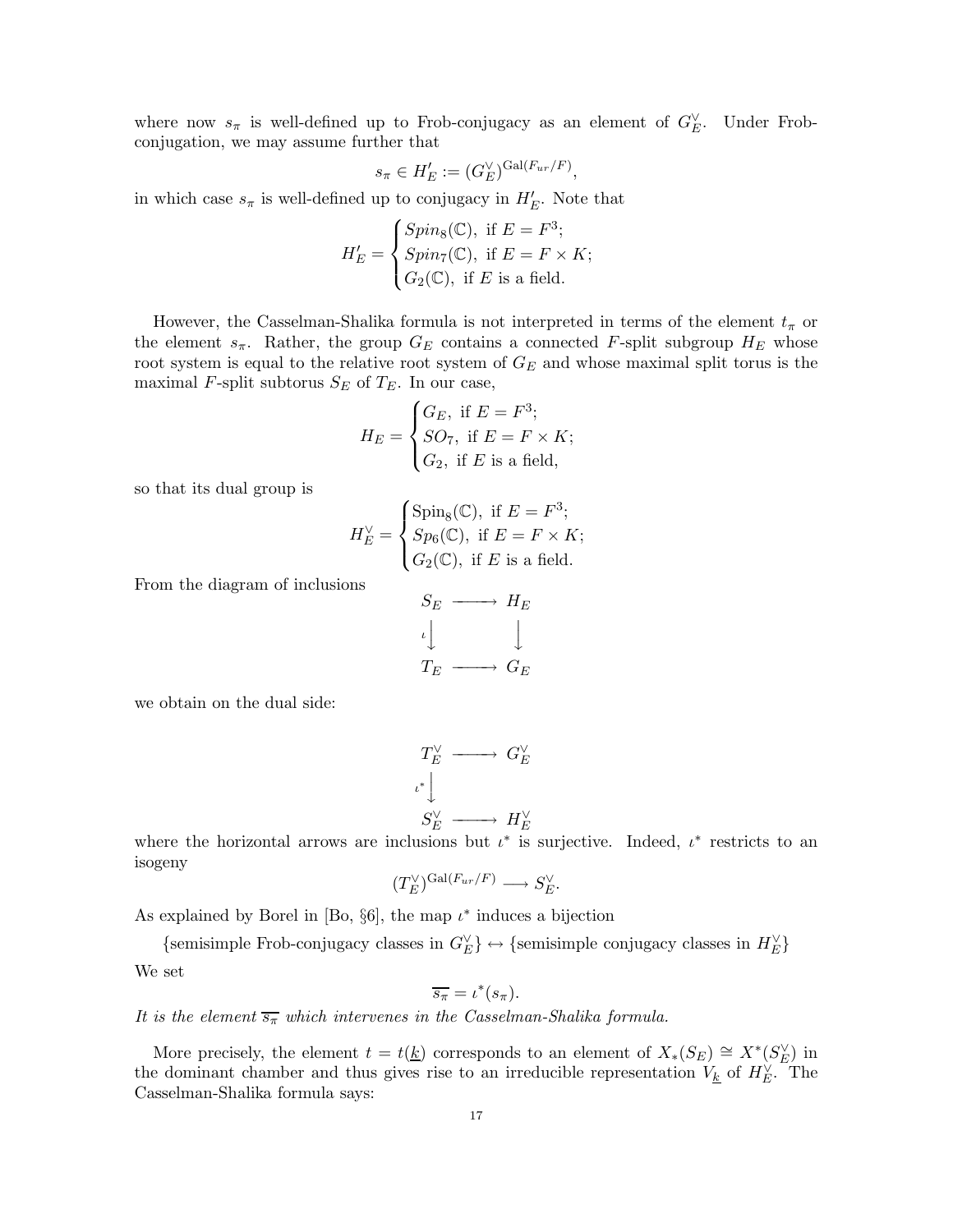where now $s_\pi$ is well-defined up to Frob-conjugacy as an element of $G_E^\vee$. Under Frob-conjugation, we may assume further that

$$s_\pi \in H'_E := (G_E^\vee)^{\mathrm{Gal}(F_{ur}/F)},$$

in which case $s_\pi$ is well-defined up to conjugacy in $H'_E$. Note that

$$H'_E = \begin{cases} Spin_8(\mathbb{C}), \text{ if } E = F^3; \\ Spin_7(\mathbb{C}), \text{ if } E = F \times K; \\ G_2(\mathbb{C}), \text{ if } E \text{ is a field.} \end{cases}$$

However, the Casselman-Shalika formula is not interpreted in terms of the element $t_\pi$ or the element $s_\pi$. Rather, the group $G_E$ contains a connected $F$-split subgroup $H_E$ whose root system is equal to the relative root system of $G_E$ and whose maximal split torus is the maximal $F$-split subtorus $S_E$ of $T_E$. In our case,

$$H_E = \begin{cases} G_E, \text{ if } E = F^3; \\ SO_7, \text{ if } E = F \times K; \\ G_2, \text{ if } E \text{ is a field,} \end{cases}$$

so that its dual group is

$$H_E^\vee = \begin{cases} \mathrm{Spin}_8(\mathbb{C}), \text{ if } E = F^3; \\ Sp_6(\mathbb{C}), \text{ if } E = F \times K; \\ G_2(\mathbb{C}), \text{ if } E \text{ is a field.} \end{cases}$$

From the diagram of inclusions

$$\begin{array}{ccc} S_E & \longrightarrow & H_E \\ {\scriptstyle\iota}\downarrow & & \downarrow \\ T_E & \longrightarrow & G_E \end{array}$$

we obtain on the dual side:

$$\begin{array}{ccc} T_E^\vee & \longrightarrow & G_E^\vee \\ {\scriptstyle\iota^*}\downarrow & & \\ S_E^\vee & \longrightarrow & H_E^\vee \end{array}$$

where the horizontal arrows are inclusions but $\iota^*$ is surjective. Indeed, $\iota^*$ restricts to an isogeny

$$(T_E^\vee)^{\mathrm{Gal}(F_{ur}/F)} \longrightarrow S_E^\vee.$$

As explained by Borel in [Bo, §6], the map $\iota^*$ induces a bijection

$$\{\text{semisimple Frob-conjugacy classes in } G_E^\vee\} \leftrightarrow \{\text{semisimple conjugacy classes in } H_E^\vee\}$$

We set

$$\overline{s_\pi} = \iota^*(s_\pi).$$

*It is the element $\overline{s_\pi}$ which intervenes in the Casselman-Shalika formula.*

More precisely, the element $t = t(\underline{k})$ corresponds to an element of $X_*(S_E) \cong X^*(S_E^\vee)$ in the dominant chamber and thus gives rise to an irreducible representation $V_{\underline{k}}$ of $H_E^\vee$. The Casselman-Shalika formula says: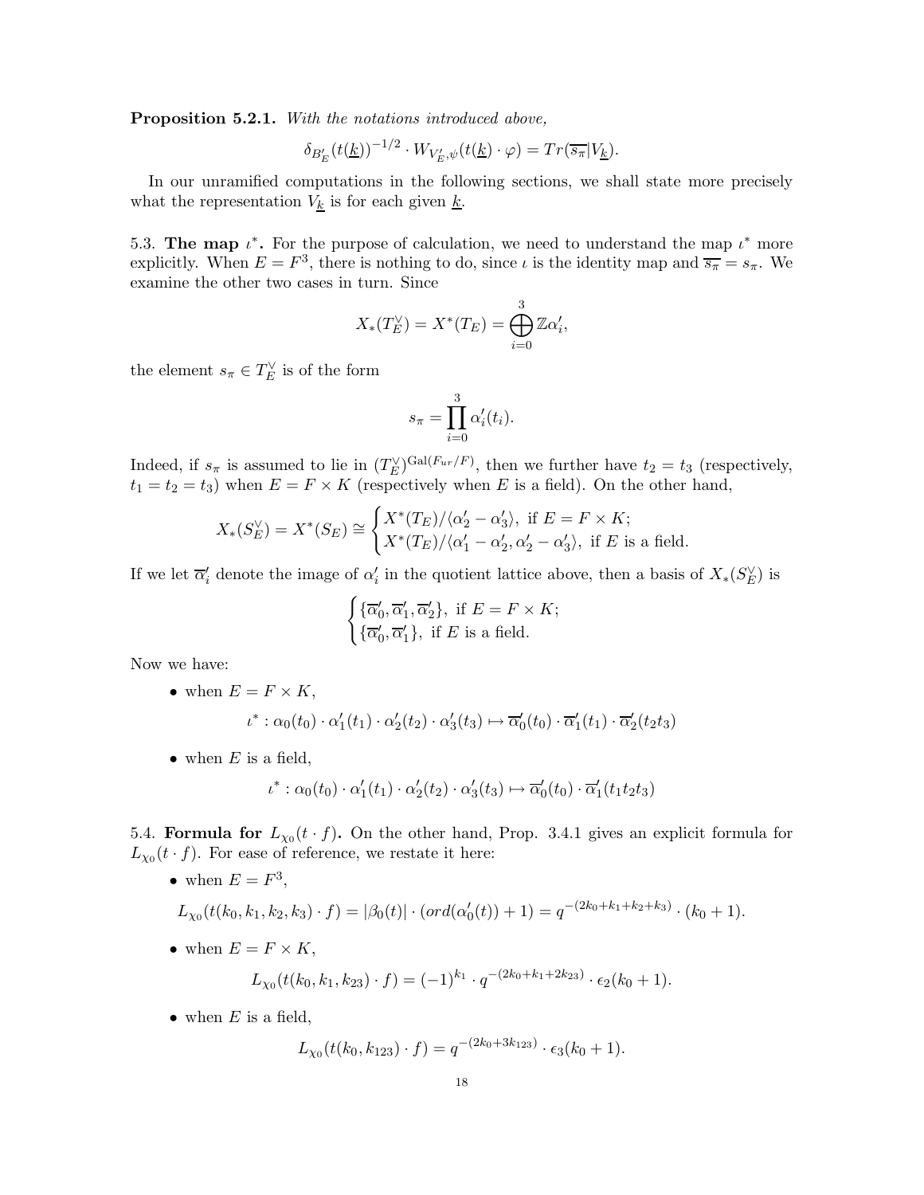**Proposition 5.2.1.** *With the notations introduced above,*

$$\delta_{B'_E}(t(\underline{k}))^{-1/2} \cdot W_{V'_E,\psi}(t(\underline{k}) \cdot \varphi) = Tr(\overline{s_\pi}|V_{\underline{k}}).$$

In our unramified computations in the following sections, we shall state more precisely what the representation $V_{\underline{k}}$ is for each given $\underline{k}$.

5.3. **The map $\iota^*$.** For the purpose of calculation, we need to understand the map $\iota^*$ more explicitly. When $E = F^3$, there is nothing to do, since $\iota$ is the identity map and $\overline{s_\pi} = s_\pi$. We examine the other two cases in turn. Since

$$X_*(T_E^\vee) = X^*(T_E) = \bigoplus_{i=0}^{3} \mathbb{Z}\alpha'_i,$$

the element $s_\pi \in T_E^\vee$ is of the form

$$s_\pi = \prod_{i=0}^{3} \alpha'_i(t_i).$$

Indeed, if $s_\pi$ is assumed to lie in $(T_E^\vee)^{\mathrm{Gal}(F_{ur}/F)}$, then we further have $t_2 = t_3$ (respectively, $t_1 = t_2 = t_3$) when $E = F \times K$ (respectively when $E$ is a field). On the other hand,

$$X_*(S_E^\vee) = X^*(S_E) \cong \begin{cases} X^*(T_E)/\langle \alpha'_2 - \alpha'_3 \rangle, \text{ if } E = F \times K; \\ X^*(T_E)/\langle \alpha'_1 - \alpha'_2, \alpha'_2 - \alpha'_3 \rangle, \text{ if } E \text{ is a field.} \end{cases}$$

If we let $\overline{\alpha}'_i$ denote the image of $\alpha'_i$ in the quotient lattice above, then a basis of $X_*(S_E^\vee)$ is

$$\begin{cases} \{\overline{\alpha}'_0, \overline{\alpha}'_1, \overline{\alpha}'_2\}, \text{ if } E = F \times K; \\ \{\overline{\alpha}'_0, \overline{\alpha}'_1\}, \text{ if } E \text{ is a field.} \end{cases}$$

Now we have:

- when $E = F \times K$,
$$\iota^* : \alpha_0(t_0) \cdot \alpha'_1(t_1) \cdot \alpha'_2(t_2) \cdot \alpha'_3(t_3) \mapsto \overline{\alpha}'_0(t_0) \cdot \overline{\alpha}'_1(t_1) \cdot \overline{\alpha}'_2(t_2 t_3)$$
- when $E$ is a field,
$$\iota^* : \alpha_0(t_0) \cdot \alpha'_1(t_1) \cdot \alpha'_2(t_2) \cdot \alpha'_3(t_3) \mapsto \overline{\alpha}'_0(t_0) \cdot \overline{\alpha}'_1(t_1 t_2 t_3)$$

5.4. **Formula for $L_{\chi_0}(t \cdot f)$.** On the other hand, Prop. 3.4.1 gives an explicit formula for $L_{\chi_0}(t \cdot f)$. For ease of reference, we restate it here:

- when $E = F^3$,
$$L_{\chi_0}(t(k_0, k_1, k_2, k_3) \cdot f) = |\beta_0(t)| \cdot (ord(\alpha'_0(t)) + 1) = q^{-(2k_0 + k_1 + k_2 + k_3)} \cdot (k_0 + 1).$$
- when $E = F \times K$,
$$L_{\chi_0}(t(k_0, k_1, k_{23}) \cdot f) = (-1)^{k_1} \cdot q^{-(2k_0 + k_1 + 2k_{23})} \cdot \epsilon_2(k_0 + 1).$$
- when $E$ is a field,
$$L_{\chi_0}(t(k_0, k_{123}) \cdot f) = q^{-(2k_0 + 3k_{123})} \cdot \epsilon_3(k_0 + 1).$$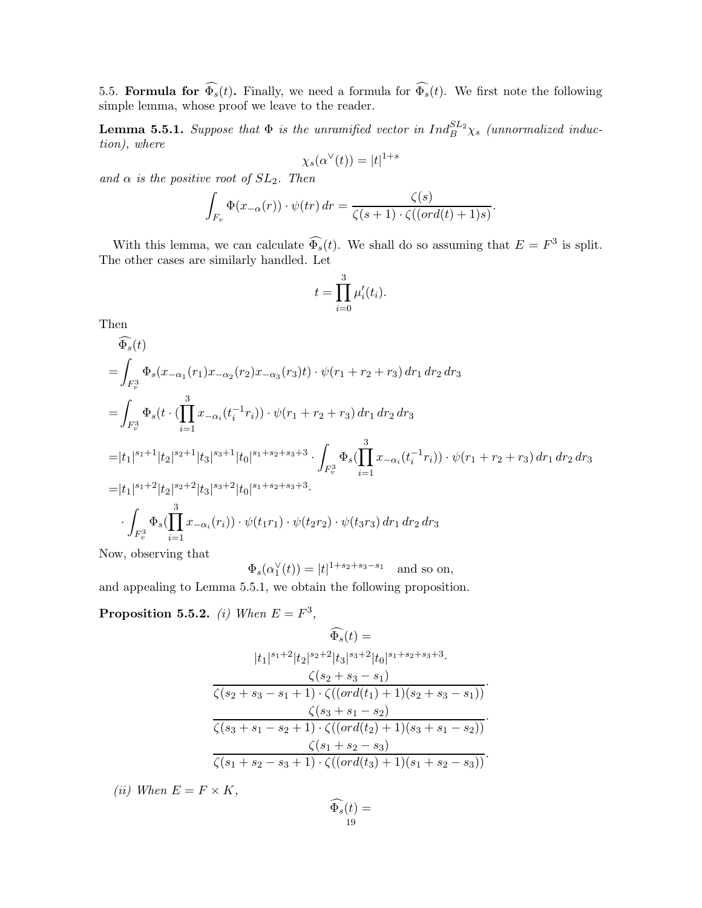5.5. **Formula for $\widehat{\Phi_s}(t)$.** Finally, we need a formula for $\widehat{\Phi_s}(t)$. We first note the following simple lemma, whose proof we leave to the reader.

**Lemma 5.5.1.** *Suppose that $\Phi$ is the unramified vector in $Ind_B^{SL_2}\chi_s$ (unnormalized induction), where*

$$\chi_s(\alpha^\vee(t)) = |t|^{1+s}$$

*and $\alpha$ is the positive root of $SL_2$. Then*

$$\int_{F_v} \Phi(x_{-\alpha}(r)) \cdot \psi(tr)\, dr = \frac{\zeta(s)}{\zeta(s+1)\cdot \zeta((ord(t)+1)s)}.$$

With this lemma, we can calculate $\widehat{\Phi_s}(t)$. We shall do so assuming that $E = F^3$ is split. The other cases are similarly handled. Let

$$t = \prod_{i=0}^{3} \mu_i'(t_i).$$

Then

$$\begin{aligned}
&\widehat{\Phi_s}(t)\\
=&\int_{F_v^3} \Phi_s(x_{-\alpha_1}(r_1)x_{-\alpha_2}(r_2)x_{-\alpha_3}(r_3)t)\cdot \psi(r_1+r_2+r_3)\, dr_1\, dr_2\, dr_3\\
=&\int_{F_v^3} \Phi_s(t\cdot (\prod_{i=1}^{3} x_{-\alpha_i}(t_i^{-1}r_i))\cdot \psi(r_1+r_2+r_3)\, dr_1\, dr_2\, dr_3\\
=&|t_1|^{s_1+1}|t_2|^{s_2+1}|t_3|^{s_3+1}|t_0|^{s_1+s_2+s_3+3}\cdot \int_{F_v^3} \Phi_s(\prod_{i=1}^{3} x_{-\alpha_i}(t_i^{-1}r_i))\cdot \psi(r_1+r_2+r_3)\, dr_1\, dr_2\, dr_3\\
=&|t_1|^{s_1+2}|t_2|^{s_2+2}|t_3|^{s_3+2}|t_0|^{s_1+s_2+s_3+3}\cdot\\
&\cdot \int_{F_v^3} \Phi_s(\prod_{i=1}^{3} x_{-\alpha_i}(r_i))\cdot \psi(t_1r_1)\cdot \psi(t_2r_2)\cdot\psi(t_3r_3)\, dr_1\, dr_2\, dr_3
\end{aligned}$$

Now, observing that

$$\Phi_s(\alpha_1^\vee(t)) = |t|^{1+s_2+s_3-s_1} \quad \text{and so on,}$$

and appealing to Lemma 5.5.1, we obtain the following proposition.

**Proposition 5.5.2.** *(i) When $E = F^3$,*

$$\begin{gathered}
\widehat{\Phi_s}(t) =\\
|t_1|^{s_1+2}|t_2|^{s_2+2}|t_3|^{s_3+2}|t_0|^{s_1+s_2+s_3+3}\cdot\\
\frac{\zeta(s_2+s_3-s_1)}{\zeta(s_2+s_3-s_1+1)\cdot\zeta((ord(t_1)+1)(s_2+s_3-s_1))}\cdot\\
\frac{\zeta(s_3+s_1-s_2)}{\zeta(s_3+s_1-s_2+1)\cdot\zeta((ord(t_2)+1)(s_3+s_1-s_2))}\cdot\\
\frac{\zeta(s_1+s_2-s_3)}{\zeta(s_1+s_2-s_3+1)\cdot\zeta((ord(t_3)+1)(s_1+s_2-s_3))}.
\end{gathered}$$

*(ii) When $E = F\times K$,*

$$\widehat{\Phi_s}(t) =$$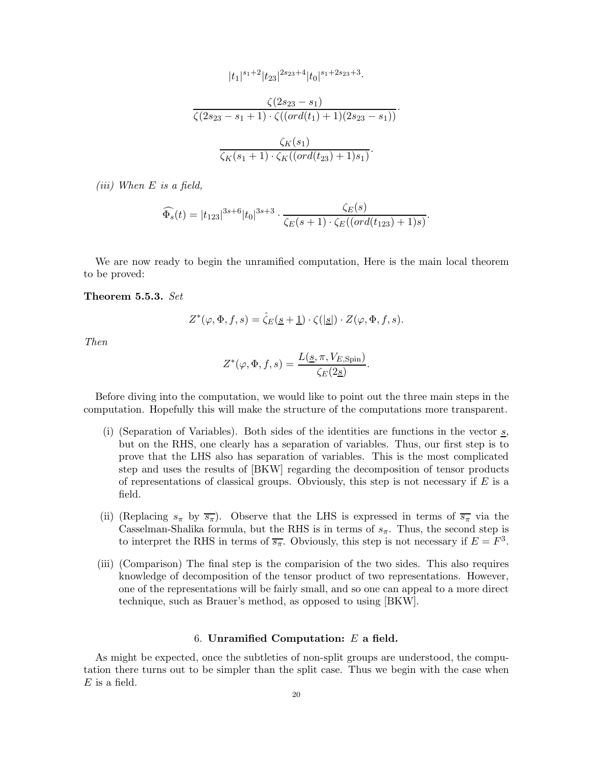$$|t_1|^{s_1+2}|t_{23}|^{2s_{23}+4}|t_0|^{s_1+2s_{23}+3}.$$

$$\frac{\zeta(2s_{23}-s_1)}{\zeta(2s_{23}-s_1+1)\cdot\zeta((ord(t_1)+1)(2s_{23}-s_1))}.$$

$$\frac{\zeta_K(s_1)}{\zeta_K(s_1+1)\cdot\zeta_K((ord(t_{23})+1)s_1)}.$$

*(iii) When $E$ is a field,*

$$\widehat{\Phi_s}(t) = |t_{123}|^{3s+6}|t_0|^{3s+3}\cdot\frac{\zeta_E(s)}{\zeta_E(s+1)\cdot\zeta_E((ord(t_{123})+1)s)}.$$

We are now ready to begin the unramified computation, Here is the main local theorem to be proved:

**Theorem 5.5.3.** *Set*

$$Z^*(\varphi,\Phi,f,s) = \hat{\zeta}_E(\underline{s}+\underline{1})\cdot\zeta(|\underline{s}|)\cdot Z(\varphi,\Phi,f,s).$$

*Then*

$$Z^*(\varphi,\Phi,f,s) = \frac{L(\underline{s},\pi,V_{E,\mathrm{Spin}})}{\zeta_E(2\underline{s})}.$$

Before diving into the computation, we would like to point out the three main steps in the computation. Hopefully this will make the structure of the computations more transparent.

(i) (Separation of Variables). Both sides of the identities are functions in the vector $\underline{s}$, but on the RHS, one clearly has a separation of variables. Thus, our first step is to prove that the LHS also has separation of variables. This is the most complicated step and uses the results of [BKW] regarding the decomposition of tensor products of representations of classical groups. Obviously, this step is not necessary if $E$ is a field.

(ii) (Replacing $s_\pi$ by $\overline{s_\pi}$). Observe that the LHS is expressed in terms of $\overline{s_\pi}$ via the Casselman-Shalika formula, but the RHS is in terms of $s_\pi$. Thus, the second step is to interpret the RHS in terms of $\overline{s_\pi}$. Obviously, this step is not necessary if $E = F^3$.

(iii) (Comparison) The final step is the comparision of the two sides. This also requires knowledge of decomposition of the tensor product of two representations. However, one of the representations will be fairly small, and so one can appeal to a more direct technique, such as Brauer's method, as opposed to using [BKW].

## 6. Unramified Computation: $E$ a field.

As might be expected, once the subtleties of non-split groups are understood, the computation there turns out to be simpler than the split case. Thus we begin with the case when $E$ is a field.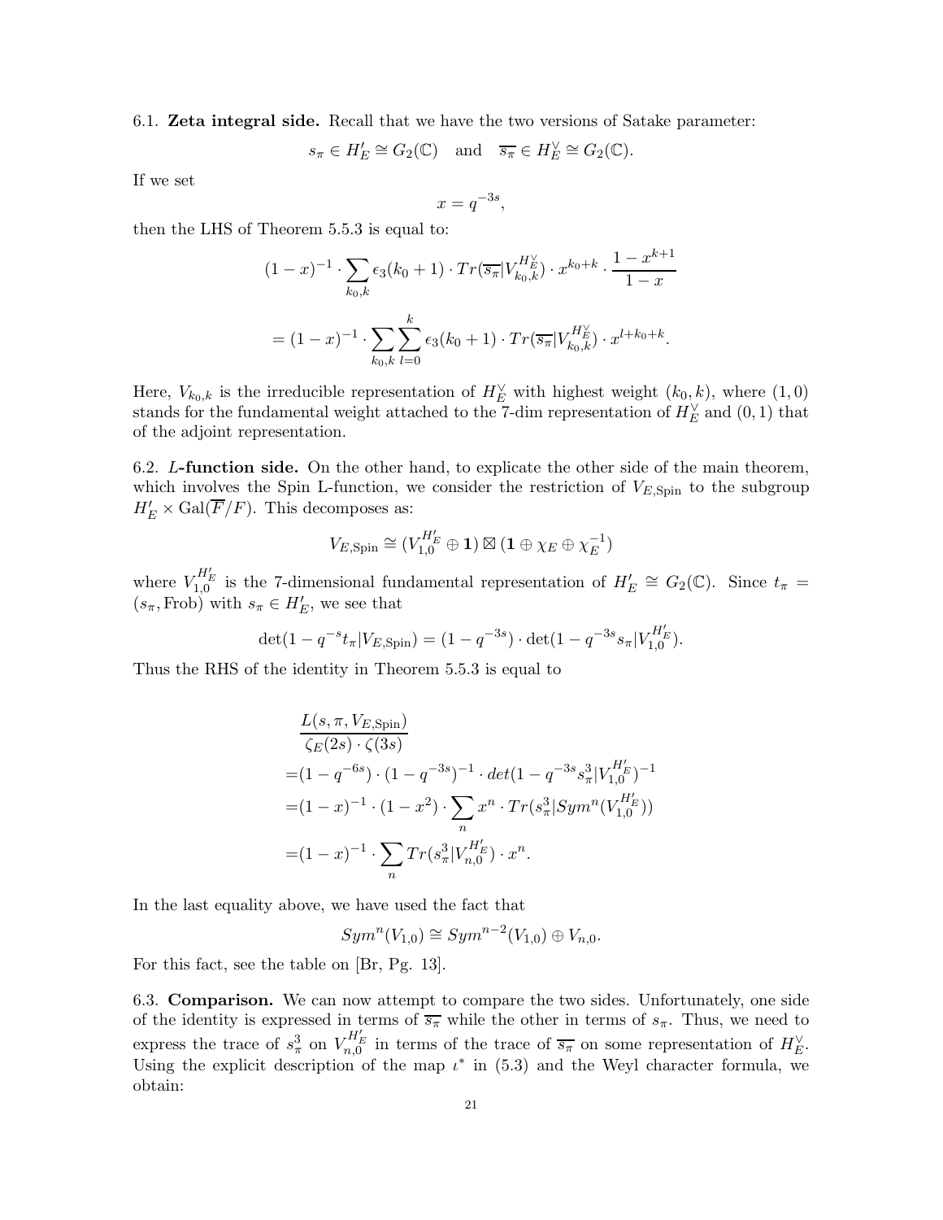6.1. **Zeta integral side.** Recall that we have the two versions of Satake parameter:

$$s_\pi \in H'_E \cong G_2(\mathbb{C}) \quad \text{and} \quad \overline{s_\pi} \in H_E^\vee \cong G_2(\mathbb{C}).$$

If we set

$$x = q^{-3s},$$

then the LHS of Theorem 5.5.3 is equal to:

$$(1-x)^{-1} \cdot \sum_{k_0,k} \epsilon_3(k_0+1) \cdot Tr(\overline{s_\pi}|V_{k_0,k}^{H_E^\vee}) \cdot x^{k_0+k} \cdot \frac{1-x^{k+1}}{1-x}$$

$$= (1-x)^{-1} \cdot \sum_{k_0,k} \sum_{l=0}^{k} \epsilon_3(k_0+1) \cdot Tr(\overline{s_\pi}|V_{k_0,k}^{H_E^\vee}) \cdot x^{l+k_0+k}.$$

Here, $V_{k_0,k}$ is the irreducible representation of $H_E^\vee$ with highest weight $(k_0,k)$, where $(1,0)$ stands for the fundamental weight attached to the 7-dim representation of $H_E^\vee$ and $(0,1)$ that of the adjoint representation.

6.2. ***L*-function side.** On the other hand, to explicate the other side of the main theorem, which involves the Spin L-function, we consider the restriction of $V_{E,\mathrm{Spin}}$ to the subgroup $H'_E \times \mathrm{Gal}(\overline{F}/F)$. This decomposes as:

$$V_{E,\mathrm{Spin}} \cong (V_{1,0}^{H'_E} \oplus \mathbf{1}) \boxtimes (\mathbf{1} \oplus \chi_E \oplus \chi_E^{-1})$$

where $V_{1,0}^{H'_E}$ is the 7-dimensional fundamental representation of $H'_E \cong G_2(\mathbb{C})$. Since $t_\pi = (s_\pi, \mathrm{Frob})$ with $s_\pi \in H'_E$, we see that

$$\det(1 - q^{-s} t_\pi | V_{E,\mathrm{Spin}}) = (1 - q^{-3s}) \cdot \det(1 - q^{-3s} s_\pi | V_{1,0}^{H'_E}).$$

Thus the RHS of the identity in Theorem 5.5.3 is equal to

$$\begin{aligned}
&\frac{L(s,\pi,V_{E,\mathrm{Spin}})}{\zeta_E(2s)\cdot\zeta(3s)} \\
=&(1-q^{-6s})\cdot(1-q^{-3s})^{-1}\cdot det(1-q^{-3s}s_\pi^3|V_{1,0}^{H'_E})^{-1} \\
=&(1-x)^{-1}\cdot(1-x^2)\cdot\sum_n x^n\cdot Tr(s_\pi^3|Sym^n(V_{1,0}^{H'_E})) \\
=&(1-x)^{-1}\cdot\sum_n Tr(s_\pi^3|V_{n,0}^{H'_E})\cdot x^n.
\end{aligned}$$

In the last equality above, we have used the fact that

$$Sym^n(V_{1,0}) \cong Sym^{n-2}(V_{1,0}) \oplus V_{n,0}.$$

For this fact, see the table on [Br, Pg. 13].

6.3. **Comparison.** We can now attempt to compare the two sides. Unfortunately, one side of the identity is expressed in terms of $\overline{s_\pi}$ while the other in terms of $s_\pi$. Thus, we need to express the trace of $s_\pi^3$ on $V_{n,0}^{H'_E}$ in terms of the trace of $\overline{s_\pi}$ on some representation of $H_E^\vee$. Using the explicit description of the map $\iota^*$ in (5.3) and the Weyl character formula, we obtain: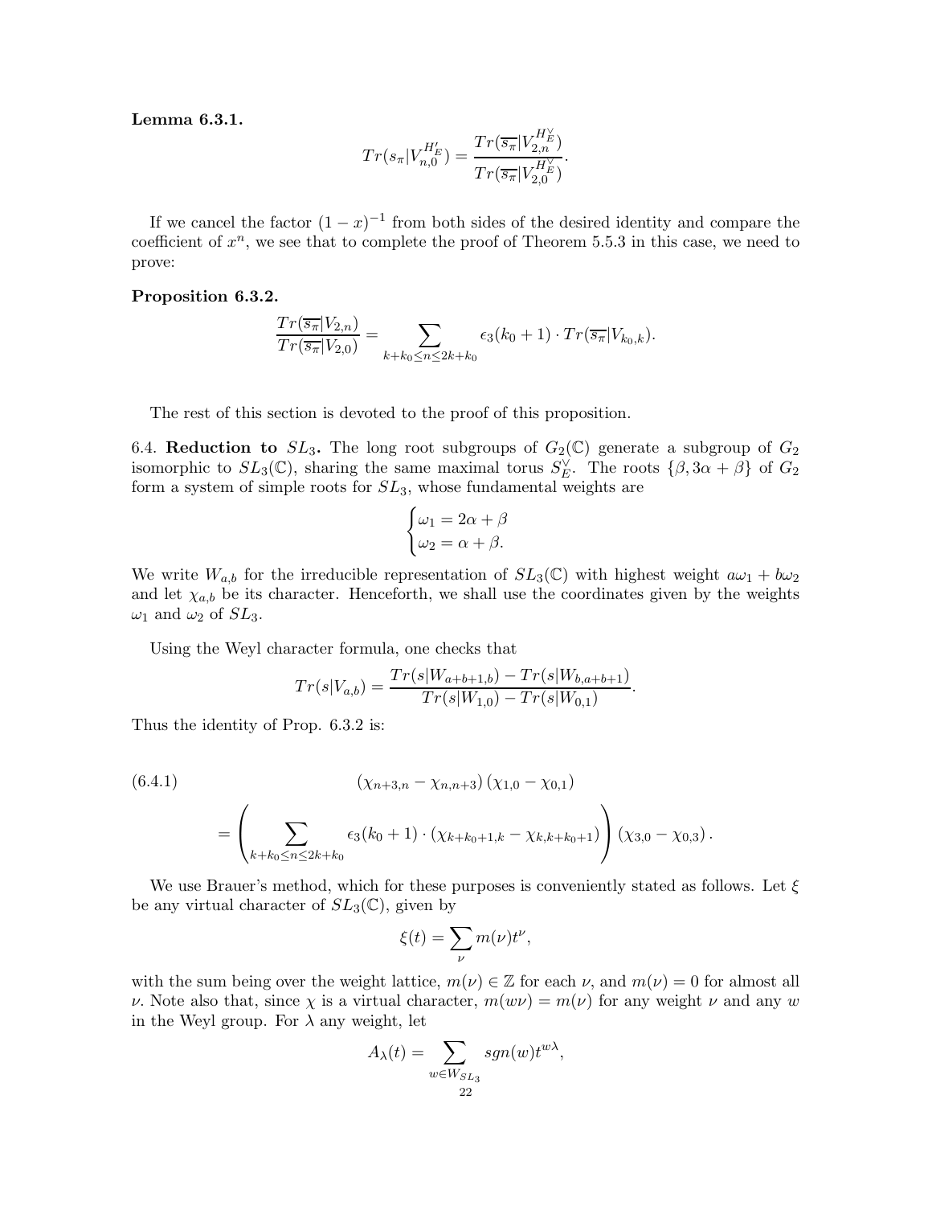**Lemma 6.3.1.**

$$Tr(s_\pi | V_{n,0}^{H_E'}) = \frac{Tr(\overline{s_\pi} | V_{2,n}^{H_E^\vee})}{Tr(\overline{s_\pi} | V_{2,0}^{H_E^\vee})}.$$

If we cancel the factor $(1-x)^{-1}$ from both sides of the desired identity and compare the coefficient of $x^n$, we see that to complete the proof of Theorem 5.5.3 in this case, we need to prove:

**Proposition 6.3.2.**

$$\frac{Tr(\overline{s_\pi} | V_{2,n})}{Tr(\overline{s_\pi} | V_{2,0})} = \sum_{k+k_0 \le n \le 2k+k_0} \epsilon_3(k_0+1) \cdot Tr(\overline{s_\pi} | V_{k_0,k}).$$

The rest of this section is devoted to the proof of this proposition.

6.4. **Reduction to $SL_3$.** The long root subgroups of $G_2(\mathbb{C})$ generate a subgroup of $G_2$ isomorphic to $SL_3(\mathbb{C})$, sharing the same maximal torus $S_E^\vee$. The roots $\{\beta, 3\alpha+\beta\}$ of $G_2$ form a system of simple roots for $SL_3$, whose fundamental weights are

$$\begin{cases} \omega_1 = 2\alpha + \beta \\ \omega_2 = \alpha + \beta. \end{cases}$$

We write $W_{a,b}$ for the irreducible representation of $SL_3(\mathbb{C})$ with highest weight $a\omega_1 + b\omega_2$ and let $\chi_{a,b}$ be its character. Henceforth, we shall use the coordinates given by the weights $\omega_1$ and $\omega_2$ of $SL_3$.

Using the Weyl character formula, one checks that

$$Tr(s|V_{a,b}) = \frac{Tr(s|W_{a+b+1,b}) - Tr(s|W_{b,a+b+1})}{Tr(s|W_{1,0}) - Tr(s|W_{0,1})}.$$

Thus the identity of Prop. 6.3.2 is:

$$\begin{aligned} (6.4.1) \qquad & \left(\chi_{n+3,n} - \chi_{n,n+3}\right)\left(\chi_{1,0} - \chi_{0,1}\right) \\ &= \left( \sum_{k+k_0 \le n \le 2k+k_0} \epsilon_3(k_0+1) \cdot \left(\chi_{k+k_0+1,k} - \chi_{k,k+k_0+1}\right) \right) \left(\chi_{3,0} - \chi_{0,3}\right). \end{aligned}$$

We use Brauer's method, which for these purposes is conveniently stated as follows. Let $\xi$ be any virtual character of $SL_3(\mathbb{C})$, given by

$$\xi(t) = \sum_\nu m(\nu) t^\nu,$$

with the sum being over the weight lattice, $m(\nu) \in \mathbb{Z}$ for each $\nu$, and $m(\nu) = 0$ for almost all $\nu$. Note also that, since $\chi$ is a virtual character, $m(w\nu) = m(\nu)$ for any weight $\nu$ and any $w$ in the Weyl group. For $\lambda$ any weight, let

$$A_\lambda(t) = \sum_{w \in W_{SL_3}} sgn(w) t^{w\lambda},$$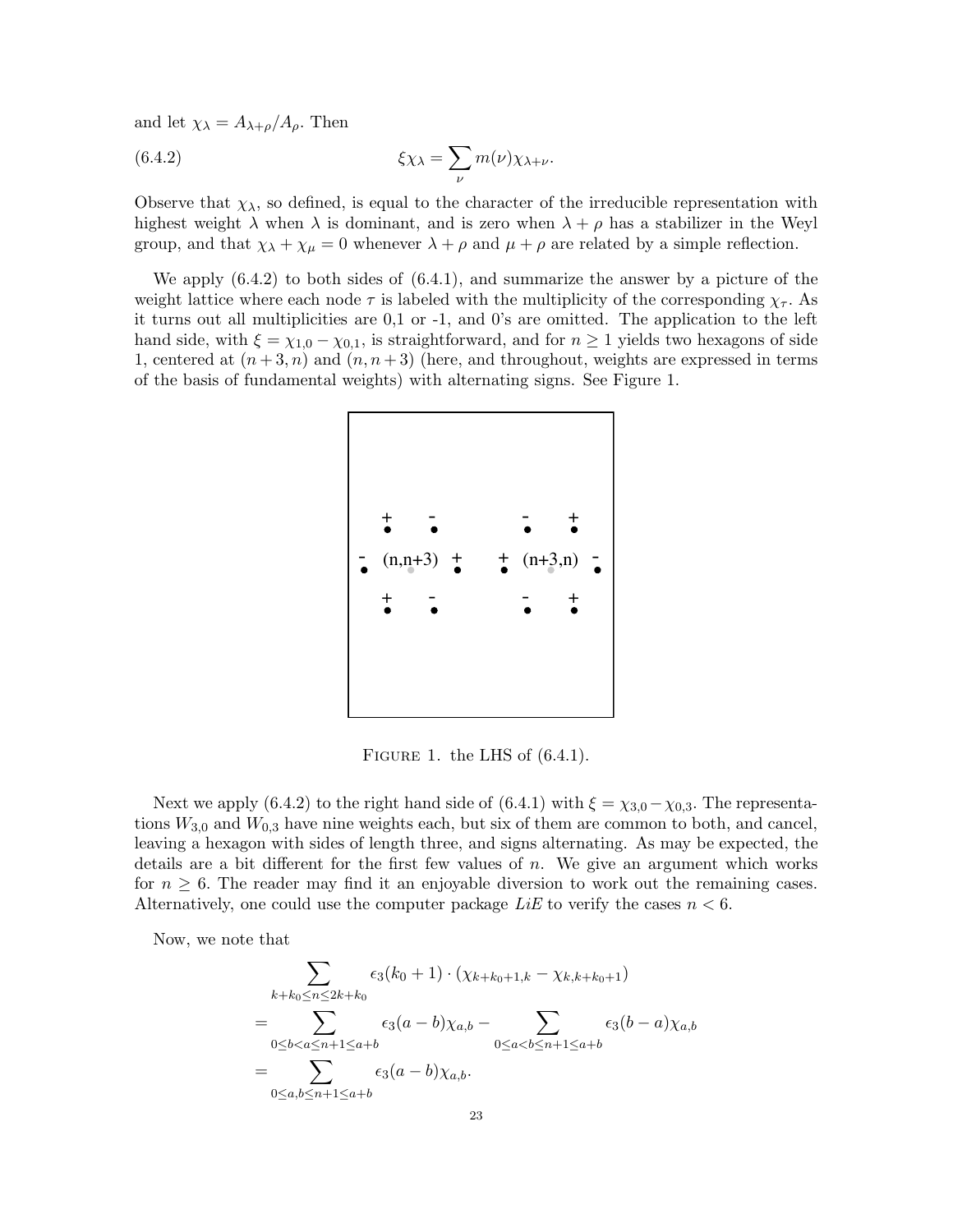and let $\chi_\lambda = A_{\lambda+\rho}/A_\rho$. Then

$$\xi \chi_\lambda = \sum_\nu m(\nu) \chi_{\lambda+\nu}. \tag{6.4.2}$$

Observe that $\chi_\lambda$, so defined, is equal to the character of the irreducible representation with highest weight $\lambda$ when $\lambda$ is dominant, and is zero when $\lambda + \rho$ has a stabilizer in the Weyl group, and that $\chi_\lambda + \chi_\mu = 0$ whenever $\lambda + \rho$ and $\mu + \rho$ are related by a simple reflection.

We apply (6.4.2) to both sides of (6.4.1), and summarize the answer by a picture of the weight lattice where each node $\tau$ is labeled with the multiplicity of the corresponding $\chi_\tau$. As it turns out all multiplicities are 0,1 or -1, and 0's are omitted. The application to the left hand side, with $\xi = \chi_{1,0} - \chi_{0,1}$, is straightforward, and for $n \geq 1$ yields two hexagons of side 1, centered at $(n+3, n)$ and $(n, n+3)$ (here, and throughout, weights are expressed in terms of the basis of fundamental weights) with alternating signs. See Figure 1.

Figure 1. the LHS of (6.4.1).

Next we apply (6.4.2) to the right hand side of (6.4.1) with $\xi = \chi_{3,0} - \chi_{0,3}$. The representations $W_{3,0}$ and $W_{0,3}$ have nine weights each, but six of them are common to both, and cancel, leaving a hexagon with sides of length three, and signs alternating. As may be expected, the details are a bit different for the first few values of $n$. We give an argument which works for $n \geq 6$. The reader may find it an enjoyable diversion to work out the remaining cases. Alternatively, one could use the computer package *LiE* to verify the cases $n < 6$.

Now, we note that

$$\begin{aligned}
&\sum_{k+k_0 \leq n \leq 2k+k_0} \epsilon_3(k_0+1) \cdot (\chi_{k+k_0+1,k} - \chi_{k,k+k_0+1}) \\
&= \sum_{0 \leq b < a \leq n+1 \leq a+b} \epsilon_3(a-b)\chi_{a,b} - \sum_{0 \leq a < b \leq n+1 \leq a+b} \epsilon_3(b-a)\chi_{a,b} \\
&= \sum_{0 \leq a,b \leq n+1 \leq a+b} \epsilon_3(a-b)\chi_{a,b}.
\end{aligned}$$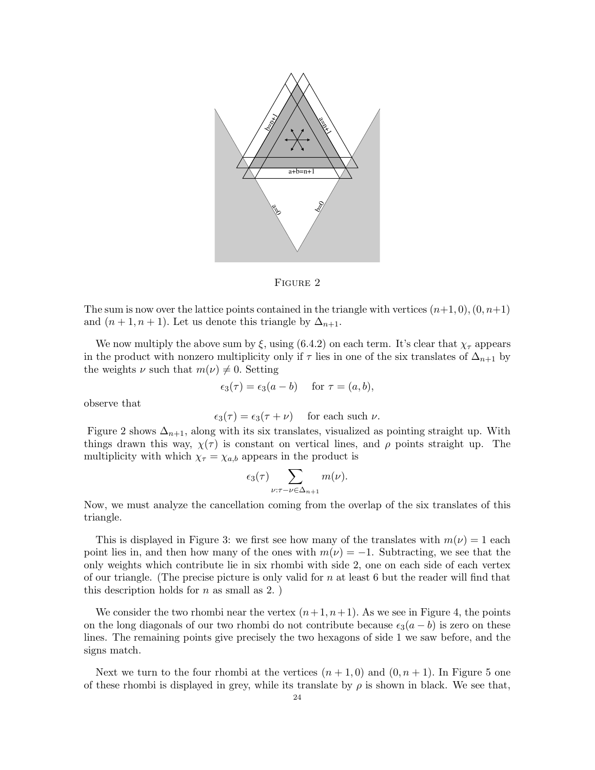FIGURE 2

The sum is now over the lattice points contained in the triangle with vertices $(n+1, 0), (0, n+1)$ and $(n+1, n+1)$. Let us denote this triangle by $\Delta_{n+1}$.

We now multiply the above sum by $\xi$, using (6.4.2) on each term. It's clear that $\chi_\tau$ appears in the product with nonzero multiplicity only if $\tau$ lies in one of the six translates of $\Delta_{n+1}$ by the weights $\nu$ such that $m(\nu) \neq 0$. Setting

$$\epsilon_3(\tau) = \epsilon_3(a - b) \quad \text{for } \tau = (a, b),$$

observe that

$$\epsilon_3(\tau) = \epsilon_3(\tau + \nu) \quad \text{for each such } \nu.$$

Figure 2 shows $\Delta_{n+1}$, along with its six translates, visualized as pointing straight up. With things drawn this way, $\chi(\tau)$ is constant on vertical lines, and $\rho$ points straight up. The multiplicity with which $\chi_\tau = \chi_{a,b}$ appears in the product is

$$\epsilon_3(\tau) \sum_{\nu : \tau - \nu \in \Delta_{n+1}} m(\nu).$$

Now, we must analyze the cancellation coming from the overlap of the six translates of this triangle.

This is displayed in Figure 3: we first see how many of the translates with $m(\nu) = 1$ each point lies in, and then how many of the ones with $m(\nu) = -1$. Subtracting, we see that the only weights which contribute lie in six rhombi with side 2, one on each side of each vertex of our triangle. (The precise picture is only valid for $n$ at least 6 but the reader will find that this description holds for $n$ as small as 2. )

We consider the two rhombi near the vertex $(n+1, n+1)$. As we see in Figure 4, the points on the long diagonals of our two rhombi do not contribute because $\epsilon_3(a - b)$ is zero on these lines. The remaining points give precisely the two hexagons of side 1 we saw before, and the signs match.

Next we turn to the four rhombi at the vertices $(n+1, 0)$ and $(0, n+1)$. In Figure 5 one of these rhombi is displayed in grey, while its translate by $\rho$ is shown in black. We see that,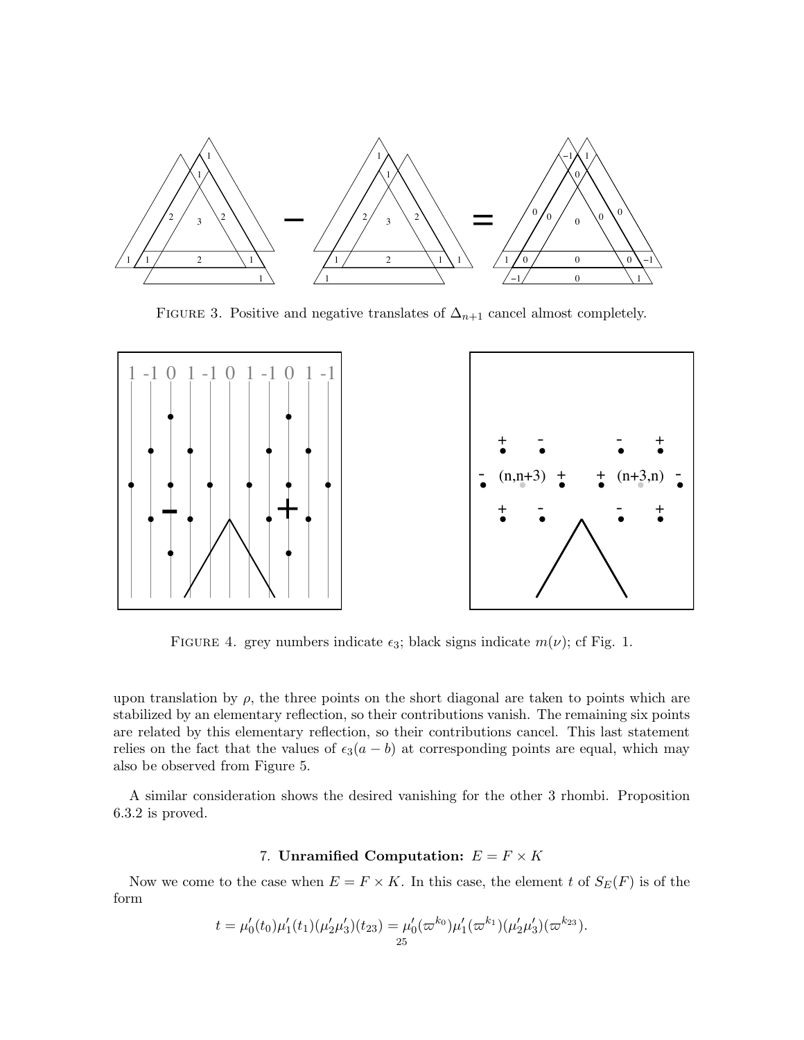FIGURE 3. Positive and negative translates of $\Delta_{n+1}$ cancel almost completely.

FIGURE 4. grey numbers indicate $\epsilon_3$; black signs indicate $m(\nu)$; cf Fig. 1.

upon translation by $\rho$, the three points on the short diagonal are taken to points which are stabilized by an elementary reflection, so their contributions vanish. The remaining six points are related by this elementary reflection, so their contributions cancel. This last statement relies on the fact that the values of $\epsilon_3(a-b)$ at corresponding points are equal, which may also be observed from Figure 5.

A similar consideration shows the desired vanishing for the other 3 rhombi. Proposition 6.3.2 is proved.

## 7. Unramified Computation: $E = F \times K$

Now we come to the case when $E = F \times K$. In this case, the element $t$ of $S_E(F)$ is of the form

$$t = \mu_0'(t_0)\mu_1'(t_1)(\mu_2'\mu_3')(t_{23}) = \mu_0'(\varpi^{k_0})\mu_1'(\varpi^{k_1})(\mu_2'\mu_3')(\varpi^{k_{23}}).$$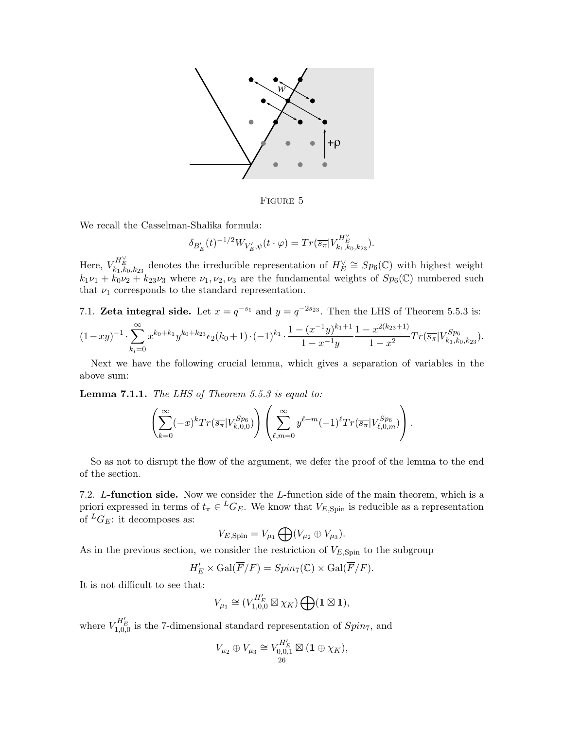FIGURE 5

We recall the Casselman-Shalika formula:

$$\delta_{B'_E}(t)^{-1/2} W_{V'_E,\psi}(t\cdot\varphi) = Tr(\overline{s_\pi}|V^{H_E^\vee}_{k_1,k_0,k_{23}}).$$

Here, $V^{H_E^\vee}_{k_1,k_0,k_{23}}$ denotes the irreducible representation of $H_E^\vee \cong Sp_6(\mathbb{C})$ with highest weight $k_1\nu_1 + k_0\nu_2 + k_{23}\nu_3$ where $\nu_1,\nu_2,\nu_3$ are the fundamental weights of $Sp_6(\mathbb{C})$ numbered such that $\nu_1$ corresponds to the standard representation.

## 7.1. Zeta integral side.

Let $x = q^{-s_1}$ and $y = q^{-2s_{23}}$. Then the LHS of Theorem 5.5.3 is:

$$(1-xy)^{-1}\cdot\sum_{k_i=0}^{\infty} x^{k_0+k_1}y^{k_0+k_{23}}\epsilon_2(k_0+1)\cdot(-1)^{k_1}\cdot\frac{1-(x^{-1}y)^{k_1+1}}{1-x^{-1}y}\frac{1-x^{2(k_{23}+1)}}{1-x^2}Tr(\overline{s_\pi}|V^{Sp_6}_{k_1,k_0,k_{23}}).$$

Next we have the following crucial lemma, which gives a separation of variables in the above sum:

**Lemma 7.1.1.** *The LHS of Theorem 5.5.3 is equal to:*

$$\left(\sum_{k=0}^{\infty}(-x)^k Tr(\overline{s_\pi}|V^{Sp_6}_{k,0,0})\right)\left(\sum_{\ell,m=0}^{\infty} y^{\ell+m}(-1)^{\ell}Tr(\overline{s_\pi}|V^{Sp_6}_{\ell,0,m})\right).$$

So as not to disrupt the flow of the argument, we defer the proof of the lemma to the end of the section.

## 7.2. $L$-function side.

Now we consider the $L$-function side of the main theorem, which is a priori expressed in terms of $t_\pi \in {}^L G_E$. We know that $V_{E,\mathrm{Spin}}$ is reducible as a representation of ${}^L G_E$: it decomposes as:

$$V_{E,\mathrm{Spin}} = V_{\mu_1}\bigoplus(V_{\mu_2}\oplus V_{\mu_3}).$$

As in the previous section, we consider the restriction of $V_{E,\mathrm{Spin}}$ to the subgroup

$$H'_E \times \mathrm{Gal}(\overline{F}/F) = Spin_7(\mathbb{C})\times\mathrm{Gal}(\overline{F}/F).$$

It is not difficult to see that:

$$V_{\mu_1} \cong (V^{H'_E}_{1,0,0}\boxtimes\chi_K)\bigoplus(\mathbf{1}\boxtimes\mathbf{1}),$$

where $V^{H'_E}_{1,0,0}$ is the 7-dimensional standard representation of $Spin_7$, and

$$V_{\mu_2}\oplus V_{\mu_3} \cong V^{H'_E}_{0,0,1}\boxtimes(\mathbf{1}\oplus\chi_K),$$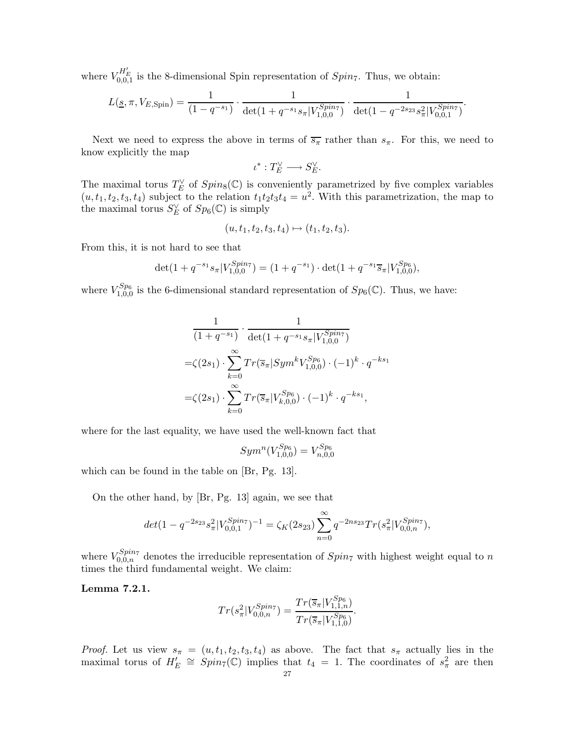where $V_{0,0,1}^{H_E'}$ is the 8-dimensional Spin representation of $Spin_7$. Thus, we obtain:

$$L(\underline{s}, \pi, V_{E,\mathrm{Spin}}) = \frac{1}{(1-q^{-s_1})} \cdot \frac{1}{\det(1+q^{-s_1}s_\pi|V_{1,0,0}^{Spin_7})} \cdot \frac{1}{\det(1-q^{-2s_{23}}s_\pi^2|V_{0,0,1}^{Spin_7})}.$$

Next we need to express the above in terms of $\overline{s_\pi}$ rather than $s_\pi$. For this, we need to know explicitly the map

$$\iota^* : T_E^\vee \longrightarrow S_E^\vee.$$

The maximal torus $T_E^\vee$ of $Spin_8(\mathbb{C})$ is conveniently parametrized by five complex variables $(u, t_1, t_2, t_3, t_4)$ subject to the relation $t_1 t_2 t_3 t_4 = u^2$. With this parametrization, the map to the maximal torus $S_E^\vee$ of $Sp_6(\mathbb{C})$ is simply

$$(u, t_1, t_2, t_3, t_4) \mapsto (t_1, t_2, t_3).$$

From this, it is not hard to see that

$$\det(1+q^{-s_1}s_\pi|V_{1,0,0}^{Spin_7}) = (1+q^{-s_1}) \cdot \det(1+q^{-s_1}\overline{s}_\pi|V_{1,0,0}^{Sp_6}),$$

where $V_{1,0,0}^{Sp_6}$ is the 6-dimensional standard representation of $Sp_6(\mathbb{C})$. Thus, we have:

$$\begin{aligned}
&\frac{1}{(1+q^{-s_1})} \cdot \frac{1}{\det(1+q^{-s_1}s_\pi|V_{1,0,0}^{Spin_7})} \\
=&\zeta(2s_1) \cdot \sum_{k=0}^{\infty} Tr(\overline{s}_\pi|Sym^k V_{1,0,0}^{Sp_6}) \cdot (-1)^k \cdot q^{-ks_1} \\
=&\zeta(2s_1) \cdot \sum_{k=0}^{\infty} Tr(\overline{s}_\pi|V_{k,0,0}^{Sp_6}) \cdot (-1)^k \cdot q^{-ks_1},
\end{aligned}$$

where for the last equality, we have used the well-known fact that

$$Sym^n(V_{1,0,0}^{Sp_6}) = V_{n,0,0}^{Sp_6}$$

which can be found in the table on [Br, Pg. 13].

On the other hand, by [Br, Pg. 13] again, we see that

$$det(1-q^{-2s_{23}}s_\pi^2|V_{0,0,1}^{Spin_7})^{-1} = \zeta_K(2s_{23}) \sum_{n=0}^{\infty} q^{-2ns_{23}} Tr(s_\pi^2|V_{0,0,n}^{Spin_7}),$$

where $V_{0,0,n}^{Spin_7}$ denotes the irreducible representation of $Spin_7$ with highest weight equal to $n$ times the third fundamental weight. We claim:

**Lemma 7.2.1.**

$$Tr(s_\pi^2|V_{0,0,n}^{Spin_7}) = \frac{Tr(\overline{s}_\pi|V_{1,1,n}^{Sp_6})}{Tr(\overline{s}_\pi|V_{1,1,0}^{Sp_6})}.$$

*Proof.* Let us view $s_\pi = (u, t_1, t_2, t_3, t_4)$ as above. The fact that $s_\pi$ actually lies in the maximal torus of $H_E' \cong Spin_7(\mathbb{C})$ implies that $t_4 = 1$. The coordinates of $s_\pi^2$ are then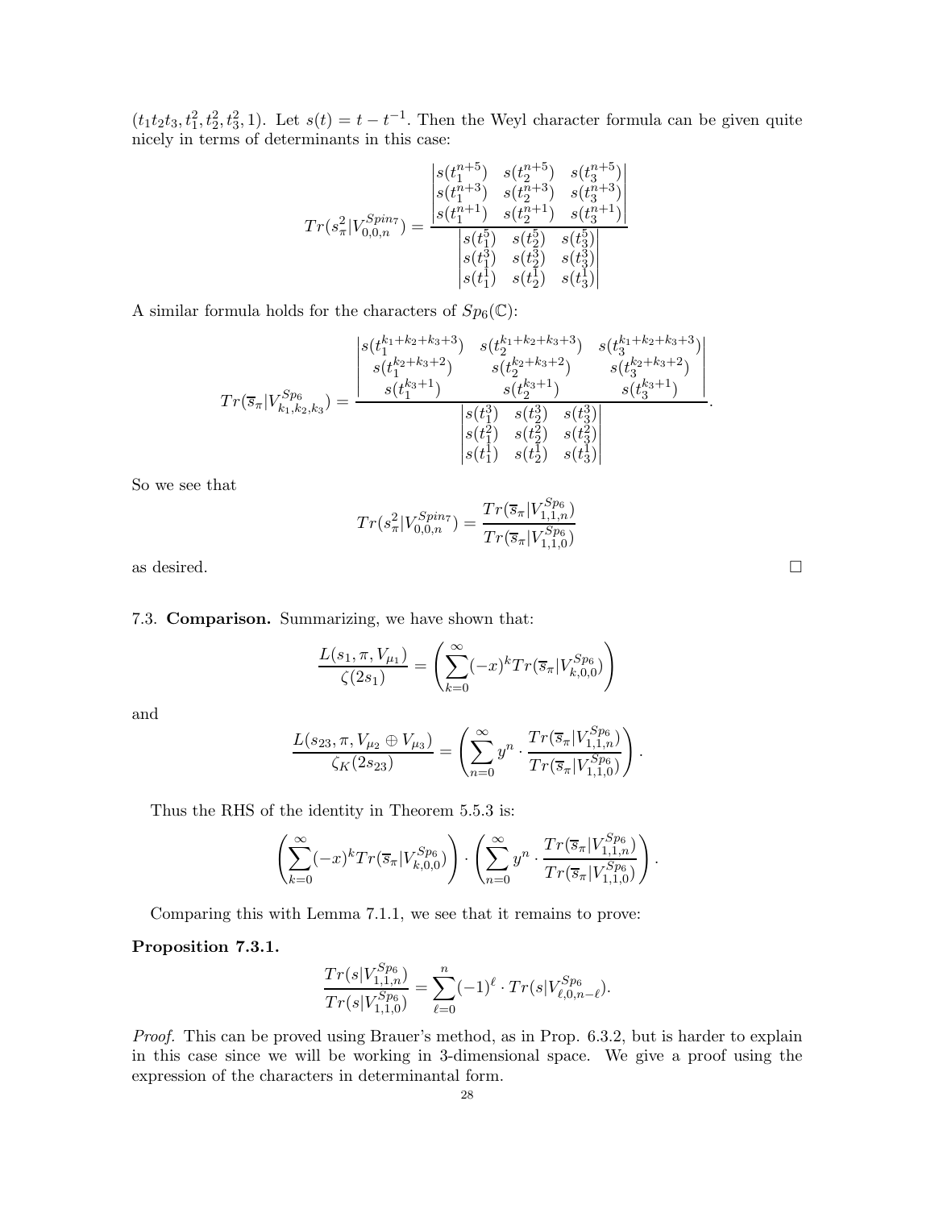$(t_1t_2t_3, t_1^2, t_2^2, t_3^2, 1)$. Let $s(t) = t - t^{-1}$. Then the Weyl character formula can be given quite nicely in terms of determinants in this case:

$$Tr(s_\pi^2|V_{0,0,n}^{Spin_7}) = \frac{\begin{vmatrix} s(t_1^{n+5}) & s(t_2^{n+5}) & s(t_3^{n+5}) \\ s(t_1^{n+3}) & s(t_2^{n+3}) & s(t_3^{n+3}) \\ s(t_1^{n+1}) & s(t_2^{n+1}) & s(t_3^{n+1}) \end{vmatrix}}{\begin{vmatrix} s(t_1^5) & s(t_2^5) & s(t_3^5) \\ s(t_1^3) & s(t_2^3) & s(t_3^3) \\ s(t_1^1) & s(t_2^1) & s(t_3^1) \end{vmatrix}}$$

A similar formula holds for the characters of $Sp_6(\mathbb{C})$:

$$Tr(\overline{s}_\pi|V_{k_1,k_2,k_3}^{Sp_6}) = \frac{\begin{vmatrix} s(t_1^{k_1+k_2+k_3+3}) & s(t_2^{k_1+k_2+k_3+3}) & s(t_3^{k_1+k_2+k_3+3}) \\ s(t_1^{k_2+k_3+2}) & s(t_2^{k_2+k_3+2}) & s(t_3^{k_2+k_3+2}) \\ s(t_1^{k_3+1}) & s(t_2^{k_3+1}) & s(t_3^{k_3+1}) \end{vmatrix}}{\begin{vmatrix} s(t_1^3) & s(t_2^3) & s(t_3^3) \\ s(t_1^2) & s(t_2^2) & s(t_3^2) \\ s(t_1^1) & s(t_2^1) & s(t_3^1) \end{vmatrix}}.$$

So we see that

$$Tr(s_\pi^2|V_{0,0,n}^{Spin_7}) = \frac{Tr(\overline{s}_\pi|V_{1,1,n}^{Sp_6})}{Tr(\overline{s}_\pi|V_{1,1,0}^{Sp_6})}$$

as desired. $\square$

### 7.3. **Comparison.**

Summarizing, we have shown that:

$$\frac{L(s_1, \pi, V_{\mu_1})}{\zeta(2s_1)} = \left( \sum_{k=0}^{\infty} (-x)^k Tr(\overline{s}_\pi|V_{k,0,0}^{Sp_6}) \right)$$

and

$$\frac{L(s_{23}, \pi, V_{\mu_2} \oplus V_{\mu_3})}{\zeta_K(2s_{23})} = \left( \sum_{n=0}^{\infty} y^n \cdot \frac{Tr(\overline{s}_\pi|V_{1,1,n}^{Sp_6})}{Tr(\overline{s}_\pi|V_{1,1,0}^{Sp_6})} \right).$$

Thus the RHS of the identity in Theorem 5.5.3 is:

$$\left( \sum_{k=0}^{\infty} (-x)^k Tr(\overline{s}_\pi|V_{k,0,0}^{Sp_6}) \right) \cdot \left( \sum_{n=0}^{\infty} y^n \cdot \frac{Tr(\overline{s}_\pi|V_{1,1,n}^{Sp_6})}{Tr(\overline{s}_\pi|V_{1,1,0}^{Sp_6})} \right).$$

Comparing this with Lemma 7.1.1, we see that it remains to prove:

**Proposition 7.3.1.**

$$\frac{Tr(s|V_{1,1,n}^{Sp_6})}{Tr(s|V_{1,1,0}^{Sp_6})} = \sum_{\ell=0}^{n} (-1)^\ell \cdot Tr(s|V_{\ell,0,n-\ell}^{Sp_6}).$$

*Proof.* This can be proved using Brauer's method, as in Prop. 6.3.2, but is harder to explain in this case since we will be working in 3-dimensional space. We give a proof using the expression of the characters in determinantal form.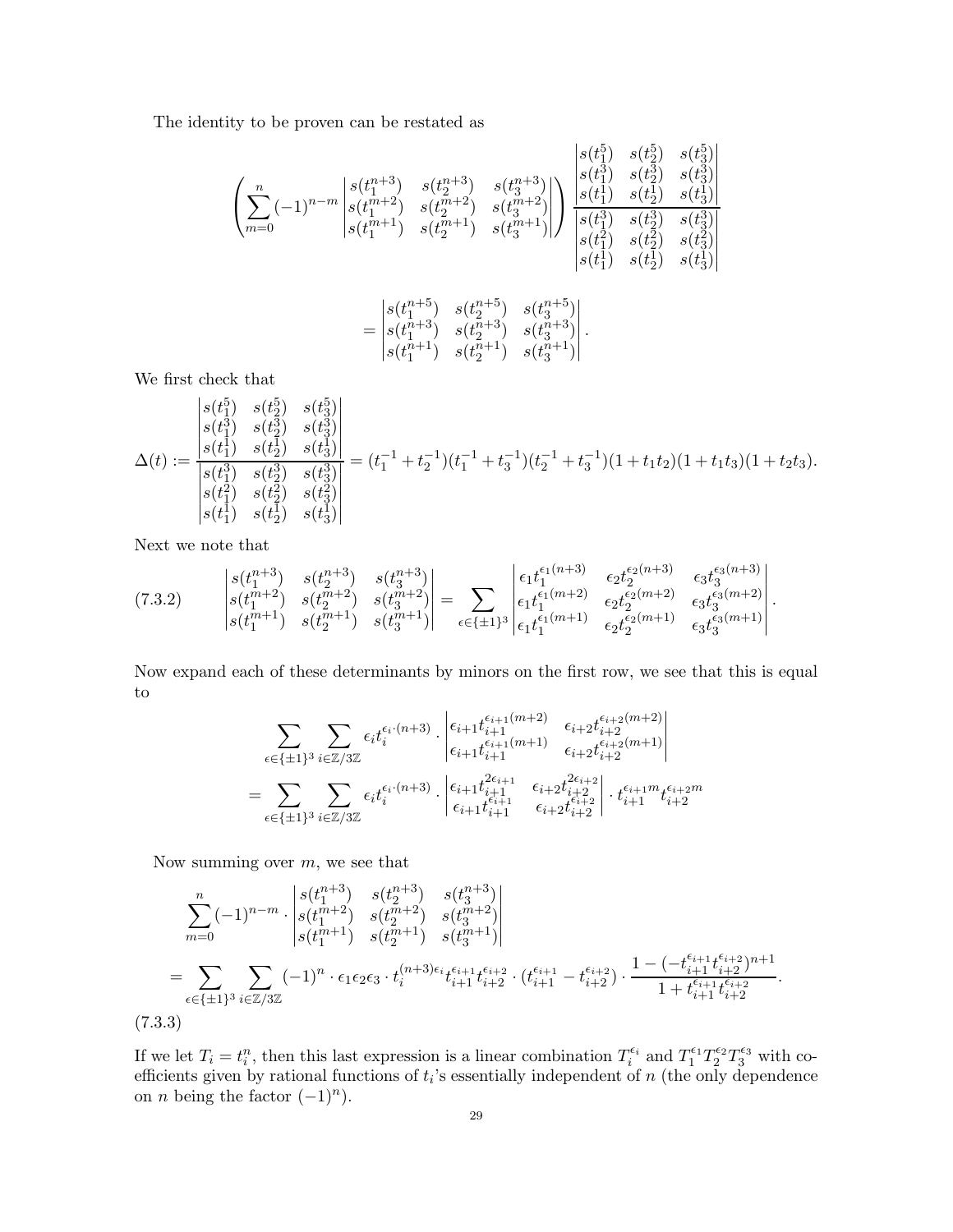The identity to be proven can be restated as

$$\left(\sum_{m=0}^{n}(-1)^{n-m}\begin{vmatrix} s(t_1^{n+3}) & s(t_2^{n+3}) & s(t_3^{n+3}) \\ s(t_1^{m+2}) & s(t_2^{m+2}) & s(t_3^{m+2}) \\ s(t_1^{m+1}) & s(t_2^{m+1}) & s(t_3^{m+1}) \end{vmatrix}\right) \frac{\begin{vmatrix} s(t_1^5) & s(t_2^5) & s(t_3^5) \\ s(t_1^3) & s(t_2^3) & s(t_3^3) \\ s(t_1^1) & s(t_2^1) & s(t_3^1) \end{vmatrix}}{\begin{vmatrix} s(t_1^3) & s(t_2^3) & s(t_3^3) \\ s(t_1^2) & s(t_2^2) & s(t_3^2) \\ s(t_1^1) & s(t_2^1) & s(t_3^1) \end{vmatrix}}$$

$$= \begin{vmatrix} s(t_1^{n+5}) & s(t_2^{n+5}) & s(t_3^{n+5}) \\ s(t_1^{n+3}) & s(t_2^{n+3}) & s(t_3^{n+3}) \\ s(t_1^{n+1}) & s(t_2^{n+1}) & s(t_3^{n+1}) \end{vmatrix}.$$

We first check that

$$\Delta(t) := \frac{\begin{vmatrix} s(t_1^5) & s(t_2^5) & s(t_3^5) \\ s(t_1^3) & s(t_2^3) & s(t_3^3) \\ s(t_1^1) & s(t_2^1) & s(t_3^1) \end{vmatrix}}{\begin{vmatrix} s(t_1^3) & s(t_2^3) & s(t_3^3) \\ s(t_1^2) & s(t_2^2) & s(t_3^2) \\ s(t_1^1) & s(t_2^1) & s(t_3^1) \end{vmatrix}} = (t_1^{-1}+t_2^{-1})(t_1^{-1}+t_3^{-1})(t_2^{-1}+t_3^{-1})(1+t_1t_2)(1+t_1t_3)(1+t_2t_3).$$

Next we note that

$$\begin{vmatrix} s(t_1^{n+3}) & s(t_2^{n+3}) & s(t_3^{n+3}) \\ s(t_1^{m+2}) & s(t_2^{m+2}) & s(t_3^{m+2}) \\ s(t_1^{m+1}) & s(t_2^{m+1}) & s(t_3^{m+1}) \end{vmatrix} = \sum_{\epsilon\in\{\pm1\}^3} \begin{vmatrix} \epsilon_1 t_1^{\epsilon_1(n+3)} & \epsilon_2 t_2^{\epsilon_2(n+3)} & \epsilon_3 t_3^{\epsilon_3(n+3)} \\ \epsilon_1 t_1^{\epsilon_1(m+2)} & \epsilon_2 t_2^{\epsilon_2(m+2)} & \epsilon_3 t_3^{\epsilon_3(m+2)} \\ \epsilon_1 t_1^{\epsilon_1(m+1)} & \epsilon_2 t_2^{\epsilon_2(m+1)} & \epsilon_3 t_3^{\epsilon_3(m+1)} \end{vmatrix}. \tag{7.3.2}$$

Now expand each of these determinants by minors on the first row, we see that this is equal to

$$\sum_{\epsilon\in\{\pm1\}^3}\sum_{i\in\mathbb{Z}/3\mathbb{Z}} \epsilon_i t_i^{\epsilon_i\cdot(n+3)} \cdot \begin{vmatrix} \epsilon_{i+1} t_{i+1}^{\epsilon_{i+1}(m+2)} & \epsilon_{i+2} t_{i+2}^{\epsilon_{i+2}(m+2)} \\ \epsilon_{i+1} t_{i+1}^{\epsilon_{i+1}(m+1)} & \epsilon_{i+2} t_{i+2}^{\epsilon_{i+2}(m+1)} \end{vmatrix}$$

$$= \sum_{\epsilon\in\{\pm1\}^3}\sum_{i\in\mathbb{Z}/3\mathbb{Z}} \epsilon_i t_i^{\epsilon_i\cdot(n+3)} \cdot \begin{vmatrix} \epsilon_{i+1} t_{i+1}^{2\epsilon_{i+1}} & \epsilon_{i+2} t_{i+2}^{2\epsilon_{i+2}} \\ \epsilon_{i+1} t_{i+1}^{\epsilon_{i+1}} & \epsilon_{i+2} t_{i+2}^{\epsilon_{i+2}} \end{vmatrix} \cdot t_{i+1}^{\epsilon_{i+1}m} t_{i+2}^{\epsilon_{i+2}m}$$

Now summing over $m$, we see that

$$\sum_{m=0}^{n}(-1)^{n-m}\cdot\begin{vmatrix} s(t_1^{n+3}) & s(t_2^{n+3}) & s(t_3^{n+3}) \\ s(t_1^{m+2}) & s(t_2^{m+2}) & s(t_3^{m+2}) \\ s(t_1^{m+1}) & s(t_2^{m+1}) & s(t_3^{m+1}) \end{vmatrix}$$

$$= \sum_{\epsilon\in\{\pm1\}^3}\sum_{i\in\mathbb{Z}/3\mathbb{Z}} (-1)^n\cdot\epsilon_1\epsilon_2\epsilon_3\cdot t_i^{(n+3)\epsilon_i} t_{i+1}^{\epsilon_{i+1}} t_{i+2}^{\epsilon_{i+2}} \cdot (t_{i+1}^{\epsilon_{i+1}} - t_{i+2}^{\epsilon_{i+2}}) \cdot \frac{1-(-t_{i+1}^{\epsilon_{i+1}} t_{i+2}^{\epsilon_{i+2}})^{n+1}}{1+t_{i+1}^{\epsilon_{i+1}} t_{i+2}^{\epsilon_{i+2}}}. \tag{7.3.3}$$

If we let $T_i = t_i^n$, then this last expression is a linear combination $T_i^{\epsilon_i}$ and $T_1^{\epsilon_1}T_2^{\epsilon_2}T_3^{\epsilon_3}$ with coefficients given by rational functions of $t_i$'s essentially independent of $n$ (the only dependence on $n$ being the factor $(-1)^n$).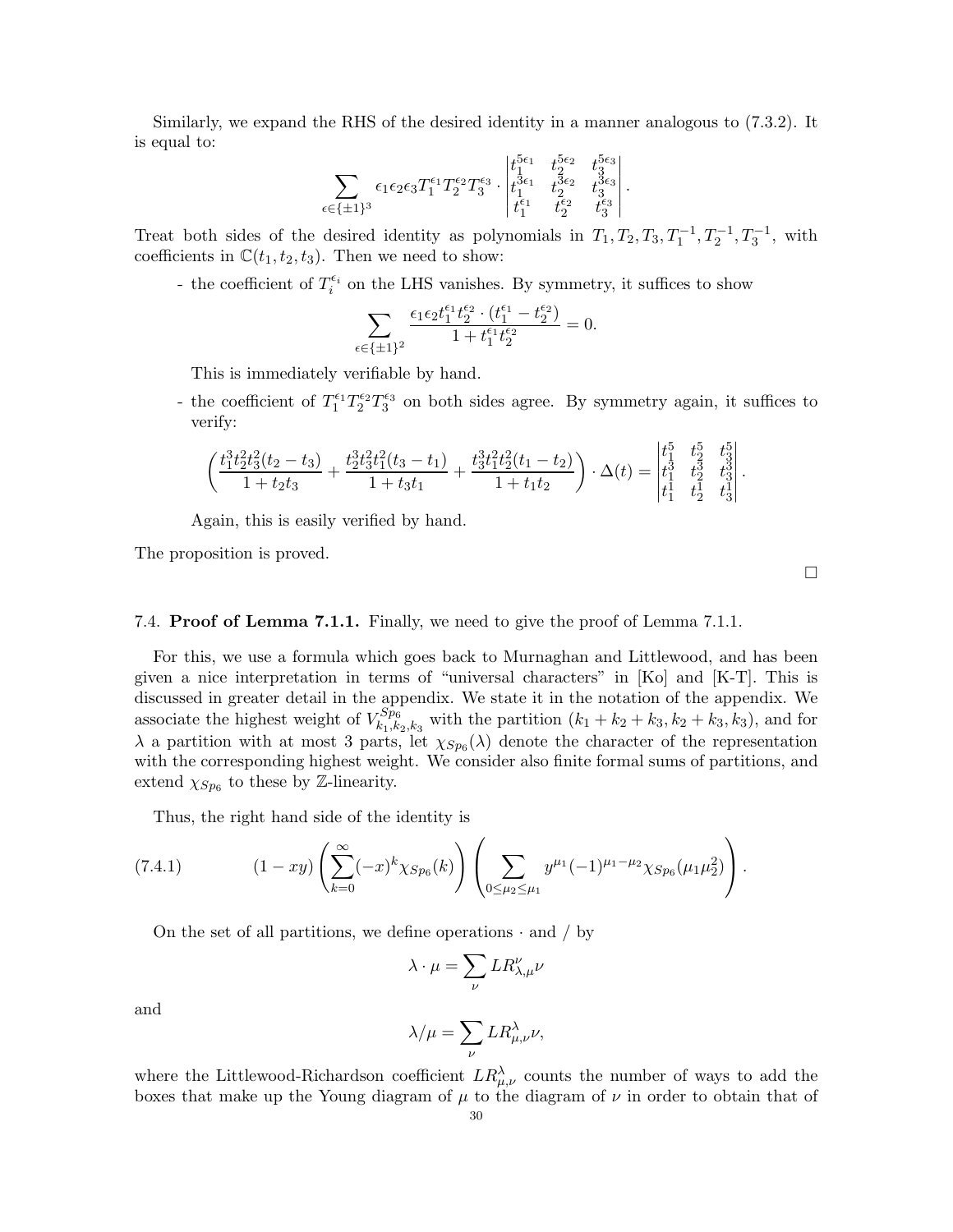Similarly, we expand the RHS of the desired identity in a manner analogous to (7.3.2). It is equal to:

$$\sum_{\epsilon \in \{\pm 1\}^3} \epsilon_1 \epsilon_2 \epsilon_3 T_1^{\epsilon_1} T_2^{\epsilon_2} T_3^{\epsilon_3} \cdot \begin{vmatrix} t_1^{5\epsilon_1} & t_2^{5\epsilon_2} & t_3^{5\epsilon_3} \\ t_1^{3\epsilon_1} & t_2^{3\epsilon_2} & t_3^{3\epsilon_3} \\ t_1^{\epsilon_1} & t_2^{\epsilon_2} & t_3^{\epsilon_3} \end{vmatrix}.$$

Treat both sides of the desired identity as polynomials in $T_1, T_2, T_3, T_1^{-1}, T_2^{-1}, T_3^{-1}$, with coefficients in $\mathbb{C}(t_1, t_2, t_3)$. Then we need to show:

- the coefficient of $T_i^{\epsilon_i}$ on the LHS vanishes. By symmetry, it suffices to show

$$\sum_{\epsilon \in \{\pm 1\}^2} \frac{\epsilon_1 \epsilon_2 t_1^{\epsilon_1} t_2^{\epsilon_2} \cdot (t_1^{\epsilon_1} - t_2^{\epsilon_2})}{1 + t_1^{\epsilon_1} t_2^{\epsilon_2}} = 0.$$

  This is immediately verifiable by hand.

- the coefficient of $T_1^{\epsilon_1} T_2^{\epsilon_2} T_3^{\epsilon_3}$ on both sides agree. By symmetry again, it suffices to verify:

$$\left( \frac{t_1^3 t_2^2 t_3^2 (t_2 - t_3)}{1 + t_2 t_3} + \frac{t_2^3 t_3^2 t_1^2 (t_3 - t_1)}{1 + t_3 t_1} + \frac{t_3^3 t_1^2 t_2^2 (t_1 - t_2)}{1 + t_1 t_2} \right) \cdot \Delta(t) = \begin{vmatrix} t_1^5 & t_2^5 & t_3^5 \\ t_1^3 & t_2^3 & t_3^3 \\ t_1^1 & t_2^1 & t_3^1 \end{vmatrix}.$$

  Again, this is easily verified by hand.

The proposition is proved.

□

## 7.4. **Proof of Lemma 7.1.1.**

Finally, we need to give the proof of Lemma 7.1.1.

For this, we use a formula which goes back to Murnaghan and Littlewood, and has been given a nice interpretation in terms of "universal characters" in [Ko] and [K-T]. This is discussed in greater detail in the appendix. We state it in the notation of the appendix. We associate the highest weight of $V_{k_1,k_2,k_3}^{Sp_6}$ with the partition $(k_1 + k_2 + k_3, k_2 + k_3, k_3)$, and for $\lambda$ a partition with at most 3 parts, let $\chi_{Sp_6}(\lambda)$ denote the character of the representation with the corresponding highest weight. We consider also finite formal sums of partitions, and extend $\chi_{Sp_6}$ to these by $\mathbb{Z}$-linearity.

Thus, the right hand side of the identity is

$$(1 - xy) \left( \sum_{k=0}^{\infty} (-x)^k \chi_{Sp_6}(k) \right) \left( \sum_{0 \le \mu_2 \le \mu_1} y^{\mu_1} (-1)^{\mu_1 - \mu_2} \chi_{Sp_6}(\mu_1 \mu_2^2) \right). \tag{7.4.1}$$

On the set of all partitions, we define operations $\cdot$ and $/$ by

$$\lambda \cdot \mu = \sum_{\nu} LR_{\lambda,\mu}^{\nu} \nu$$

and

$$\lambda / \mu = \sum_{\nu} LR_{\mu,\nu}^{\lambda} \nu,$$

where the Littlewood-Richardson coefficient $LR_{\mu,\nu}^{\lambda}$ counts the number of ways to add the boxes that make up the Young diagram of $\mu$ to the diagram of $\nu$ in order to obtain that of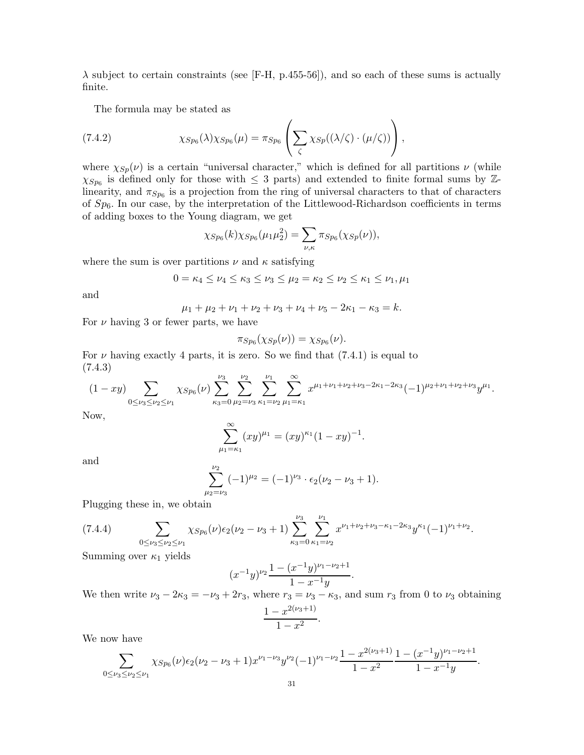$\lambda$ subject to certain constraints (see [F-H, p.455-56]), and so each of these sums is actually finite.

The formula may be stated as

$$\chi_{Sp_6}(\lambda)\chi_{Sp_6}(\mu) = \pi_{Sp_6}\left(\sum_{\zeta} \chi_{Sp}((\lambda/\zeta)\cdot(\mu/\zeta))\right), \tag{7.4.2}$$

where $\chi_{Sp}(\nu)$ is a certain "universal character," which is defined for all partitions $\nu$ (while $\chi_{Sp_6}$ is defined only for those with $\leq 3$ parts) and extended to finite formal sums by $\mathbb{Z}$-linearity, and $\pi_{Sp_6}$ is a projection from the ring of universal characters to that of characters of $Sp_6$. In our case, by the interpretation of the Littlewood-Richardson coefficients in terms of adding boxes to the Young diagram, we get

$$\chi_{Sp_6}(k)\chi_{Sp_6}(\mu_1\mu_2^2) = \sum_{\nu,\kappa} \pi_{Sp_6}(\chi_{Sp}(\nu)),$$

where the sum is over partitions $\nu$ and $\kappa$ satisfying

$$0 = \kappa_4 \leq \nu_4 \leq \kappa_3 \leq \nu_3 \leq \mu_2 = \kappa_2 \leq \nu_2 \leq \kappa_1 \leq \nu_1, \mu_1$$

and

$$\mu_1 + \mu_2 + \nu_1 + \nu_2 + \nu_3 + \nu_4 + \nu_5 - 2\kappa_1 - \kappa_3 = k.$$

For $\nu$ having 3 or fewer parts, we have

$$\pi_{Sp_6}(\chi_{Sp}(\nu)) = \chi_{Sp_6}(\nu).$$

For $\nu$ having exactly 4 parts, it is zero. So we find that (7.4.1) is equal to

$$(1-xy)\sum_{0\leq\nu_3\leq\nu_2\leq\nu_1} \chi_{Sp_6}(\nu)\sum_{\kappa_3=0}^{\nu_3}\sum_{\mu_2=\nu_3}^{\nu_2}\sum_{\kappa_1=\nu_2}^{\nu_1}\sum_{\mu_1=\kappa_1}^{\infty} x^{\mu_1+\nu_1+\nu_2+\nu_3-2\kappa_1-2\kappa_3}(-1)^{\mu_2+\nu_1+\nu_2+\nu_3}y^{\mu_1}. \tag{7.4.3}$$

Now,

$$\sum_{\mu_1=\kappa_1}^{\infty}(xy)^{\mu_1} = (xy)^{\kappa_1}(1-xy)^{-1}.$$

and

$$\sum_{\mu_2=\nu_3}^{\nu_2}(-1)^{\mu_2} = (-1)^{\nu_3}\cdot\epsilon_2(\nu_2-\nu_3+1).$$

Plugging these in, we obtain

$$\sum_{0\leq\nu_3\leq\nu_2\leq\nu_1}\chi_{Sp_6}(\nu)\epsilon_2(\nu_2-\nu_3+1)\sum_{\kappa_3=0}^{\nu_3}\sum_{\kappa_1=\nu_2}^{\nu_1} x^{\nu_1+\nu_2+\nu_3-\kappa_1-2\kappa_3}y^{\kappa_1}(-1)^{\nu_1+\nu_2}. \tag{7.4.4}$$

Summing over $\kappa_1$ yields

$$(x^{-1}y)^{\nu_2}\frac{1-(x^{-1}y)^{\nu_1-\nu_2+1}}{1-x^{-1}y}.$$

We then write $\nu_3 - 2\kappa_3 = -\nu_3 + 2r_3$, where $r_3 = \nu_3 - \kappa_3$, and sum $r_3$ from 0 to $\nu_3$ obtaining

$$\frac{1-x^{2(\nu_3+1)}}{1-x^2}.$$

We now have

$$\sum_{0\leq\nu_3\leq\nu_2\leq\nu_1}\chi_{Sp_6}(\nu)\epsilon_2(\nu_2-\nu_3+1)x^{\nu_1-\nu_3}y^{\nu_2}(-1)^{\nu_1-\nu_2}\frac{1-x^{2(\nu_3+1)}}{1-x^2}\frac{1-(x^{-1}y)^{\nu_1-\nu_2+1}}{1-x^{-1}y}.$$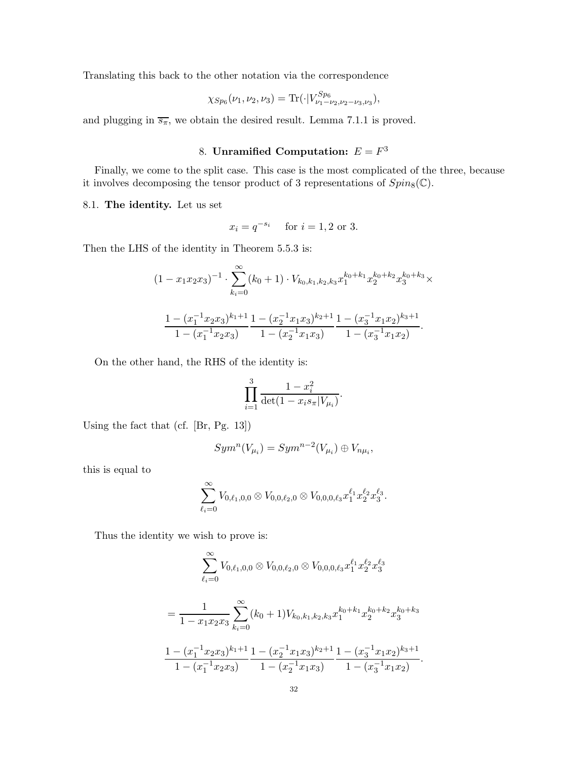Translating this back to the other notation via the correspondence

$$\chi_{Sp_6}(\nu_1,\nu_2,\nu_3) = \mathrm{Tr}(\cdot|V^{Sp_6}_{\nu_1-\nu_2,\nu_2-\nu_3,\nu_3}),$$

and plugging in $\overline{s_\pi}$, we obtain the desired result. Lemma 7.1.1 is proved.

## 8. Unramified Computation: $E = F^3$

Finally, we come to the split case. This case is the most complicated of the three, because it involves decomposing the tensor product of 3 representations of $Spin_8(\mathbb{C})$.

### 8.1. The identity.

Let us set

$$x_i = q^{-s_i} \quad \text{ for } i = 1, 2 \text{ or } 3.$$

Then the LHS of the identity in Theorem 5.5.3 is:

$$(1-x_1x_2x_3)^{-1} \cdot \sum_{k_i=0}^{\infty} (k_0+1) \cdot V_{k_0,k_1,k_2,k_3} x_1^{k_0+k_1} x_2^{k_0+k_2} x_3^{k_0+k_3} \times$$

$$\frac{1-(x_1^{-1}x_2x_3)^{k_1+1}}{1-(x_1^{-1}x_2x_3)} \frac{1-(x_2^{-1}x_1x_3)^{k_2+1}}{1-(x_2^{-1}x_1x_3)} \frac{1-(x_3^{-1}x_1x_2)^{k_3+1}}{1-(x_3^{-1}x_1x_2)}.$$

On the other hand, the RHS of the identity is:

$$\prod_{i=1}^{3} \frac{1-x_i^2}{\det(1-x_i s_\pi | V_{\mu_i})}.$$

Using the fact that (cf. [Br, Pg. 13])

$$Sym^n(V_{\mu_i}) = Sym^{n-2}(V_{\mu_i}) \oplus V_{n\mu_i},$$

this is equal to

$$\sum_{\ell_i=0}^{\infty} V_{0,\ell_1,0,0} \otimes V_{0,0,\ell_2,0} \otimes V_{0,0,0,\ell_3} x_1^{\ell_1} x_2^{\ell_2} x_3^{\ell_3}.$$

Thus the identity we wish to prove is:

$$\sum_{\ell_i=0}^{\infty} V_{0,\ell_1,0,0} \otimes V_{0,0,\ell_2,0} \otimes V_{0,0,0,\ell_3} x_1^{\ell_1} x_2^{\ell_2} x_3^{\ell_3}$$

$$= \frac{1}{1-x_1x_2x_3} \sum_{k_i=0}^{\infty} (k_0+1) V_{k_0,k_1,k_2,k_3} x_1^{k_0+k_1} x_2^{k_0+k_2} x_3^{k_0+k_3}$$

$$\frac{1-(x_1^{-1}x_2x_3)^{k_1+1}}{1-(x_1^{-1}x_2x_3)} \frac{1-(x_2^{-1}x_1x_3)^{k_2+1}}{1-(x_2^{-1}x_1x_3)} \frac{1-(x_3^{-1}x_1x_2)^{k_3+1}}{1-(x_3^{-1}x_1x_2)}.$$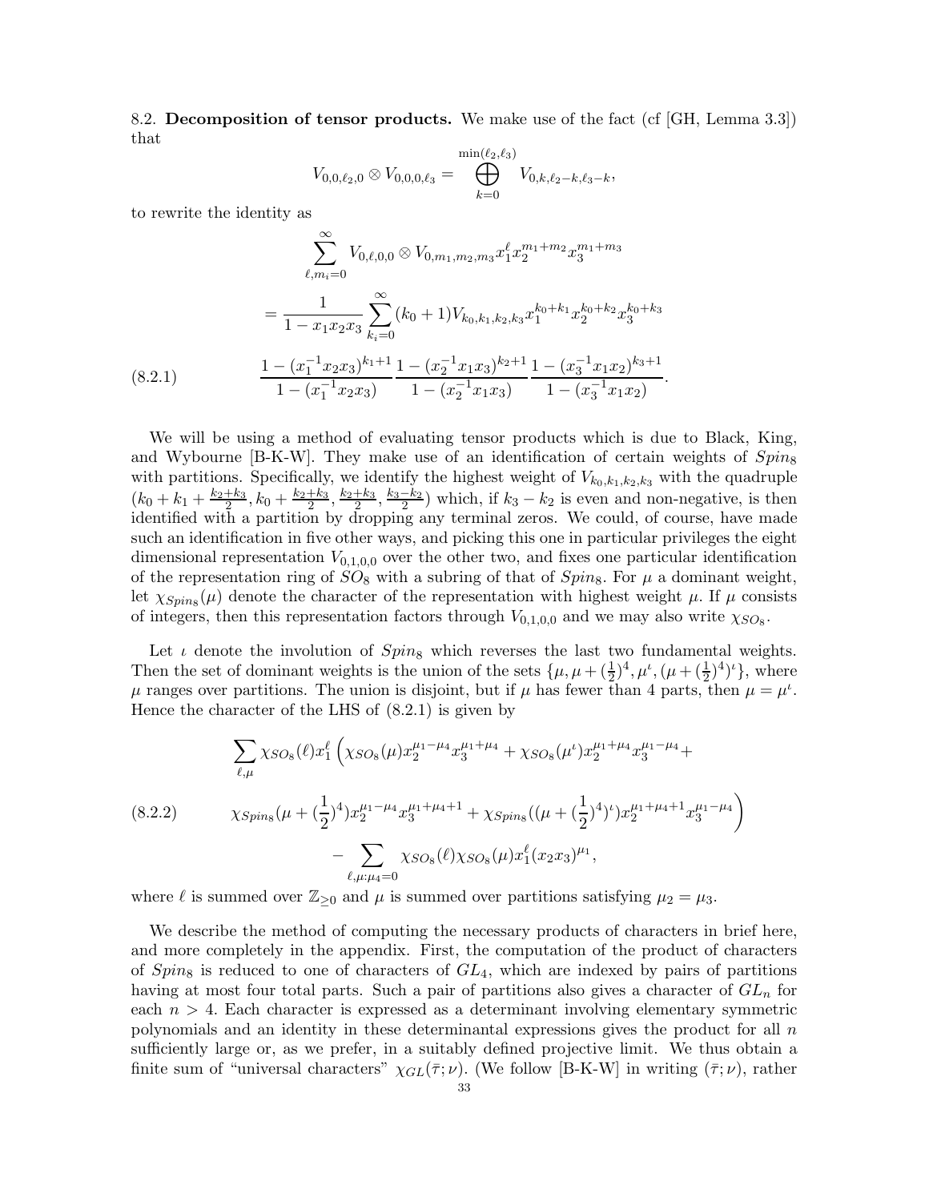8.2. **Decomposition of tensor products.** We make use of the fact (cf [GH, Lemma 3.3]) that

$$V_{0,0,\ell_2,0} \otimes V_{0,0,0,\ell_3} = \bigoplus_{k=0}^{\min(\ell_2,\ell_3)} V_{0,k,\ell_2-k,\ell_3-k},$$

to rewrite the identity as

$$\sum_{\ell,m_i=0}^{\infty} V_{0,\ell,0,0} \otimes V_{0,m_1,m_2,m_3} x_1^{\ell} x_2^{m_1+m_2} x_3^{m_1+m_3}$$

$$= \frac{1}{1-x_1x_2x_3} \sum_{k_i=0}^{\infty} (k_0+1) V_{k_0,k_1,k_2,k_3} x_1^{k_0+k_1} x_2^{k_0+k_2} x_3^{k_0+k_3}$$

$$\frac{1-(x_1^{-1}x_2x_3)^{k_1+1}}{1-(x_1^{-1}x_2x_3)} \frac{1-(x_2^{-1}x_1x_3)^{k_2+1}}{1-(x_2^{-1}x_1x_3)} \frac{1-(x_3^{-1}x_1x_2)^{k_3+1}}{1-(x_3^{-1}x_1x_2)}. \tag{8.2.1}$$

We will be using a method of evaluating tensor products which is due to Black, King, and Wybourne [B-K-W]. They make use of an identification of certain weights of $Spin_8$ with partitions. Specifically, we identify the highest weight of $V_{k_0,k_1,k_2,k_3}$ with the quadruple $(k_0+k_1+\frac{k_2+k_3}{2}, k_0+\frac{k_2+k_3}{2}, \frac{k_2+k_3}{2}, \frac{k_3-k_2}{2})$ which, if $k_3-k_2$ is even and non-negative, is then identified with a partition by dropping any terminal zeros. We could, of course, have made such an identification in five other ways, and picking this one in particular privileges the eight dimensional representation $V_{0,1,0,0}$ over the other two, and fixes one particular identification of the representation ring of $SO_8$ with a subring of that of $Spin_8$. For $\mu$ a dominant weight, let $\chi_{Spin_8}(\mu)$ denote the character of the representation with highest weight $\mu$. If $\mu$ consists of integers, then this representation factors through $V_{0,1,0,0}$ and we may also write $\chi_{SO_8}$.

Let $\iota$ denote the involution of $Spin_8$ which reverses the last two fundamental weights. Then the set of dominant weights is the union of the sets $\{\mu, \mu+(\frac{1}{2})^4, \mu^{\iota}, (\mu+(\frac{1}{2})^4)^{\iota}\}$, where $\mu$ ranges over partitions. The union is disjoint, but if $\mu$ has fewer than 4 parts, then $\mu=\mu^{\iota}$. Hence the character of the LHS of (8.2.1) is given by

$$\sum_{\ell,\mu} \chi_{SO_8}(\ell) x_1^{\ell} \Big( \chi_{SO_8}(\mu) x_2^{\mu_1-\mu_4} x_3^{\mu_1+\mu_4} + \chi_{SO_8}(\mu^{\iota}) x_2^{\mu_1+\mu_4} x_3^{\mu_1-\mu_4} +$$

$$\chi_{Spin_8}(\mu+(\tfrac{1}{2})^4) x_2^{\mu_1-\mu_4} x_3^{\mu_1+\mu_4+1} + \chi_{Spin_8}((\mu+(\tfrac{1}{2})^4)^{\iota}) x_2^{\mu_1+\mu_4+1} x_3^{\mu_1-\mu_4} \Big) \tag{8.2.2}$$

$$- \sum_{\ell,\mu:\mu_4=0} \chi_{SO_8}(\ell) \chi_{SO_8}(\mu) x_1^{\ell} (x_2x_3)^{\mu_1},$$

where $\ell$ is summed over $\mathbb{Z}_{\geq 0}$ and $\mu$ is summed over partitions satisfying $\mu_2=\mu_3$.

We describe the method of computing the necessary products of characters in brief here, and more completely in the appendix. First, the computation of the product of characters of $Spin_8$ is reduced to one of characters of $GL_4$, which are indexed by pairs of partitions having at most four total parts. Such a pair of partitions also gives a character of $GL_n$ for each $n>4$. Each character is expressed as a determinant involving elementary symmetric polynomials and an identity in these determinantal expressions gives the product for all $n$ sufficiently large or, as we prefer, in a suitably defined projective limit. We thus obtain a finite sum of "universal characters" $\chi_{GL}(\bar{\tau};\nu)$. (We follow [B-K-W] in writing $(\bar{\tau};\nu)$, rather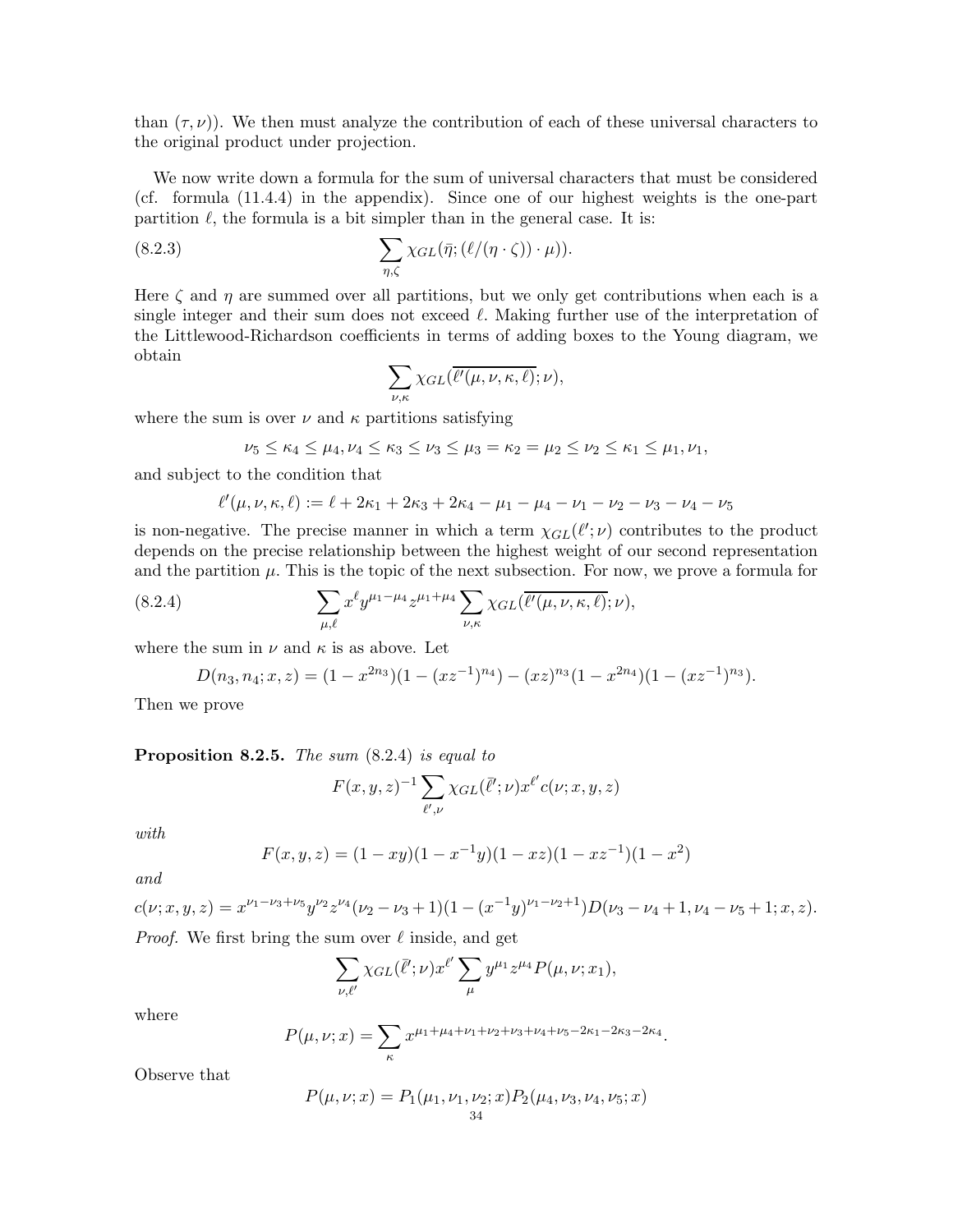than $(\tau, \nu)$). We then must analyze the contribution of each of these universal characters to the original product under projection.

We now write down a formula for the sum of universal characters that must be considered (cf. formula (11.4.4) in the appendix). Since one of our highest weights is the one-part partition $\ell$, the formula is a bit simpler than in the general case. It is:

$$\sum_{\eta,\zeta} \chi_{GL}(\bar{\eta}; (\ell/(\eta \cdot \zeta)) \cdot \mu)). \tag{8.2.3}$$

Here $\zeta$ and $\eta$ are summed over all partitions, but we only get contributions when each is a single integer and their sum does not exceed $\ell$. Making further use of the interpretation of the Littlewood-Richardson coefficients in terms of adding boxes to the Young diagram, we obtain

$$\sum_{\nu,\kappa} \chi_{GL}(\overline{\ell'(\mu, \nu, \kappa, \ell)}; \nu),$$

where the sum is over $\nu$ and $\kappa$ partitions satisfying

$$\nu_5 \leq \kappa_4 \leq \mu_4, \nu_4 \leq \kappa_3 \leq \nu_3 \leq \mu_3 = \kappa_2 = \mu_2 \leq \nu_2 \leq \kappa_1 \leq \mu_1, \nu_1,$$

and subject to the condition that

$$\ell'(\mu, \nu, \kappa, \ell) := \ell + 2\kappa_1 + 2\kappa_3 + 2\kappa_4 - \mu_1 - \mu_4 - \nu_1 - \nu_2 - \nu_3 - \nu_4 - \nu_5$$

is non-negative. The precise manner in which a term $\chi_{GL}(\ell'; \nu)$ contributes to the product depends on the precise relationship between the highest weight of our second representation and the partition $\mu$. This is the topic of the next subsection. For now, we prove a formula for

$$\sum_{\mu,\ell} x^\ell y^{\mu_1 - \mu_4} z^{\mu_1 + \mu_4} \sum_{\nu,\kappa} \chi_{GL}(\overline{\ell'(\mu, \nu, \kappa, \ell)}; \nu), \tag{8.2.4}$$

where the sum in $\nu$ and $\kappa$ is as above. Let

$$D(n_3, n_4; x, z) = (1 - x^{2n_3})(1 - (xz^{-1})^{n_4}) - (xz)^{n_3}(1 - x^{2n_4})(1 - (xz^{-1})^{n_3}).$$

Then we prove

**Proposition 8.2.5.** *The sum* (8.2.4) *is equal to*

$$F(x, y, z)^{-1} \sum_{\ell',\nu} \chi_{GL}(\bar{\ell}'; \nu) x^{\ell'} c(\nu; x, y, z)$$

*with*

$$F(x, y, z) = (1 - xy)(1 - x^{-1}y)(1 - xz)(1 - xz^{-1})(1 - x^2)$$

*and*

$$c(\nu; x, y, z) = x^{\nu_1 - \nu_3 + \nu_5} y^{\nu_2} z^{\nu_4} (\nu_2 - \nu_3 + 1)(1 - (x^{-1}y)^{\nu_1 - \nu_2 + 1}) D(\nu_3 - \nu_4 + 1, \nu_4 - \nu_5 + 1; x, z).$$

*Proof.* We first bring the sum over $\ell$ inside, and get

$$\sum_{\nu,\ell'} \chi_{GL}(\bar{\ell}'; \nu) x^{\ell'} \sum_{\mu} y^{\mu_1} z^{\mu_4} P(\mu, \nu; x_1),$$

where

$$P(\mu, \nu; x) = \sum_{\kappa} x^{\mu_1 + \mu_4 + \nu_1 + \nu_2 + \nu_3 + \nu_4 + \nu_5 - 2\kappa_1 - 2\kappa_3 - 2\kappa_4}.$$

Observe that

$$P(\mu, \nu; x) = P_1(\mu_1, \nu_1, \nu_2; x) P_2(\mu_4, \nu_3, \nu_4, \nu_5; x)$$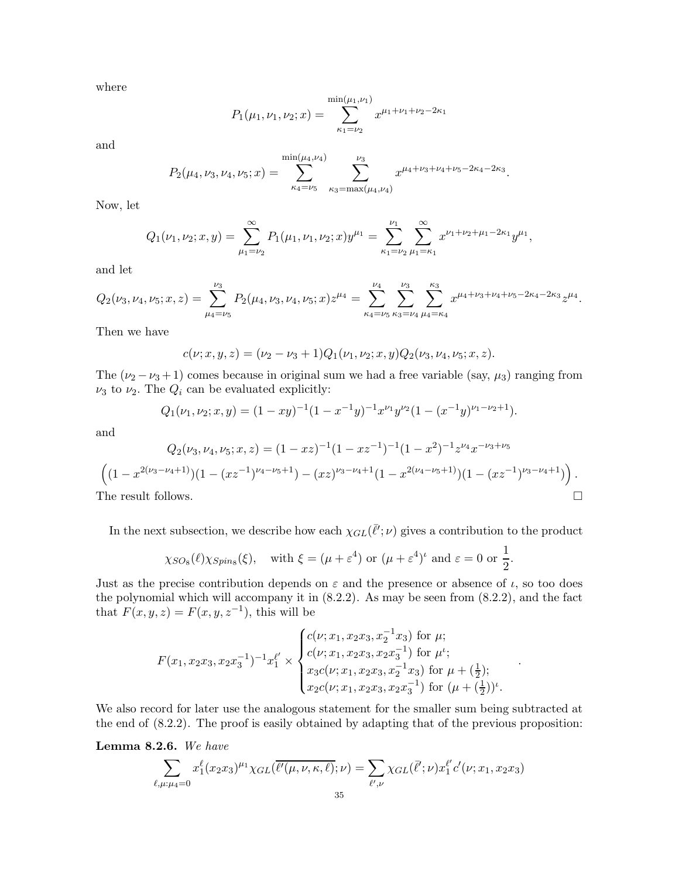where

$$P_1(\mu_1, \nu_1, \nu_2; x) = \sum_{\kappa_1=\nu_2}^{\min(\mu_1,\nu_1)} x^{\mu_1+\nu_1+\nu_2-2\kappa_1}$$

and

$$P_2(\mu_4, \nu_3, \nu_4, \nu_5; x) = \sum_{\kappa_4=\nu_5}^{\min(\mu_4,\nu_4)} \sum_{\kappa_3=\max(\mu_4,\nu_4)}^{\nu_3} x^{\mu_4+\nu_3+\nu_4+\nu_5-2\kappa_4-2\kappa_3}.$$

Now, let

$$Q_1(\nu_1, \nu_2; x, y) = \sum_{\mu_1=\nu_2}^{\infty} P_1(\mu_1, \nu_1, \nu_2; x) y^{\mu_1} = \sum_{\kappa_1=\nu_2}^{\nu_1} \sum_{\mu_1=\kappa_1}^{\infty} x^{\nu_1+\nu_2+\mu_1-2\kappa_1} y^{\mu_1},$$

and let

$$Q_2(\nu_3, \nu_4, \nu_5; x, z) = \sum_{\mu_4=\nu_5}^{\nu_3} P_2(\mu_4, \nu_3, \nu_4, \nu_5; x) z^{\mu_4} = \sum_{\kappa_4=\nu_5}^{\nu_4} \sum_{\kappa_3=\nu_4}^{\nu_3} \sum_{\mu_4=\kappa_4}^{\kappa_3} x^{\mu_4+\nu_3+\nu_4+\nu_5-2\kappa_4-2\kappa_3} z^{\mu_4}.$$

Then we have

$$c(\nu; x, y, z) = (\nu_2 - \nu_3 + 1) Q_1(\nu_1, \nu_2; x, y) Q_2(\nu_3, \nu_4, \nu_5; x, z).$$

The $(\nu_2 - \nu_3 + 1)$ comes because in original sum we had a free variable (say, $\mu_3$) ranging from $\nu_3$ to $\nu_2$. The $Q_i$ can be evaluated explicitly:

$$Q_1(\nu_1, \nu_2; x, y) = (1 - xy)^{-1}(1 - x^{-1}y)^{-1} x^{\nu_1} y^{\nu_2} (1 - (x^{-1}y)^{\nu_1-\nu_2+1}).$$

and

$$Q_2(\nu_3, \nu_4, \nu_5; x, z) = (1 - xz)^{-1}(1 - xz^{-1})^{-1}(1 - x^2)^{-1} z^{\nu_4} x^{-\nu_3+\nu_5}$$

$$\left((1 - x^{2(\nu_3-\nu_4+1)})(1 - (xz^{-1})^{\nu_4-\nu_5+1}) - (xz)^{\nu_3-\nu_4+1}(1 - x^{2(\nu_4-\nu_5+1)})(1 - (xz^{-1})^{\nu_3-\nu_4+1})\right).$$

The result follows. $\square$

In the next subsection, we describe how each $\chi_{GL}(\bar{\ell}'; \nu)$ gives a contribution to the product

$$\chi_{SO_8}(\ell)\chi_{Spin_8}(\xi), \quad \text{with } \xi = (\mu + \varepsilon^4) \text{ or } (\mu + \varepsilon^4)^\iota \text{ and } \varepsilon = 0 \text{ or } \frac{1}{2}.$$

Just as the precise contribution depends on $\varepsilon$ and the presence or absence of $\iota$, so too does the polynomial which will accompany it in (8.2.2). As may be seen from (8.2.2), and the fact that $F(x, y, z) = F(x, y, z^{-1})$, this will be

$$F(x_1, x_2x_3, x_2x_3^{-1})^{-1} x_1^{\ell'} \times \begin{cases} c(\nu; x_1, x_2x_3, x_2^{-1}x_3) \text{ for } \mu; \\ c(\nu; x_1, x_2x_3, x_2x_3^{-1}) \text{ for } \mu^\iota; \\ x_3 c(\nu; x_1, x_2x_3, x_2^{-1}x_3) \text{ for } \mu + (\frac{1}{2}); \\ x_2 c(\nu; x_1, x_2x_3, x_2x_3^{-1}) \text{ for } (\mu + (\frac{1}{2}))^\iota. \end{cases}.$$

We also record for later use the analogous statement for the smaller sum being subtracted at the end of (8.2.2). The proof is easily obtained by adapting that of the previous proposition:

**Lemma 8.2.6.** *We have*

$$\sum_{\ell, \mu: \mu_4=0} x_1^\ell (x_2x_3)^{\mu_1} \chi_{GL}(\overline{\ell'(\mu, \nu, \kappa, \ell)}; \nu) = \sum_{\ell', \nu} \chi_{GL}(\bar{\ell}'; \nu) x_1^{\ell'} c'(\nu; x_1, x_2x_3)$$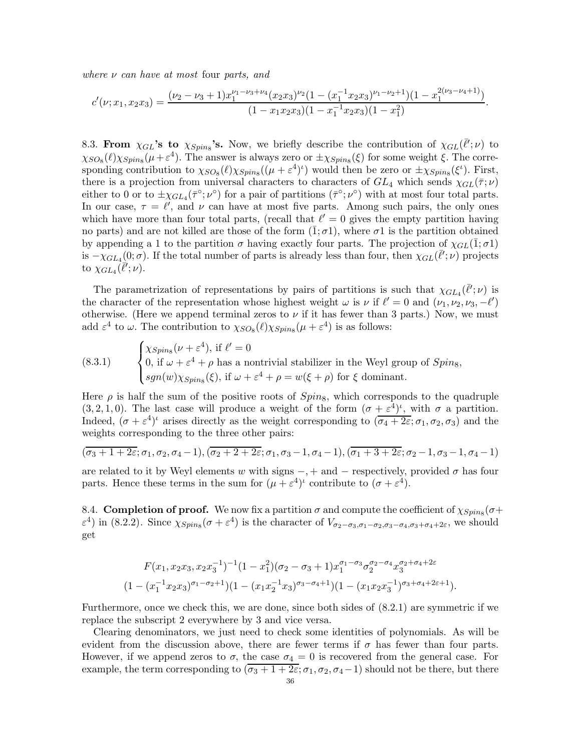*where $\nu$ can have at most* four *parts, and*

$$c'(\nu; x_1, x_2x_3) = \frac{(\nu_2 - \nu_3 + 1)x_1^{\nu_1-\nu_3+\nu_4}(x_2x_3)^{\nu_2}(1-(x_1^{-1}x_2x_3)^{\nu_1-\nu_2+1})(1-x_1^{2(\nu_3-\nu_4+1)})}{(1-x_1x_2x_3)(1-x_1^{-1}x_2x_3)(1-x_1^2)}.$$

8.3. **From $\chi_{GL}$'s to $\chi_{Spin_8}$'s.** Now, we briefly describe the contribution of $\chi_{GL}(\bar{\ell}';\nu)$ to $\chi_{SO_8}(\ell)\chi_{Spin_8}(\mu+\varepsilon^4)$. The answer is always zero or $\pm\chi_{Spin_8}(\xi)$ for some weight $\xi$. The corresponding contribution to $\chi_{SO_8}(\ell)\chi_{Spin_8}((\mu+\varepsilon^4)^\iota)$ would then be zero or $\pm\chi_{Spin_8}(\xi^\iota)$. First, there is a projection from universal characters to characters of $GL_4$ which sends $\chi_{GL}(\bar{\tau};\nu)$ either to 0 or to $\pm\chi_{GL_4}(\bar{\tau}^\circ;\nu^\circ)$ for a pair of partitions $(\bar{\tau}^\circ;\nu^\circ)$ with at most four total parts. In our case, $\tau = \ell'$, and $\nu$ can have at most five parts. Among such pairs, the only ones which have more than four total parts, (recall that $\ell' = 0$ gives the empty partition having no parts) and are not killed are those of the form $(\bar{1};\sigma 1)$, where $\sigma 1$ is the partition obtained by appending a 1 to the partition $\sigma$ having exactly four parts. The projection of $\chi_{GL}(\bar{1};\sigma 1)$ is $-\chi_{GL_4}(0;\sigma)$. If the total number of parts is already less than four, then $\chi_{GL}(\bar{\ell}';\nu)$ projects to $\chi_{GL_4}(\bar{\ell}';\nu)$.

The parametrization of representations by pairs of partitions is such that $\chi_{GL_4}(\bar{\ell}';\nu)$ is the character of the representation whose highest weight $\omega$ is $\nu$ if $\ell'=0$ and $(\nu_1,\nu_2,\nu_3,-\ell')$ otherwise. (Here we append terminal zeros to $\nu$ if it has fewer than 3 parts.) Now, we must add $\varepsilon^4$ to $\omega$. The contribution to $\chi_{SO_8}(\ell)\chi_{Spin_8}(\mu+\varepsilon^4)$ is as follows:

$$(8.3.1)\qquad \begin{cases} \chi_{Spin_8}(\nu+\varepsilon^4), \text{ if } \ell'=0\\ 0, \text{ if } \omega+\varepsilon^4+\rho \text{ has a nontrivial stabilizer in the Weyl group of } Spin_8,\\ sgn(w)\chi_{Spin_8}(\xi), \text{ if } \omega+\varepsilon^4+\rho = w(\xi+\rho) \text{ for } \xi \text{ dominant.}\end{cases}$$

Here $\rho$ is half the sum of the positive roots of $Spin_8$, which corresponds to the quadruple $(3,2,1,0)$. The last case will produce a weight of the form $(\sigma+\varepsilon^4)^\iota$, with $\sigma$ a partition. Indeed, $(\sigma+\varepsilon^4)^\iota$ arises directly as the weight corresponding to $(\overline{\sigma_4+2\varepsilon};\sigma_1,\sigma_2,\sigma_3)$ and the weights corresponding to the three other pairs:

$$(\overline{\sigma_3+1+2\varepsilon};\sigma_1,\sigma_2,\sigma_4-1), (\overline{\sigma_2+2+2\varepsilon};\sigma_1,\sigma_3-1,\sigma_4-1), (\overline{\sigma_1+3+2\varepsilon};\sigma_2-1,\sigma_3-1,\sigma_4-1)$$

are related to it by Weyl elements $w$ with signs $-,+$ and $-$ respectively, provided $\sigma$ has four parts. Hence these terms in the sum for $(\mu+\varepsilon^4)^\iota$ contribute to $(\sigma+\varepsilon^4)$.

8.4. **Completion of proof.** We now fix a partition $\sigma$ and compute the coefficient of $\chi_{Spin_8}(\sigma+\varepsilon^4)$ in (8.2.2). Since $\chi_{Spin_8}(\sigma+\varepsilon^4)$ is the character of $V_{\sigma_2-\sigma_3,\sigma_1-\sigma_2,\sigma_3-\sigma_4,\sigma_3+\sigma_4+2\varepsilon}$, we should get

$$F(x_1,x_2x_3,x_2x_3^{-1})^{-1}(1-x_1^2)(\sigma_2-\sigma_3+1)x_1^{\sigma_1-\sigma_3}\sigma_2^{\sigma_2-\sigma_4}x_3^{\sigma_2+\sigma_4+2\varepsilon}$$
$$(1-(x_1^{-1}x_2x_3)^{\sigma_1-\sigma_2+1})(1-(x_1x_2^{-1}x_3)^{\sigma_3-\sigma_4+1})(1-(x_1x_2x_3^{-1})^{\sigma_3+\sigma_4+2\varepsilon+1}).$$

Furthermore, once we check this, we are done, since both sides of (8.2.1) are symmetric if we replace the subscript 2 everywhere by 3 and vice versa.

Clearing denominators, we just need to check some identities of polynomials. As will be evident from the discussion above, there are fewer terms if $\sigma$ has fewer than four parts. However, if we append zeros to $\sigma$, the case $\sigma_4 = 0$ is recovered from the general case. For example, the term corresponding to $(\overline{\sigma_3+1+2\varepsilon};\sigma_1,\sigma_2,\sigma_4-1)$ should not be there, but there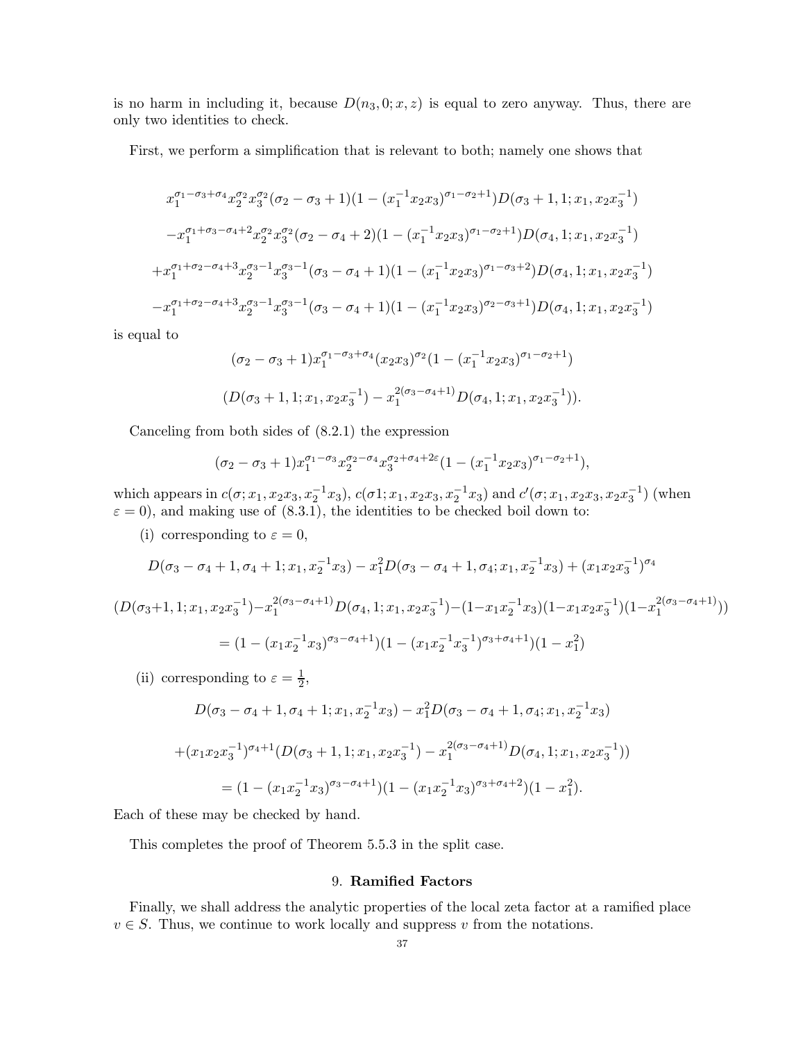is no harm in including it, because $D(n_3, 0; x, z)$ is equal to zero anyway. Thus, there are only two identities to check.

First, we perform a simplification that is relevant to both; namely one shows that

$$x_1^{\sigma_1-\sigma_3+\sigma_4} x_2^{\sigma_2} x_3^{\sigma_2} (\sigma_2 - \sigma_3 + 1)(1 - (x_1^{-1} x_2 x_3)^{\sigma_1-\sigma_2+1}) D(\sigma_3 + 1, 1; x_1, x_2 x_3^{-1})$$

$$-x_1^{\sigma_1+\sigma_3-\sigma_4+2} x_2^{\sigma_2} x_3^{\sigma_2} (\sigma_2 - \sigma_4 + 2)(1 - (x_1^{-1} x_2 x_3)^{\sigma_1-\sigma_2+1}) D(\sigma_4, 1; x_1, x_2 x_3^{-1})$$

$$+x_1^{\sigma_1+\sigma_2-\sigma_4+3} x_2^{\sigma_3-1} x_3^{\sigma_3-1} (\sigma_3 - \sigma_4 + 1)(1 - (x_1^{-1} x_2 x_3)^{\sigma_1-\sigma_3+2}) D(\sigma_4, 1; x_1, x_2 x_3^{-1})$$

$$-x_1^{\sigma_1+\sigma_2-\sigma_4+3} x_2^{\sigma_3-1} x_3^{\sigma_3-1} (\sigma_3 - \sigma_4 + 1)(1 - (x_1^{-1} x_2 x_3)^{\sigma_2-\sigma_3+1}) D(\sigma_4, 1; x_1, x_2 x_3^{-1})$$

is equal to

$$(\sigma_2 - \sigma_3 + 1) x_1^{\sigma_1-\sigma_3+\sigma_4} (x_2 x_3)^{\sigma_2} (1 - (x_1^{-1} x_2 x_3)^{\sigma_1-\sigma_2+1})$$

$$(D(\sigma_3 + 1, 1; x_1, x_2 x_3^{-1}) - x_1^{2(\sigma_3-\sigma_4+1)} D(\sigma_4, 1; x_1, x_2 x_3^{-1})).$$

Canceling from both sides of (8.2.1) the expression

$$(\sigma_2 - \sigma_3 + 1) x_1^{\sigma_1-\sigma_3} x_2^{\sigma_2-\sigma_4} x_3^{\sigma_2+\sigma_4+2\varepsilon} (1 - (x_1^{-1} x_2 x_3)^{\sigma_1-\sigma_2+1}),$$

which appears in $c(\sigma; x_1, x_2 x_3, x_2^{-1} x_3)$, $c(\sigma 1; x_1, x_2 x_3, x_2^{-1} x_3)$ and $c'(\sigma; x_1, x_2 x_3, x_2 x_3^{-1})$ (when $\varepsilon = 0$), and making use of (8.3.1), the identities to be checked boil down to:

(i) corresponding to $\varepsilon = 0$,

$$D(\sigma_3 - \sigma_4 + 1, \sigma_4 + 1; x_1, x_2^{-1} x_3) - x_1^2 D(\sigma_3 - \sigma_4 + 1, \sigma_4; x_1, x_2^{-1} x_3) + (x_1 x_2 x_3^{-1})^{\sigma_4}$$

$$(D(\sigma_3+1, 1; x_1, x_2 x_3^{-1}) - x_1^{2(\sigma_3-\sigma_4+1)} D(\sigma_4, 1; x_1, x_2 x_3^{-1}) - (1 - x_1 x_2^{-1} x_3)(1 - x_1 x_2 x_3^{-1})(1 - x_1^{2(\sigma_3-\sigma_4+1)}))$$

$$= (1 - (x_1 x_2^{-1} x_3)^{\sigma_3-\sigma_4+1})(1 - (x_1 x_2^{-1} x_3^{-1})^{\sigma_3+\sigma_4+1})(1 - x_1^2)$$

(ii) corresponding to $\varepsilon = \frac{1}{2}$,

$$D(\sigma_3 - \sigma_4 + 1, \sigma_4 + 1; x_1, x_2^{-1} x_3) - x_1^2 D(\sigma_3 - \sigma_4 + 1, \sigma_4; x_1, x_2^{-1} x_3)$$

$$+(x_1 x_2 x_3^{-1})^{\sigma_4+1} (D(\sigma_3 + 1, 1; x_1, x_2 x_3^{-1}) - x_1^{2(\sigma_3-\sigma_4+1)} D(\sigma_4, 1; x_1, x_2 x_3^{-1}))$$

$$= (1 - (x_1 x_2^{-1} x_3)^{\sigma_3-\sigma_4+1})(1 - (x_1 x_2^{-1} x_3)^{\sigma_3+\sigma_4+2})(1 - x_1^2).$$

Each of these may be checked by hand.

This completes the proof of Theorem 5.5.3 in the split case.

## 9. **Ramified Factors**

Finally, we shall address the analytic properties of the local zeta factor at a ramified place $v \in S$. Thus, we continue to work locally and suppress $v$ from the notations.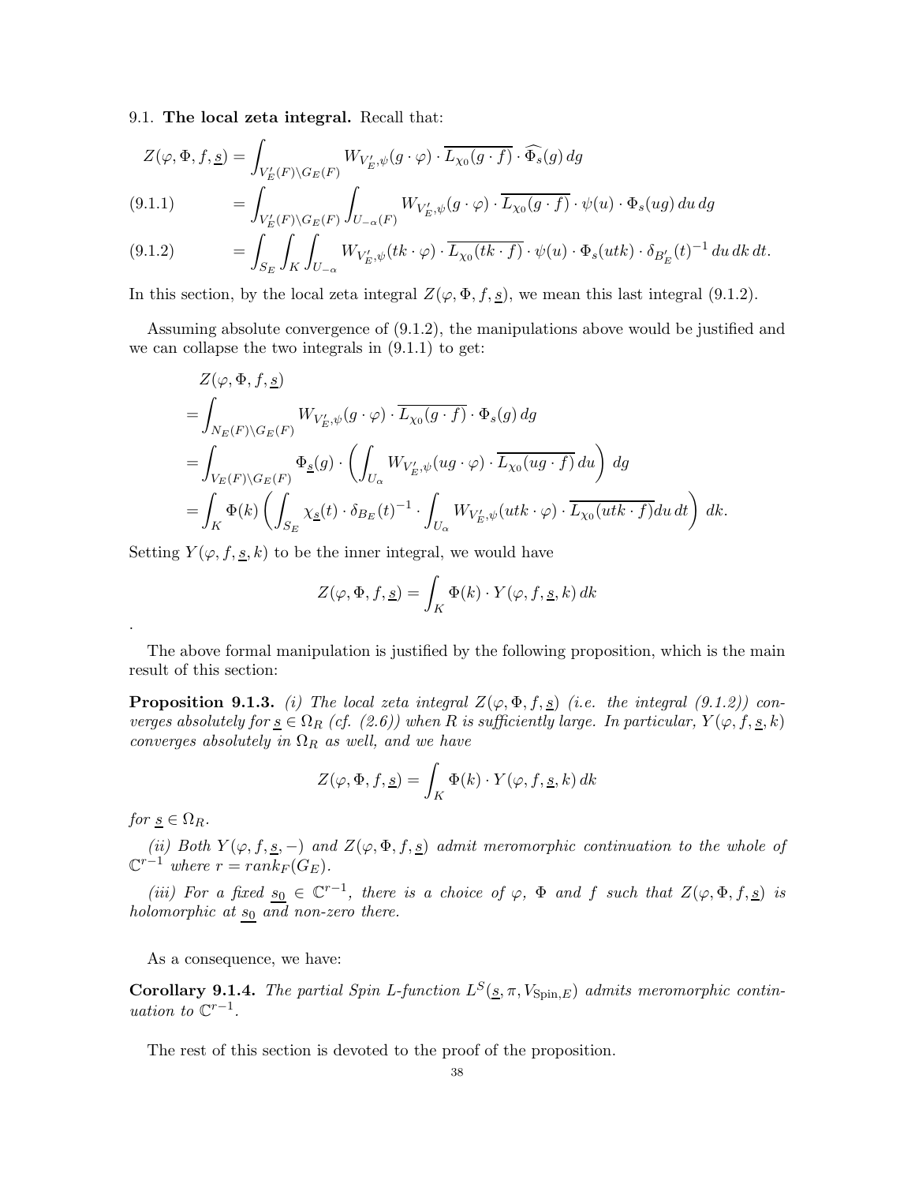9.1. **The local zeta integral.** Recall that:

$$
\begin{aligned}
Z(\varphi,\Phi,f,\underline{s}) &= \int_{V_E'(F)\backslash G_E(F)} W_{V_E',\psi}(g\cdot\varphi)\cdot\overline{L_{\chi_0}(g\cdot f)}\cdot\widehat{\Phi_s}(g)\,dg \\
&= \int_{V_E'(F)\backslash G_E(F)}\int_{U_{-\alpha}(F)} W_{V_E',\psi}(g\cdot\varphi)\cdot\overline{L_{\chi_0}(g\cdot f)}\cdot\psi(u)\cdot\Phi_s(ug)\,du\,dg \qquad (9.1.1)\\
&= \int_{S_E}\int_K\int_{U_{-\alpha}} W_{V_E',\psi}(tk\cdot\varphi)\cdot\overline{L_{\chi_0}(tk\cdot f)}\cdot\psi(u)\cdot\Phi_s(utk)\cdot\delta_{B_E'}(t)^{-1}\,du\,dk\,dt. \qquad (9.1.2)
\end{aligned}
$$

In this section, by the local zeta integral $Z(\varphi,\Phi,f,\underline{s})$, we mean this last integral (9.1.2).

Assuming absolute convergence of (9.1.2), the manipulations above would be justified and we can collapse the two integrals in (9.1.1) to get:

$$
\begin{aligned}
&Z(\varphi,\Phi,f,\underline{s})\\
=&\int_{N_E(F)\backslash G_E(F)} W_{V_E',\psi}(g\cdot\varphi)\cdot\overline{L_{\chi_0}(g\cdot f)}\cdot\Phi_s(g)\,dg\\
=&\int_{V_E(F)\backslash G_E(F)}\Phi_{\underline{s}}(g)\cdot\left(\int_{U_\alpha} W_{V_E',\psi}(ug\cdot\varphi)\cdot\overline{L_{\chi_0}(ug\cdot f)}\,du\right)\,dg\\
=&\int_K\Phi(k)\left(\int_{S_E}\chi_{\underline{s}}(t)\cdot\delta_{B_E}(t)^{-1}\cdot\int_{U_\alpha} W_{V_E',\psi}(utk\cdot\varphi)\cdot\overline{L_{\chi_0}(utk\cdot f)}du\,dt\right)\,dk.
\end{aligned}
$$

Setting $Y(\varphi,f,\underline{s},k)$ to be the inner integral, we would have

$$
Z(\varphi,\Phi,f,\underline{s}) = \int_K \Phi(k)\cdot Y(\varphi,f,\underline{s},k)\,dk
$$

.

The above formal manipulation is justified by the following proposition, which is the main result of this section:

**Proposition 9.1.3.** *(i) The local zeta integral $Z(\varphi,\Phi,f,\underline{s})$ (i.e. the integral (9.1.2)) converges absolutely for $\underline{s}\in\Omega_R$ (cf. (2.6)) when $R$ is sufficiently large. In particular, $Y(\varphi,f,\underline{s},k)$ converges absolutely in $\Omega_R$ as well, and we have*

$$
Z(\varphi,\Phi,f,\underline{s}) = \int_K \Phi(k)\cdot Y(\varphi,f,\underline{s},k)\,dk
$$

*for $\underline{s}\in\Omega_R$.*

*(ii) Both $Y(\varphi,f,\underline{s},-)$ and $Z(\varphi,\Phi,f,\underline{s})$ admit meromorphic continuation to the whole of $\mathbb{C}^{r-1}$ where $r = rank_F(G_E)$.*

*(iii) For a fixed $\underline{s_0}\in\mathbb{C}^{r-1}$, there is a choice of $\varphi$, $\Phi$ and $f$ such that $Z(\varphi,\Phi,f,\underline{s})$ is holomorphic at $\underline{s_0}$ and non-zero there.*

As a consequence, we have:

**Corollary 9.1.4.** *The partial Spin L-function $L^S(\underline{s},\pi,V_{\mathrm{Spin},E})$ admits meromorphic continuation to $\mathbb{C}^{r-1}$.*

The rest of this section is devoted to the proof of the proposition.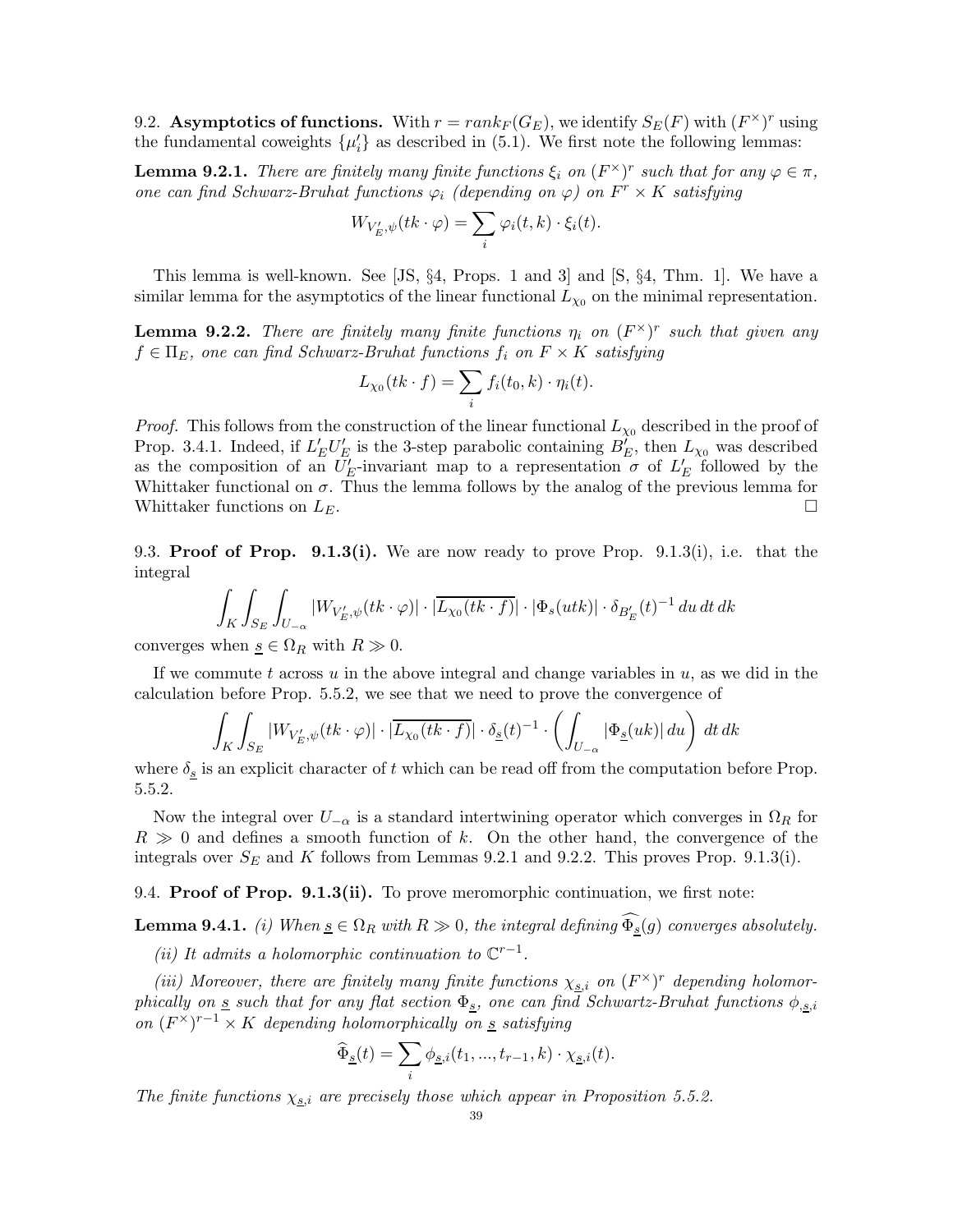**9.2. Asymptotics of functions.** With $r = rank_F(G_E)$, we identify $S_E(F)$ with $(F^\times)^r$ using the fundamental coweights $\{\mu_i'\}$ as described in (5.1). We first note the following lemmas:

**Lemma 9.2.1.** *There are finitely many finite functions $\xi_i$ on $(F^\times)^r$ such that for any $\varphi \in \pi$, one can find Schwarz-Bruhat functions $\varphi_i$ (depending on $\varphi$) on $F^r \times K$ satisfying*

$$W_{V_E',\psi}(tk \cdot \varphi) = \sum_i \varphi_i(t,k) \cdot \xi_i(t).$$

This lemma is well-known. See [JS, §4, Props. 1 and 3] and [S, §4, Thm. 1]. We have a similar lemma for the asymptotics of the linear functional $L_{\chi_0}$ on the minimal representation.

**Lemma 9.2.2.** *There are finitely many finite functions $\eta_i$ on $(F^\times)^r$ such that given any $f \in \Pi_E$, one can find Schwarz-Bruhat functions $f_i$ on $F \times K$ satisfying*

$$L_{\chi_0}(tk \cdot f) = \sum_i f_i(t_0, k) \cdot \eta_i(t).$$

*Proof.* This follows from the construction of the linear functional $L_{\chi_0}$ described in the proof of Prop. 3.4.1. Indeed, if $L_E' U_E'$ is the 3-step parabolic containing $B_E'$, then $L_{\chi_0}$ was described as the composition of an $U_E'$-invariant map to a representation $\sigma$ of $L_E'$ followed by the Whittaker functional on $\sigma$. Thus the lemma follows by the analog of the previous lemma for Whittaker functions on $L_E$. $\square$

**9.3. Proof of Prop. 9.1.3(i).** We are now ready to prove Prop. 9.1.3(i), i.e. that the integral

$$\int_K \int_{S_E} \int_{U_{-\alpha}} |W_{V_E',\psi}(tk \cdot \varphi)| \cdot |\overline{L_{\chi_0}(tk \cdot f)}| \cdot |\Phi_s(utk)| \cdot \delta_{B_E'}(t)^{-1} \, du \, dt \, dk$$

converges when $\underline{s} \in \Omega_R$ with $R \gg 0$.

If we commute $t$ across $u$ in the above integral and change variables in $u$, as we did in the calculation before Prop. 5.5.2, we see that we need to prove the convergence of

$$\int_K \int_{S_E} |W_{V_E',\psi}(tk \cdot \varphi)| \cdot |\overline{L_{\chi_0}(tk \cdot f)}| \cdot \delta_{\underline{s}}(t)^{-1} \cdot \left( \int_{U_{-\alpha}} |\Phi_{\underline{s}}(uk)| \, du \right) \, dt \, dk$$

where $\delta_{\underline{s}}$ is an explicit character of $t$ which can be read off from the computation before Prop. 5.5.2.

Now the integral over $U_{-\alpha}$ is a standard intertwining operator which converges in $\Omega_R$ for $R \gg 0$ and defines a smooth function of $k$. On the other hand, the convergence of the integrals over $S_E$ and $K$ follows from Lemmas 9.2.1 and 9.2.2. This proves Prop. 9.1.3(i).

**9.4. Proof of Prop. 9.1.3(ii).** To prove meromorphic continuation, we first note:

**Lemma 9.4.1.** *(i) When $\underline{s} \in \Omega_R$ with $R \gg 0$, the integral defining $\widehat{\Phi_{\underline{s}}}(g)$ converges absolutely.*

*(ii) It admits a holomorphic continuation to $\mathbb{C}^{r-1}$.*

*(iii) Moreover, there are finitely many finite functions $\chi_{\underline{s},i}$ on $(F^\times)^r$ depending holomorphically on $\underline{s}$ such that for any flat section $\Phi_{\underline{s}}$, one can find Schwartz-Bruhat functions $\phi_{,\underline{s},i}$ on $(F^\times)^{r-1} \times K$ depending holomorphically on $\underline{s}$ satisfying*

$$\widehat{\Phi}_{\underline{s}}(t) = \sum_i \phi_{\underline{s},i}(t_1, ..., t_{r-1}, k) \cdot \chi_{\underline{s},i}(t).$$

*The finite functions $\chi_{\underline{s},i}$ are precisely those which appear in Proposition 5.5.2.*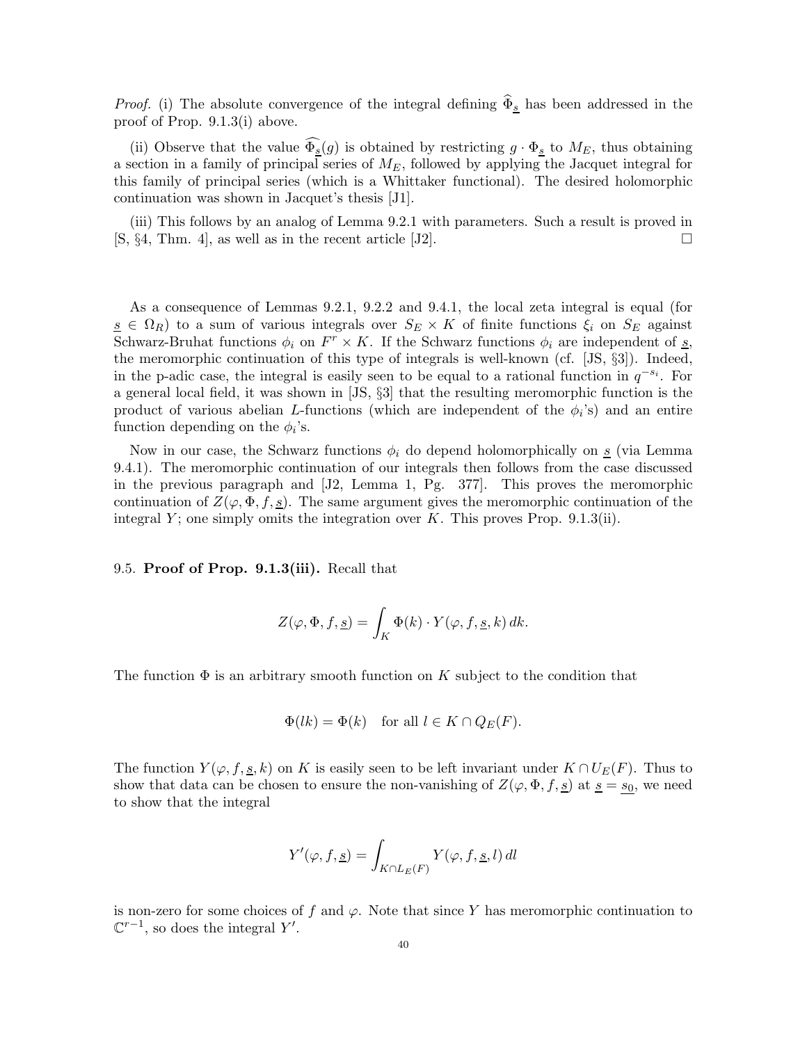*Proof.* (i) The absolute convergence of the integral defining $\widehat{\Phi}_{\underline{s}}$ has been addressed in the proof of Prop. 9.1.3(i) above.

(ii) Observe that the value $\widehat{\Phi_{\underline{s}}}(g)$ is obtained by restricting $g \cdot \Phi_{\underline{s}}$ to $M_E$, thus obtaining a section in a family of principal series of $M_E$, followed by applying the Jacquet integral for this family of principal series (which is a Whittaker functional). The desired holomorphic continuation was shown in Jacquet's thesis [J1].

(iii) This follows by an analog of Lemma 9.2.1 with parameters. Such a result is proved in [S, §4, Thm. 4], as well as in the recent article [J2]. □

As a consequence of Lemmas 9.2.1, 9.2.2 and 9.4.1, the local zeta integral is equal (for $\underline{s} \in \Omega_R$) to a sum of various integrals over $S_E \times K$ of finite functions $\xi_i$ on $S_E$ against Schwarz-Bruhat functions $\phi_i$ on $F^r \times K$. If the Schwarz functions $\phi_i$ are independent of $\underline{s}$, the meromorphic continuation of this type of integrals is well-known (cf. [JS, §3]). Indeed, in the p-adic case, the integral is easily seen to be equal to a rational function in $q^{-s_i}$. For a general local field, it was shown in [JS, §3] that the resulting meromorphic function is the product of various abelian $L$-functions (which are independent of the $\phi_i$'s) and an entire function depending on the $\phi_i$'s.

Now in our case, the Schwarz functions $\phi_i$ do depend holomorphically on $\underline{s}$ (via Lemma 9.4.1). The meromorphic continuation of our integrals then follows from the case discussed in the previous paragraph and [J2, Lemma 1, Pg. 377]. This proves the meromorphic continuation of $Z(\varphi, \Phi, f, \underline{s})$. The same argument gives the meromorphic continuation of the integral $Y$; one simply omits the integration over $K$. This proves Prop. 9.1.3(ii).

## 9.5. **Proof of Prop. 9.1.3(iii).**

Recall that

$$Z(\varphi, \Phi, f, \underline{s}) = \int_K \Phi(k) \cdot Y(\varphi, f, \underline{s}, k)\, dk.$$

The function $\Phi$ is an arbitrary smooth function on $K$ subject to the condition that

$$\Phi(lk) = \Phi(k) \quad \text{for all } l \in K \cap Q_E(F).$$

The function $Y(\varphi, f, \underline{s}, k)$ on $K$ is easily seen to be left invariant under $K \cap U_E(F)$. Thus to show that data can be chosen to ensure the non-vanishing of $Z(\varphi, \Phi, f, \underline{s})$ at $\underline{s} = \underline{s_0}$, we need to show that the integral

$$Y'(\varphi, f, \underline{s}) = \int_{K \cap L_E(F)} Y(\varphi, f, \underline{s}, l)\, dl$$

is non-zero for some choices of $f$ and $\varphi$. Note that since $Y$ has meromorphic continuation to $\mathbb{C}^{r-1}$, so does the integral $Y'$.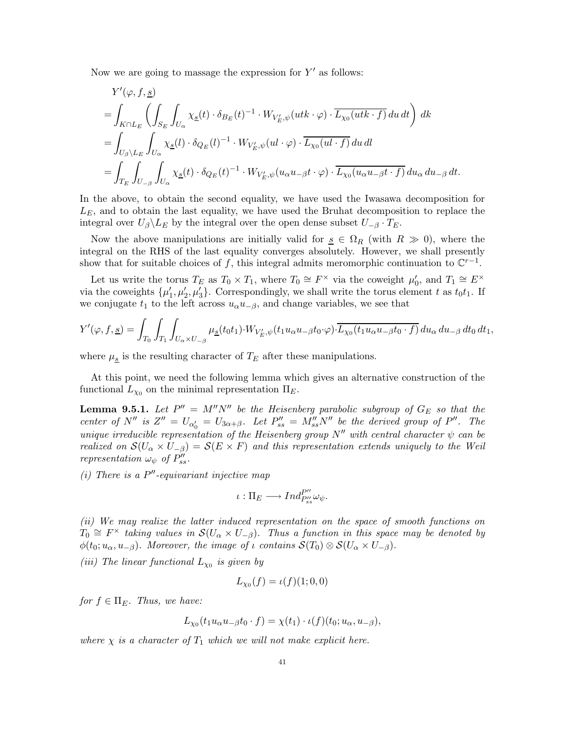Now we are going to massage the expression for $Y'$ as follows:

$$
\begin{aligned}
&Y'(\varphi, f, \underline{s})\\
&=\int_{K\cap L_E}\left(\int_{S_E}\int_{U_\alpha}\chi_{\underline{s}}(t)\cdot\delta_{B_E}(t)^{-1}\cdot W_{V_E',\psi}(utk\cdot\varphi)\cdot\overline{L_{\chi_0}(utk\cdot f)}\,du\,dt\right)\,dk\\
&=\int_{U_\beta\backslash L_E}\int_{U_\alpha}\chi_{\underline{s}}(l)\cdot\delta_{Q_E}(l)^{-1}\cdot W_{V_E',\psi}(ul\cdot\varphi)\cdot\overline{L_{\chi_0}(ul\cdot f)}\,du\,dl\\
&=\int_{T_E}\int_{U_{-\beta}}\int_{U_\alpha}\chi_{\underline{s}}(t)\cdot\delta_{Q_E}(t)^{-1}\cdot W_{V_E',\psi}(u_\alpha u_{-\beta}t\cdot\varphi)\cdot\overline{L_{\chi_0}(u_\alpha u_{-\beta}t\cdot f)}\,du_\alpha\,du_{-\beta}\,dt.
\end{aligned}
$$

In the above, to obtain the second equality, we have used the Iwasawa decomposition for $L_E$, and to obtain the last equality, we have used the Bruhat decomposition to replace the integral over $U_\beta\backslash L_E$ by the integral over the open dense subset $U_{-\beta}\cdot T_E$.

Now the above manipulations are initially valid for $\underline{s}\in\Omega_R$ (with $R\gg 0$), where the integral on the RHS of the last equality converges absolutely. However, we shall presently show that for suitable choices of $f$, this integral admits meromorphic continuation to $\mathbb{C}^{r-1}$.

Let us write the torus $T_E$ as $T_0\times T_1$, where $T_0\cong F^\times$ via the coweight $\mu_0'$, and $T_1\cong E^\times$ via the coweights $\{\mu_1',\mu_2',\mu_3'\}$. Correspondingly, we shall write the torus element $t$ as $t_0t_1$. If we conjugate $t_1$ to the left across $u_\alpha u_{-\beta}$, and change variables, we see that

$$
Y'(\varphi,f,\underline{s})=\int_{T_0}\int_{T_1}\int_{U_\alpha\times U_{-\beta}}\mu_{\underline{s}}(t_0t_1)\cdot W_{V_E',\psi}(t_1u_\alpha u_{-\beta}t_0\cdot\varphi)\cdot\overline{L_{\chi_0}(t_1u_\alpha u_{-\beta}t_0\cdot f)}\,du_\alpha\,du_{-\beta}\,dt_0\,dt_1,
$$

where $\mu_{\underline{s}}$ is the resulting character of $T_E$ after these manipulations.

At this point, we need the following lemma which gives an alternative construction of the functional $L_{\chi_0}$ on the minimal representation $\Pi_E$.

**Lemma 9.5.1.** *Let $P''=M''N''$ be the Heisenberg parabolic subgroup of $G_E$ so that the center of $N''$ is $Z''=U_{\alpha_0'}=U_{3\alpha+\beta}$. Let $P''_{ss}=M''_{ss}N''$ be the derived group of $P''$. The unique irreducible representation of the Heisenberg group $N''$ with central character $\psi$ can be realized on $\mathcal{S}(U_\alpha\times U_{-\beta})=\mathcal{S}(E\times F)$ and this representation extends uniquely to the Weil representation $\omega_\psi$ of $P''_{ss}$.*

*(i) There is a $P''$-equivariant injective map*

$$
\iota:\Pi_E\longrightarrow Ind_{P''_{ss}}^{P''}\omega_\psi.
$$

*(ii) We may realize the latter induced representation on the space of smooth functions on $T_0\cong F^\times$ taking values in $\mathcal{S}(U_\alpha\times U_{-\beta})$. Thus a function in this space may be denoted by $\phi(t_0;u_\alpha,u_{-\beta})$. Moreover, the image of $\iota$ contains $\mathcal{S}(T_0)\otimes\mathcal{S}(U_\alpha\times U_{-\beta})$.*

*(iii) The linear functional $L_{\chi_0}$ is given by*

$$
L_{\chi_0}(f)=\iota(f)(1;0,0)
$$

*for $f\in\Pi_E$. Thus, we have:*

$$
L_{\chi_0}(t_1u_\alpha u_{-\beta}t_0\cdot f)=\chi(t_1)\cdot\iota(f)(t_0;u_\alpha,u_{-\beta}),
$$

*where $\chi$ is a character of $T_1$ which we will not make explicit here.*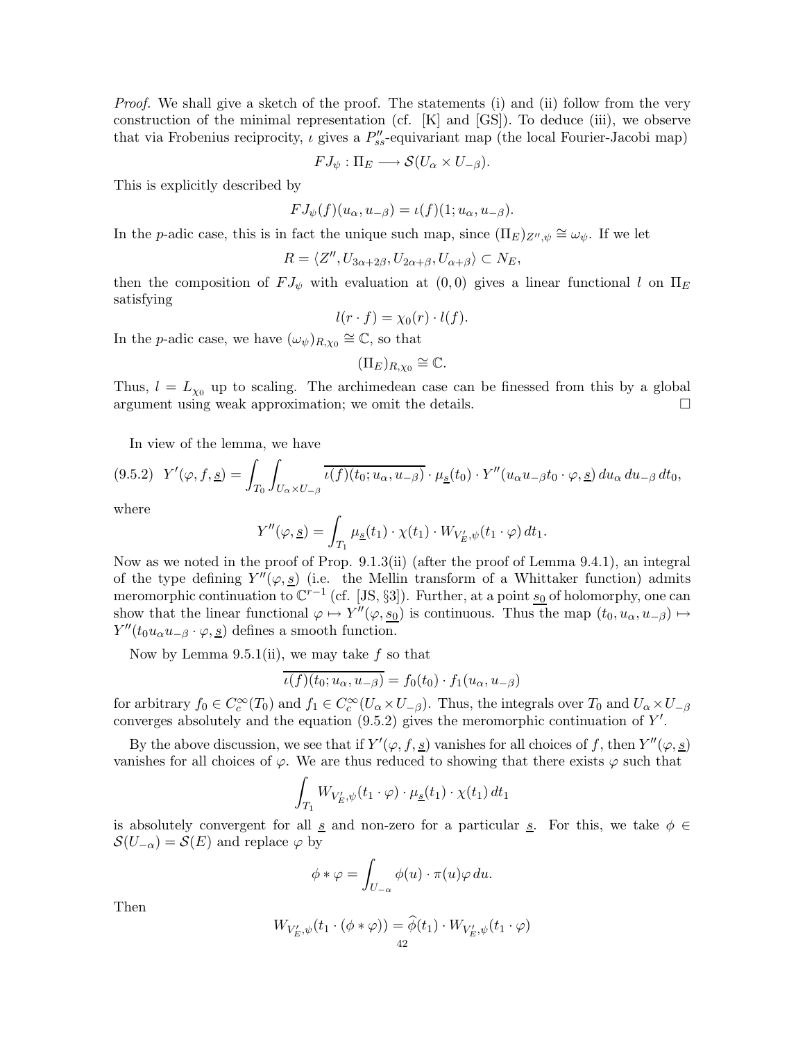*Proof.* We shall give a sketch of the proof. The statements (i) and (ii) follow from the very construction of the minimal representation (cf. [K] and [GS]). To deduce (iii), we observe that via Frobenius reciprocity, $\iota$ gives a $P''_{ss}$-equivariant map (the local Fourier-Jacobi map)

$$FJ_\psi : \Pi_E \longrightarrow \mathcal{S}(U_\alpha \times U_{-\beta}).$$

This is explicitly described by

$$FJ_\psi(f)(u_\alpha, u_{-\beta}) = \iota(f)(1; u_\alpha, u_{-\beta}).$$

In the $p$-adic case, this is in fact the unique such map, since $(\Pi_E)_{Z'',\psi} \cong \omega_\psi$. If we let

$$R = \langle Z'', U_{3\alpha+2\beta}, U_{2\alpha+\beta}, U_{\alpha+\beta} \rangle \subset N_E,$$

then the composition of $FJ_\psi$ with evaluation at $(0,0)$ gives a linear functional $l$ on $\Pi_E$ satisfying

$$l(r \cdot f) = \chi_0(r) \cdot l(f).$$

In the $p$-adic case, we have $(\omega_\psi)_{R,\chi_0} \cong \mathbb{C}$, so that

$$(\Pi_E)_{R,\chi_0} \cong \mathbb{C}.$$

Thus, $l = L_{\chi_0}$ up to scaling. The archimedean case can be finessed from this by a global argument using weak approximation; we omit the details. $\square$

In view of the lemma, we have

$$(9.5.2)\quad Y'(\varphi, f, \underline{s}) = \int_{T_0} \int_{U_\alpha \times U_{-\beta}} \overline{\iota(f)(t_0; u_\alpha, u_{-\beta})} \cdot \mu_{\underline{s}}(t_0) \cdot Y''(u_\alpha u_{-\beta} t_0 \cdot \varphi, \underline{s})\, du_\alpha\, du_{-\beta}\, dt_0,$$

where

$$Y''(\varphi, \underline{s}) = \int_{T_1} \mu_{\underline{s}}(t_1) \cdot \chi(t_1) \cdot W_{V'_E,\psi}(t_1 \cdot \varphi)\, dt_1.$$

Now as we noted in the proof of Prop. 9.1.3(ii) (after the proof of Lemma 9.4.1), an integral of the type defining $Y''(\varphi, \underline{s})$ (i.e. the Mellin transform of a Whittaker function) admits meromorphic continuation to $\mathbb{C}^{r-1}$ (cf. [JS, §3]). Further, at a point $\underline{s_0}$ of holomorphy, one can show that the linear functional $\varphi \mapsto Y''(\varphi, \underline{s_0})$ is continuous. Thus the map $(t_0, u_\alpha, u_{-\beta}) \mapsto Y''(t_0 u_\alpha u_{-\beta} \cdot \varphi, \underline{s})$ defines a smooth function.

Now by Lemma 9.5.1(ii), we may take $f$ so that

$$\overline{\iota(f)(t_0; u_\alpha, u_{-\beta})} = f_0(t_0) \cdot f_1(u_\alpha, u_{-\beta})$$

for arbitrary $f_0 \in C_c^\infty(T_0)$ and $f_1 \in C_c^\infty(U_\alpha \times U_{-\beta})$. Thus, the integrals over $T_0$ and $U_\alpha \times U_{-\beta}$ converges absolutely and the equation (9.5.2) gives the meromorphic continuation of $Y'$.

By the above discussion, we see that if $Y'(\varphi, f, \underline{s})$ vanishes for all choices of $f$, then $Y''(\varphi, \underline{s})$ vanishes for all choices of $\varphi$. We are thus reduced to showing that there exists $\varphi$ such that

$$\int_{T_1} W_{V'_E,\psi}(t_1 \cdot \varphi) \cdot \mu_{\underline{s}}(t_1) \cdot \chi(t_1)\, dt_1$$

is absolutely convergent for all $\underline{s}$ and non-zero for a particular $\underline{s}$. For this, we take $\phi \in \mathcal{S}(U_{-\alpha}) = \mathcal{S}(E)$ and replace $\varphi$ by

$$\phi * \varphi = \int_{U_{-\alpha}} \phi(u) \cdot \pi(u)\varphi\, du.$$

Then

$$W_{V'_E,\psi}(t_1 \cdot (\phi * \varphi)) = \widehat{\phi}(t_1) \cdot W_{V'_E,\psi}(t_1 \cdot \varphi)$$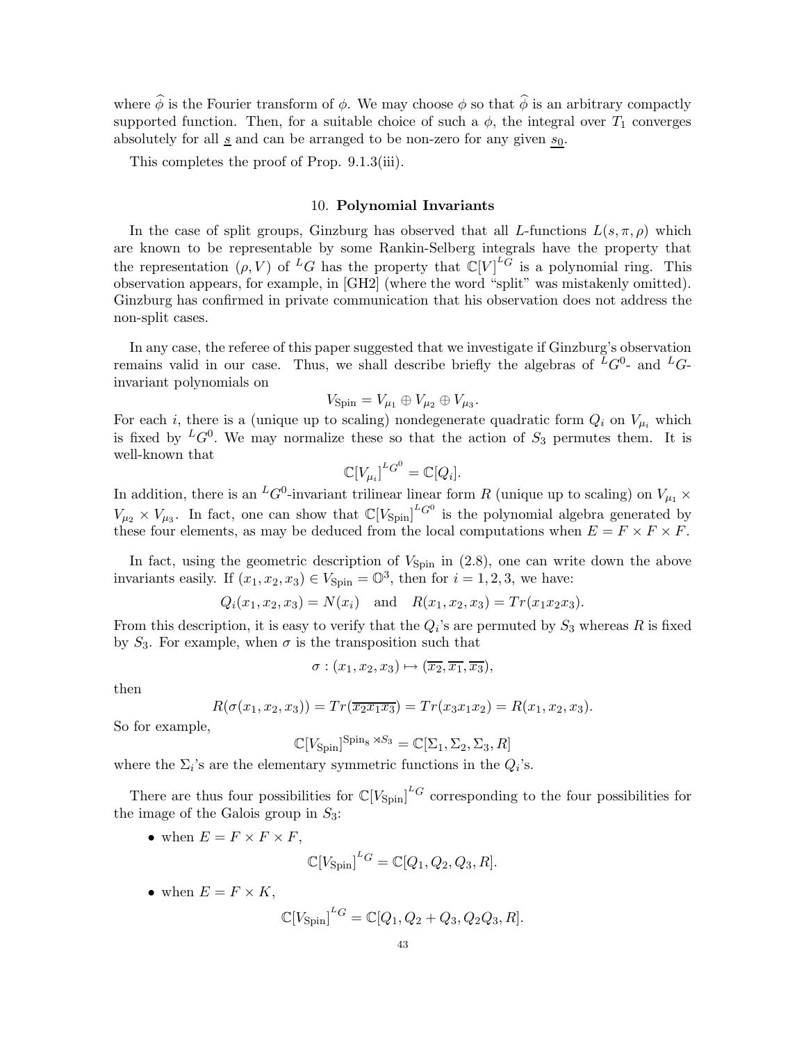where $\widehat{\phi}$ is the Fourier transform of $\phi$. We may choose $\phi$ so that $\widehat{\phi}$ is an arbitrary compactly supported function. Then, for a suitable choice of such a $\phi$, the integral over $T_1$ converges absolutely for all $\underline{s}$ and can be arranged to be non-zero for any given $\underline{s_0}$.

This completes the proof of Prop. 9.1.3(iii).

## 10. Polynomial Invariants

In the case of split groups, Ginzburg has observed that all $L$-functions $L(s, \pi, \rho)$ which are known to be representable by some Rankin-Selberg integrals have the property that the representation $(\rho, V)$ of ${}^LG$ has the property that $\mathbb{C}[V]^{{}^LG}$ is a polynomial ring. This observation appears, for example, in [GH2] (where the word "split" was mistakenly omitted). Ginzburg has confirmed in private communication that his observation does not address the non-split cases.

In any case, the referee of this paper suggested that we investigate if Ginzburg's observation remains valid in our case. Thus, we shall describe briefly the algebras of ${}^LG^0$- and ${}^LG$-invariant polynomials on

$$V_{\mathrm{Spin}} = V_{\mu_1} \oplus V_{\mu_2} \oplus V_{\mu_3}.$$

For each $i$, there is a (unique up to scaling) nondegenerate quadratic form $Q_i$ on $V_{\mu_i}$ which is fixed by ${}^LG^0$. We may normalize these so that the action of $S_3$ permutes them. It is well-known that

$$\mathbb{C}[V_{\mu_i}]^{{}^LG^0} = \mathbb{C}[Q_i].$$

In addition, there is an ${}^LG^0$-invariant trilinear linear form $R$ (unique up to scaling) on $V_{\mu_1} \times V_{\mu_2} \times V_{\mu_3}$. In fact, one can show that $\mathbb{C}[V_{\mathrm{Spin}}]^{{}^LG^0}$ is the polynomial algebra generated by these four elements, as may be deduced from the local computations when $E = F \times F \times F$.

In fact, using the geometric description of $V_{\mathrm{Spin}}$ in (2.8), one can write down the above invariants easily. If $(x_1, x_2, x_3) \in V_{\mathrm{Spin}} = \mathbb{O}^3$, then for $i = 1, 2, 3$, we have:

$$Q_i(x_1, x_2, x_3) = N(x_i) \quad \text{and} \quad R(x_1, x_2, x_3) = Tr(x_1 x_2 x_3).$$

From this description, it is easy to verify that the $Q_i$'s are permuted by $S_3$ whereas $R$ is fixed by $S_3$. For example, when $\sigma$ is the transposition such that

$$\sigma : (x_1, x_2, x_3) \mapsto (\overline{x_2}, \overline{x_1}, \overline{x_3}),$$

then

$$R(\sigma(x_1, x_2, x_3)) = Tr(\overline{x_2 x_1 x_3}) = Tr(x_3 x_1 x_2) = R(x_1, x_2, x_3).$$

So for example,

$$\mathbb{C}[V_{\mathrm{Spin}}]^{\mathrm{Spin}_8 \rtimes S_3} = \mathbb{C}[\Sigma_1, \Sigma_2, \Sigma_3, R]$$

where the $\Sigma_i$'s are the elementary symmetric functions in the $Q_i$'s.

There are thus four possibilities for $\mathbb{C}[V_{\mathrm{Spin}}]^{{}^LG}$ corresponding to the four possibilities for the image of the Galois group in $S_3$:

- when $E = F \times F \times F$,
$$\mathbb{C}[V_{\mathrm{Spin}}]^{{}^LG} = \mathbb{C}[Q_1, Q_2, Q_3, R].$$
- when $E = F \times K$,
$$\mathbb{C}[V_{\mathrm{Spin}}]^{{}^LG} = \mathbb{C}[Q_1, Q_2 + Q_3, Q_2 Q_3, R].$$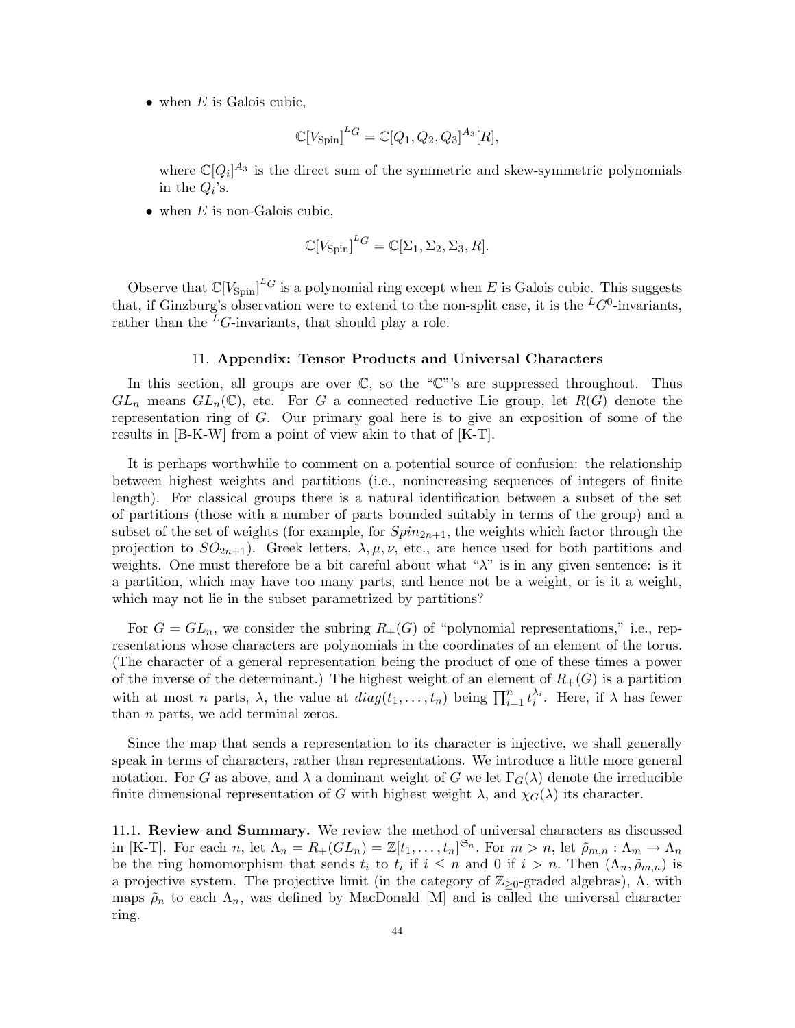- when $E$ is Galois cubic,

$$\mathbb{C}[V_{\mathrm{Spin}}]^{{}^LG} = \mathbb{C}[Q_1, Q_2, Q_3]^{A_3}[R],$$

  where $\mathbb{C}[Q_i]^{A_3}$ is the direct sum of the symmetric and skew-symmetric polynomials in the $Q_i$'s.

- when $E$ is non-Galois cubic,

$$\mathbb{C}[V_{\mathrm{Spin}}]^{{}^LG} = \mathbb{C}[\Sigma_1, \Sigma_2, \Sigma_3, R].$$

Observe that $\mathbb{C}[V_{\mathrm{Spin}}]^{{}^LG}$ is a polynomial ring except when $E$ is Galois cubic. This suggests that, if Ginzburg's observation were to extend to the non-split case, it is the ${}^LG^0$-invariants, rather than the ${}^LG$-invariants, that should play a role.

## 11. Appendix: Tensor Products and Universal Characters

In this section, all groups are over $\mathbb{C}$, so the "$\mathbb{C}$"'s are suppressed throughout. Thus $GL_n$ means $GL_n(\mathbb{C})$, etc. For $G$ a connected reductive Lie group, let $R(G)$ denote the representation ring of $G$. Our primary goal here is to give an exposition of some of the results in [B-K-W] from a point of view akin to that of [K-T].

It is perhaps worthwhile to comment on a potential source of confusion: the relationship between highest weights and partitions (i.e., nonincreasing sequences of integers of finite length). For classical groups there is a natural identification between a subset of the set of partitions (those with a number of parts bounded suitably in terms of the group) and a subset of the set of weights (for example, for $Spin_{2n+1}$, the weights which factor through the projection to $SO_{2n+1}$). Greek letters, $\lambda, \mu, \nu$, etc., are hence used for both partitions and weights. One must therefore be a bit careful about what "$\lambda$" is in any given sentence: is it a partition, which may have too many parts, and hence not be a weight, or is it a weight, which may not lie in the subset parametrized by partitions?

For $G = GL_n$, we consider the subring $R_+(G)$ of "polynomial representations," i.e., representations whose characters are polynomials in the coordinates of an element of the torus. (The character of a general representation being the product of one of these times a power of the inverse of the determinant.) The highest weight of an element of $R_+(G)$ is a partition with at most $n$ parts, $\lambda$, the value at $diag(t_1, \ldots, t_n)$ being $\prod_{i=1}^n t_i^{\lambda_i}$. Here, if $\lambda$ has fewer than $n$ parts, we add terminal zeros.

Since the map that sends a representation to its character is injective, we shall generally speak in terms of characters, rather than representations. We introduce a little more general notation. For $G$ as above, and $\lambda$ a dominant weight of $G$ we let $\Gamma_G(\lambda)$ denote the irreducible finite dimensional representation of $G$ with highest weight $\lambda$, and $\chi_G(\lambda)$ its character.

**11.1. Review and Summary.** We review the method of universal characters as discussed in [K-T]. For each $n$, let $\Lambda_n = R_+(GL_n) = \mathbb{Z}[t_1, \ldots, t_n]^{\mathfrak{S}_n}$. For $m > n$, let $\tilde{\rho}_{m,n} : \Lambda_m \to \Lambda_n$ be the ring homomorphism that sends $t_i$ to $t_i$ if $i \le n$ and $0$ if $i > n$. Then $(\Lambda_n, \tilde{\rho}_{m,n})$ is a projective system. The projective limit (in the category of $\mathbb{Z}_{\ge 0}$-graded algebras), $\Lambda$, with maps $\tilde{\rho}_n$ to each $\Lambda_n$, was defined by MacDonald [M] and is called the universal character ring.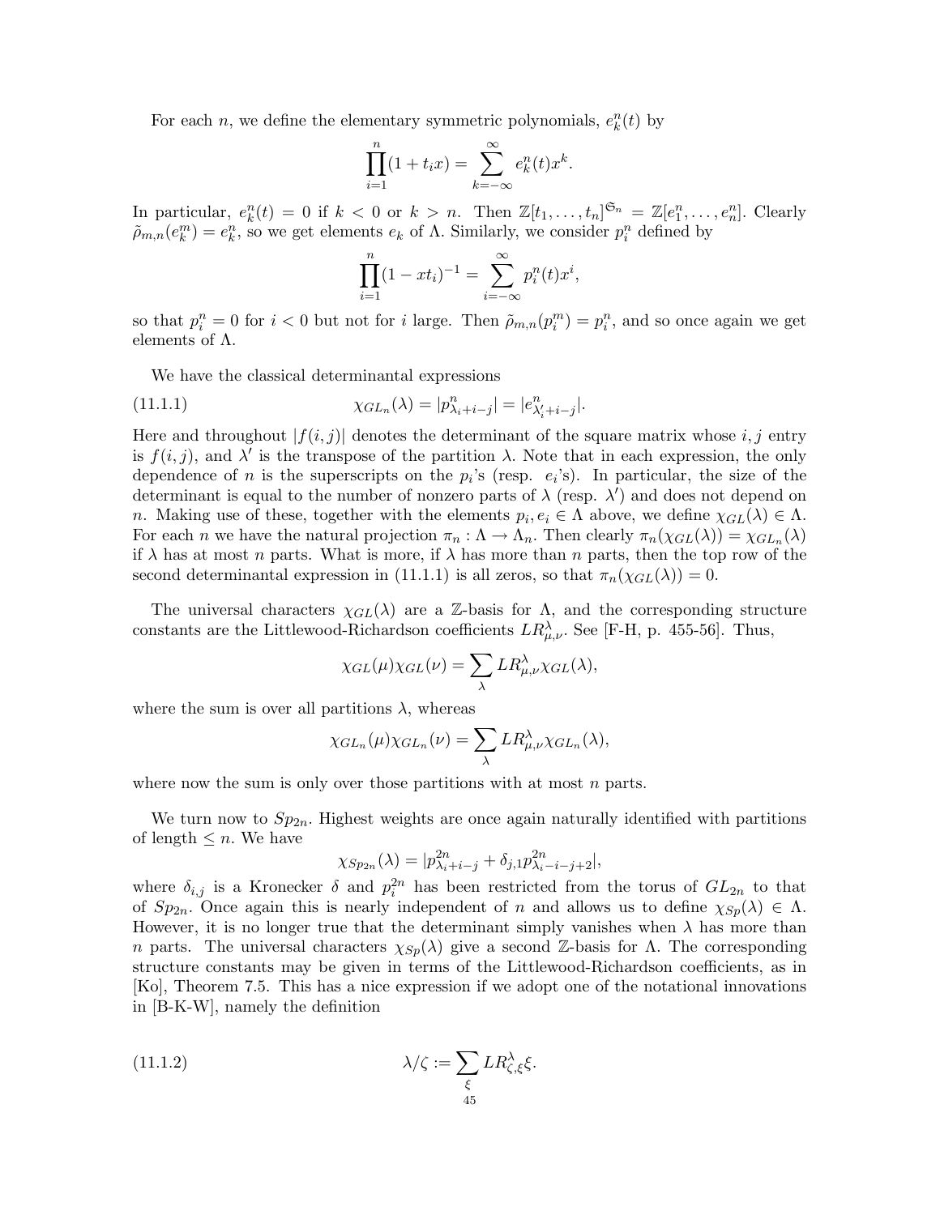For each $n$, we define the elementary symmetric polynomials, $e^n_k(t)$ by

$$\prod_{i=1}^{n}(1 + t_i x) = \sum_{k=-\infty}^{\infty} e^n_k(t) x^k.$$

In particular, $e^n_k(t) = 0$ if $k < 0$ or $k > n$. Then $\mathbb{Z}[t_1, \dots, t_n]^{\mathfrak{S}_n} = \mathbb{Z}[e^n_1, \dots, e^n_n]$. Clearly $\tilde{\rho}_{m,n}(e^m_k) = e^n_k$, so we get elements $e_k$ of $\Lambda$. Similarly, we consider $p^n_i$ defined by

$$\prod_{i=1}^{n}(1 - x t_i)^{-1} = \sum_{i=-\infty}^{\infty} p^n_i(t) x^i,$$

so that $p^n_i = 0$ for $i < 0$ but not for $i$ large. Then $\tilde{\rho}_{m,n}(p^m_i) = p^n_i$, and so once again we get elements of $\Lambda$.

We have the classical determinantal expressions

$$\chi_{GL_n}(\lambda) = |p^n_{\lambda_i+i-j}| = |e^n_{\lambda'_i+i-j}|. \tag{11.1.1}$$

Here and throughout $|f(i, j)|$ denotes the determinant of the square matrix whose $i, j$ entry is $f(i, j)$, and $\lambda'$ is the transpose of the partition $\lambda$. Note that in each expression, the only dependence of $n$ is the superscripts on the $p_i$'s (resp. $e_i$'s). In particular, the size of the determinant is equal to the number of nonzero parts of $\lambda$ (resp. $\lambda'$) and does not depend on $n$. Making use of these, together with the elements $p_i, e_i \in \Lambda$ above, we define $\chi_{GL}(\lambda) \in \Lambda$. For each $n$ we have the natural projection $\pi_n : \Lambda \to \Lambda_n$. Then clearly $\pi_n(\chi_{GL}(\lambda)) = \chi_{GL_n}(\lambda)$ if $\lambda$ has at most $n$ parts. What is more, if $\lambda$ has more than $n$ parts, then the top row of the second determinantal expression in (11.1.1) is all zeros, so that $\pi_n(\chi_{GL}(\lambda)) = 0$.

The universal characters $\chi_{GL}(\lambda)$ are a $\mathbb{Z}$-basis for $\Lambda$, and the corresponding structure constants are the Littlewood-Richardson coefficients $LR^\lambda_{\mu,\nu}$. See [F-H, p. 455-56]. Thus,

$$\chi_{GL}(\mu)\chi_{GL}(\nu) = \sum_\lambda LR^\lambda_{\mu,\nu}\chi_{GL}(\lambda),$$

where the sum is over all partitions $\lambda$, whereas

$$\chi_{GL_n}(\mu)\chi_{GL_n}(\nu) = \sum_\lambda LR^\lambda_{\mu,\nu}\chi_{GL_n}(\lambda),$$

where now the sum is only over those partitions with at most $n$ parts.

We turn now to $Sp_{2n}$. Highest weights are once again naturally identified with partitions of length $\leq n$. We have

$$\chi_{Sp_{2n}}(\lambda) = |p^{2n}_{\lambda_i+i-j} + \delta_{j,1}p^{2n}_{\lambda_i-i-j+2}|,$$

where $\delta_{i,j}$ is a Kronecker $\delta$ and $p^{2n}_i$ has been restricted from the torus of $GL_{2n}$ to that of $Sp_{2n}$. Once again this is nearly independent of $n$ and allows us to define $\chi_{Sp}(\lambda) \in \Lambda$. However, it is no longer true that the determinant simply vanishes when $\lambda$ has more than $n$ parts. The universal characters $\chi_{Sp}(\lambda)$ give a second $\mathbb{Z}$-basis for $\Lambda$. The corresponding structure constants may be given in terms of the Littlewood-Richardson coefficients, as in [Ko], Theorem 7.5. This has a nice expression if we adopt one of the notational innovations in [B-K-W], namely the definition

$$\lambda/\zeta := \sum_\xi LR^\lambda_{\zeta,\xi}\xi. \tag{11.1.2}$$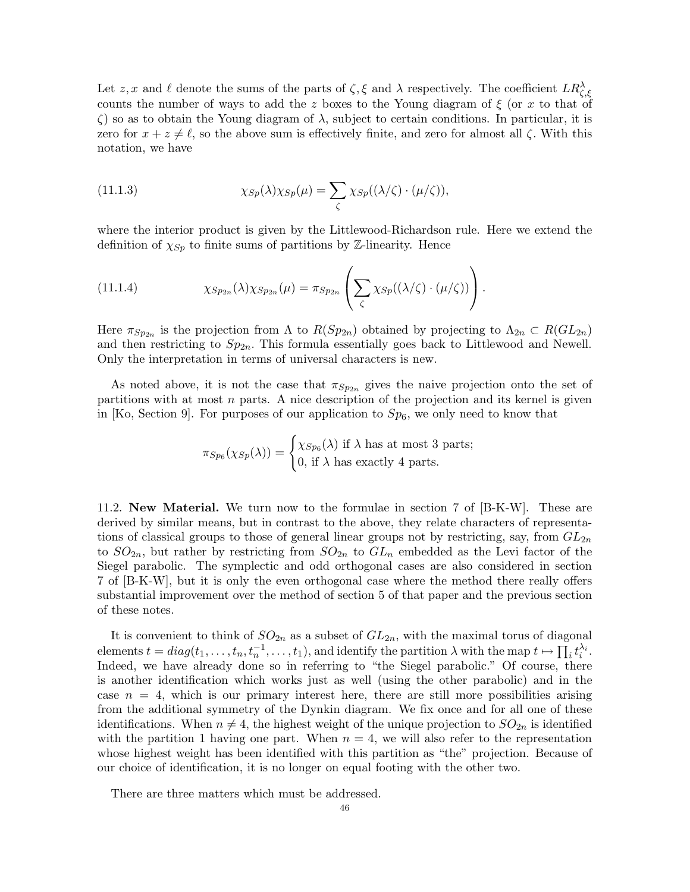Let $z, x$ and $\ell$ denote the sums of the parts of $\zeta, \xi$ and $\lambda$ respectively. The coefficient $LR^{\lambda}_{\zeta,\xi}$ counts the number of ways to add the $z$ boxes to the Young diagram of $\xi$ (or $x$ to that of $\zeta$) so as to obtain the Young diagram of $\lambda$, subject to certain conditions. In particular, it is zero for $x + z \neq \ell$, so the above sum is effectively finite, and zero for almost all $\zeta$. With this notation, we have

$$\chi_{Sp}(\lambda)\chi_{Sp}(\mu) = \sum_{\zeta} \chi_{Sp}((\lambda/\zeta) \cdot (\mu/\zeta)), \tag{11.1.3}$$

where the interior product is given by the Littlewood-Richardson rule. Here we extend the definition of $\chi_{Sp}$ to finite sums of partitions by $\mathbb{Z}$-linearity. Hence

$$\chi_{Sp_{2n}}(\lambda)\chi_{Sp_{2n}}(\mu) = \pi_{Sp_{2n}}\left(\sum_{\zeta} \chi_{Sp}((\lambda/\zeta) \cdot (\mu/\zeta))\right). \tag{11.1.4}$$

Here $\pi_{Sp_{2n}}$ is the projection from $\Lambda$ to $R(Sp_{2n})$ obtained by projecting to $\Lambda_{2n} \subset R(GL_{2n})$ and then restricting to $Sp_{2n}$. This formula essentially goes back to Littlewood and Newell. Only the interpretation in terms of universal characters is new.

As noted above, it is not the case that $\pi_{Sp_{2n}}$ gives the naive projection onto the set of partitions with at most $n$ parts. A nice description of the projection and its kernel is given in [Ko, Section 9]. For purposes of our application to $Sp_6$, we only need to know that

$$\pi_{Sp_6}(\chi_{Sp}(\lambda)) = \begin{cases} \chi_{Sp_6}(\lambda) \text{ if } \lambda \text{ has at most 3 parts;} \\ 0, \text{ if } \lambda \text{ has exactly 4 parts.} \end{cases}$$

11.2. **New Material.** We turn now to the formulae in section 7 of [B-K-W]. These are derived by similar means, but in contrast to the above, they relate characters of representations of classical groups to those of general linear groups not by restricting, say, from $GL_{2n}$ to $SO_{2n}$, but rather by restricting from $SO_{2n}$ to $GL_n$ embedded as the Levi factor of the Siegel parabolic. The symplectic and odd orthogonal cases are also considered in section 7 of [B-K-W], but it is only the even orthogonal case where the method there really offers substantial improvement over the method of section 5 of that paper and the previous section of these notes.

It is convenient to think of $SO_{2n}$ as a subset of $GL_{2n}$, with the maximal torus of diagonal elements $t = diag(t_1, \ldots, t_n, t_n^{-1}, \ldots, t_1)$, and identify the partition $\lambda$ with the map $t \mapsto \prod_i t_i^{\lambda_i}$. Indeed, we have already done so in referring to "the Siegel parabolic." Of course, there is another identification which works just as well (using the other parabolic) and in the case $n = 4$, which is our primary interest here, there are still more possibilities arising from the additional symmetry of the Dynkin diagram. We fix once and for all one of these identifications. When $n \neq 4$, the highest weight of the unique projection to $SO_{2n}$ is identified with the partition 1 having one part. When $n = 4$, we will also refer to the representation whose highest weight has been identified with this partition as "the" projection. Because of our choice of identification, it is no longer on equal footing with the other two.

There are three matters which must be addressed.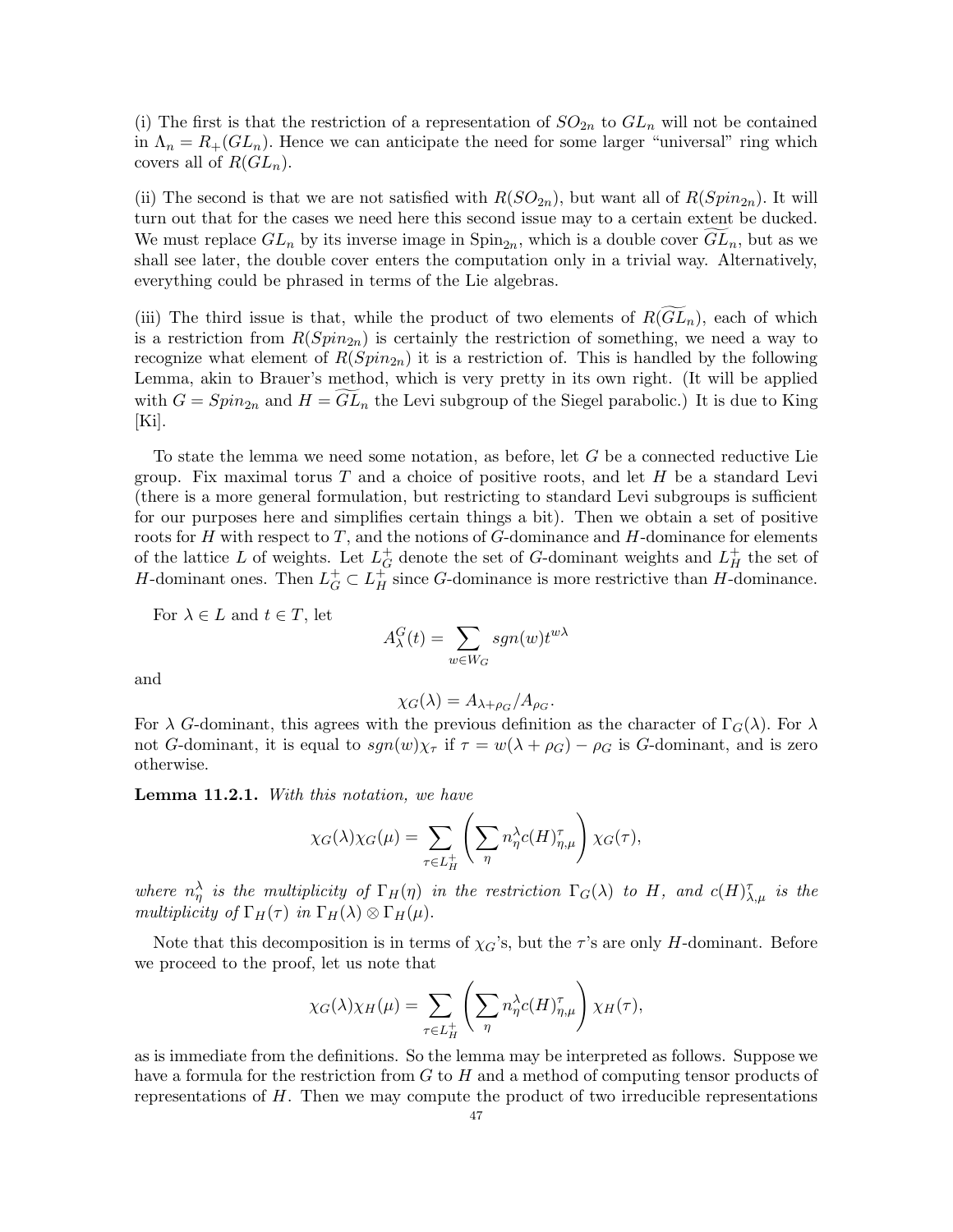(i) The first is that the restriction of a representation of $SO_{2n}$ to $GL_n$ will not be contained in $\Lambda_n = R_+(GL_n)$. Hence we can anticipate the need for some larger "universal" ring which covers all of $R(GL_n)$.

(ii) The second is that we are not satisfied with $R(SO_{2n})$, but want all of $R(Spin_{2n})$. It will turn out that for the cases we need here this second issue may to a certain extent be ducked. We must replace $GL_n$ by its inverse image in $\mathrm{Spin}_{2n}$, which is a double cover $\widetilde{GL}_n$, but as we shall see later, the double cover enters the computation only in a trivial way. Alternatively, everything could be phrased in terms of the Lie algebras.

(iii) The third issue is that, while the product of two elements of $R(\widetilde{GL}_n)$, each of which is a restriction from $R(Spin_{2n})$ is certainly the restriction of something, we need a way to recognize what element of $R(Spin_{2n})$ it is a restriction of. This is handled by the following Lemma, akin to Brauer's method, which is very pretty in its own right. (It will be applied with $G = Spin_{2n}$ and $H = \widetilde{GL}_n$ the Levi subgroup of the Siegel parabolic.) It is due to King [Ki].

To state the lemma we need some notation, as before, let $G$ be a connected reductive Lie group. Fix maximal torus $T$ and a choice of positive roots, and let $H$ be a standard Levi (there is a more general formulation, but restricting to standard Levi subgroups is sufficient for our purposes here and simplifies certain things a bit). Then we obtain a set of positive roots for $H$ with respect to $T$, and the notions of $G$-dominance and $H$-dominance for elements of the lattice $L$ of weights. Let $L_G^+$ denote the set of $G$-dominant weights and $L_H^+$ the set of $H$-dominant ones. Then $L_G^+ \subset L_H^+$ since $G$-dominance is more restrictive than $H$-dominance.

For $\lambda \in L$ and $t \in T$, let

$$A_\lambda^G(t) = \sum_{w \in W_G} sgn(w) t^{w\lambda}$$

and

$$\chi_G(\lambda) = A_{\lambda+\rho_G}/A_{\rho_G}.$$

For $\lambda$ $G$-dominant, this agrees with the previous definition as the character of $\Gamma_G(\lambda)$. For $\lambda$ not $G$-dominant, it is equal to $sgn(w)\chi_\tau$ if $\tau = w(\lambda + \rho_G) - \rho_G$ is $G$-dominant, and is zero otherwise.

**Lemma 11.2.1.** *With this notation, we have*

$$\chi_G(\lambda)\chi_G(\mu) = \sum_{\tau \in L_H^+} \left( \sum_\eta n_\eta^\lambda c(H)_{\eta,\mu}^\tau \right) \chi_G(\tau),$$

*where $n_\eta^\lambda$ is the multiplicity of $\Gamma_H(\eta)$ in the restriction $\Gamma_G(\lambda)$ to $H$, and $c(H)_{\lambda,\mu}^\tau$ is the multiplicity of $\Gamma_H(\tau)$ in $\Gamma_H(\lambda) \otimes \Gamma_H(\mu)$.*

Note that this decomposition is in terms of $\chi_G$'s, but the $\tau$'s are only $H$-dominant. Before we proceed to the proof, let us note that

$$\chi_G(\lambda)\chi_H(\mu) = \sum_{\tau \in L_H^+} \left( \sum_\eta n_\eta^\lambda c(H)_{\eta,\mu}^\tau \right) \chi_H(\tau),$$

as is immediate from the definitions. So the lemma may be interpreted as follows. Suppose we have a formula for the restriction from $G$ to $H$ and a method of computing tensor products of representations of $H$. Then we may compute the product of two irreducible representations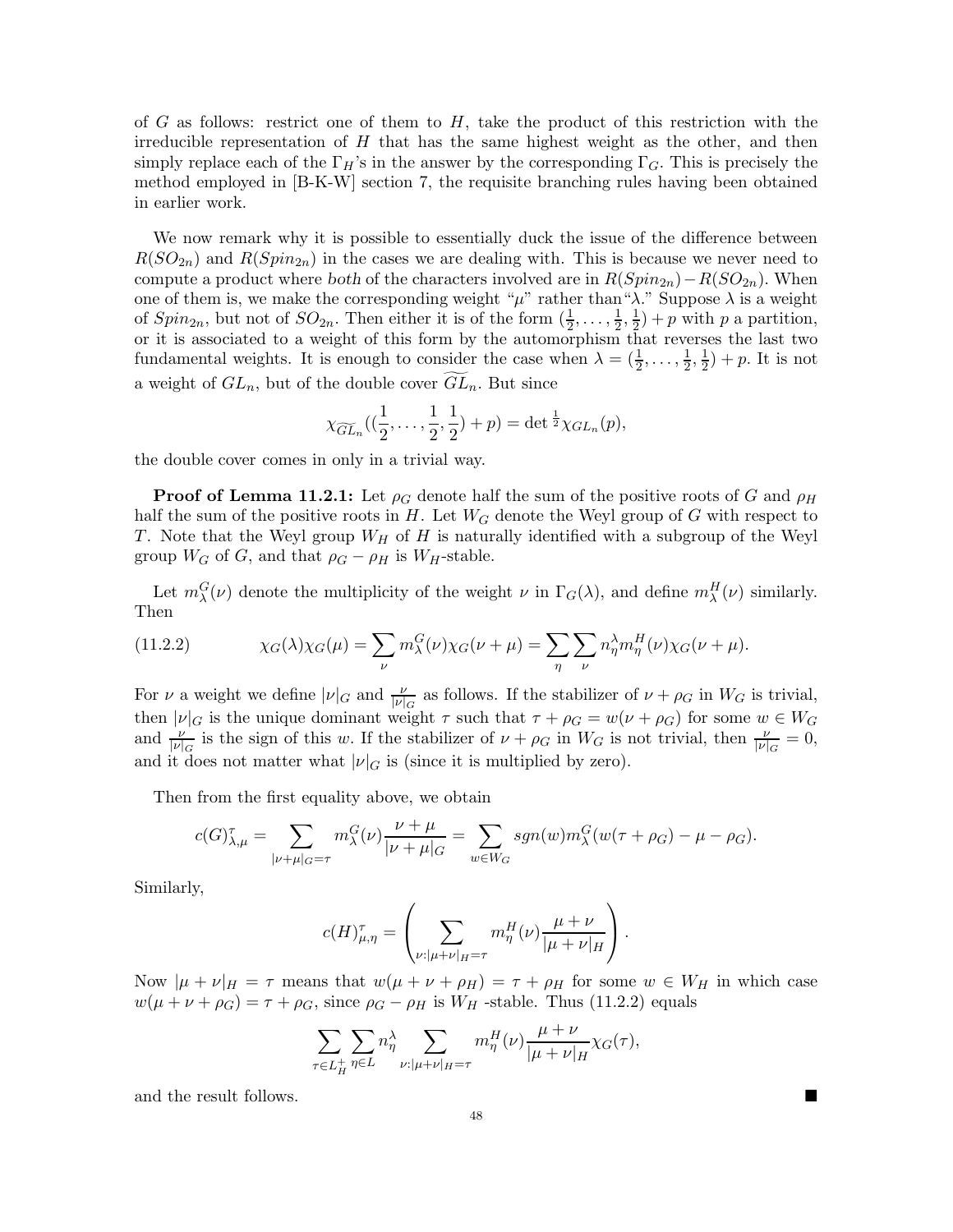of $G$ as follows: restrict one of them to $H$, take the product of this restriction with the irreducible representation of $H$ that has the same highest weight as the other, and then simply replace each of the $\Gamma_H$'s in the answer by the corresponding $\Gamma_G$. This is precisely the method employed in [B-K-W] section 7, the requisite branching rules having been obtained in earlier work.

We now remark why it is possible to essentially duck the issue of the difference between $R(SO_{2n})$ and $R(Spin_{2n})$ in the cases we are dealing with. This is because we never need to compute a product where *both* of the characters involved are in $R(Spin_{2n}) - R(SO_{2n})$. When one of them is, we make the corresponding weight "$\mu$" rather than "$\lambda$." Suppose $\lambda$ is a weight of $Spin_{2n}$, but not of $SO_{2n}$. Then either it is of the form $(\frac{1}{2}, \ldots, \frac{1}{2}, \frac{1}{2}) + p$ with $p$ a partition, or it is associated to a weight of this form by the automorphism that reverses the last two fundamental weights. It is enough to consider the case when $\lambda = (\frac{1}{2}, \ldots, \frac{1}{2}, \frac{1}{2}) + p$. It is not a weight of $GL_n$, but of the double cover $\widetilde{GL}_n$. But since

$$\chi_{\widetilde{GL}_n}((\frac{1}{2}, \ldots, \frac{1}{2}, \frac{1}{2}) + p) = \det{}^{\frac{1}{2}} \chi_{GL_n}(p),$$

the double cover comes in only in a trivial way.

**Proof of Lemma 11.2.1:** Let $\rho_G$ denote half the sum of the positive roots of $G$ and $\rho_H$ half the sum of the positive roots in $H$. Let $W_G$ denote the Weyl group of $G$ with respect to $T$. Note that the Weyl group $W_H$ of $H$ is naturally identified with a subgroup of the Weyl group $W_G$ of $G$, and that $\rho_G - \rho_H$ is $W_H$-stable.

Let $m_\lambda^G(\nu)$ denote the multiplicity of the weight $\nu$ in $\Gamma_G(\lambda)$, and define $m_\lambda^H(\nu)$ similarly. Then

$$\chi_G(\lambda)\chi_G(\mu) = \sum_{\nu} m_\lambda^G(\nu)\chi_G(\nu + \mu) = \sum_{\eta} \sum_{\nu} n_\eta^\lambda m_\eta^H(\nu)\chi_G(\nu + \mu). \tag{11.2.2}$$

For $\nu$ a weight we define $|\nu|_G$ and $\frac{\nu}{|\nu|_G}$ as follows. If the stabilizer of $\nu + \rho_G$ in $W_G$ is trivial, then $|\nu|_G$ is the unique dominant weight $\tau$ such that $\tau + \rho_G = w(\nu + \rho_G)$ for some $w \in W_G$ and $\frac{\nu}{|\nu|_G}$ is the sign of this $w$. If the stabilizer of $\nu + \rho_G$ in $W_G$ is not trivial, then $\frac{\nu}{|\nu|_G} = 0$, and it does not matter what $|\nu|_G$ is (since it is multiplied by zero).

Then from the first equality above, we obtain

$$c(G)^\tau_{\lambda,\mu} = \sum_{|\nu+\mu|_G = \tau} m_\lambda^G(\nu) \frac{\nu + \mu}{|\nu + \mu|_G} = \sum_{w \in W_G} sgn(w) m_\lambda^G(w(\tau + \rho_G) - \mu - \rho_G).$$

Similarly,

$$c(H)^\tau_{\mu,\eta} = \left( \sum_{\nu : |\mu+\nu|_H = \tau} m_\eta^H(\nu) \frac{\mu + \nu}{|\mu + \nu|_H} \right).$$

Now $|\mu + \nu|_H = \tau$ means that $w(\mu + \nu + \rho_H) = \tau + \rho_H$ for some $w \in W_H$ in which case $w(\mu + \nu + \rho_G) = \tau + \rho_G$, since $\rho_G - \rho_H$ is $W_H$ -stable. Thus (11.2.2) equals

$$\sum_{\tau \in L_H^+} \sum_{\eta \in L} n_\eta^\lambda \sum_{\nu : |\mu+\nu|_H = \tau} m_\eta^H(\nu) \frac{\mu + \nu}{|\mu + \nu|_H} \chi_G(\tau),$$

and the result follows. ■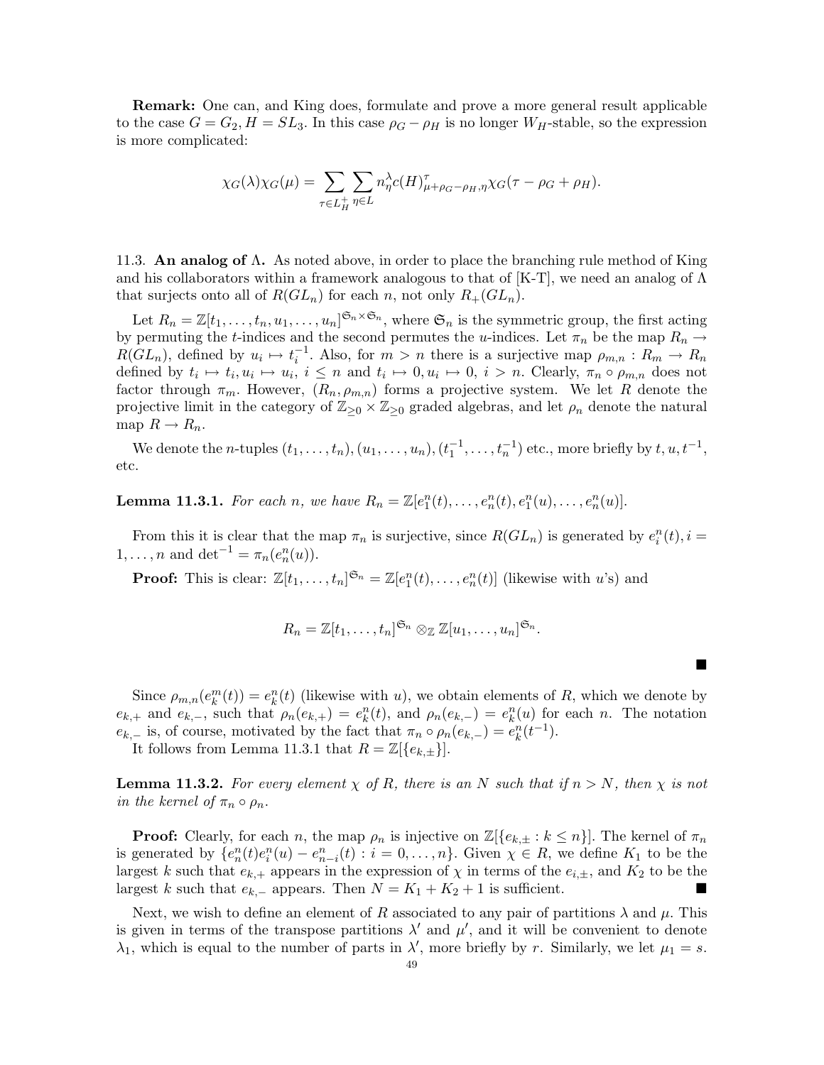**Remark:** One can, and King does, formulate and prove a more general result applicable to the case $G = G_2, H = SL_3$. In this case $\rho_G - \rho_H$ is no longer $W_H$-stable, so the expression is more complicated:

$$\chi_G(\lambda)\chi_G(\mu) = \sum_{\tau \in L_H^+} \sum_{\eta \in L} n_\eta^\lambda c(H)^\tau_{\mu+\rho_G-\rho_H,\eta} \chi_G(\tau - \rho_G + \rho_H).$$

11.3. **An analog of $\Lambda$.** As noted above, in order to place the branching rule method of King and his collaborators within a framework analogous to that of [K-T], we need an analog of $\Lambda$ that surjects onto all of $R(GL_n)$ for each $n$, not only $R_+(GL_n)$.

Let $R_n = \mathbb{Z}[t_1, \dots, t_n, u_1, \dots, u_n]^{\mathfrak{S}_n \times \mathfrak{S}_n}$, where $\mathfrak{S}_n$ is the symmetric group, the first acting by permuting the $t$-indices and the second permutes the $u$-indices. Let $\pi_n$ be the map $R_n \to R(GL_n)$, defined by $u_i \mapsto t_i^{-1}$. Also, for $m > n$ there is a surjective map $\rho_{m,n} : R_m \to R_n$ defined by $t_i \mapsto t_i, u_i \mapsto u_i$, $i \leq n$ and $t_i \mapsto 0, u_i \mapsto 0$, $i > n$. Clearly, $\pi_n \circ \rho_{m,n}$ does not factor through $\pi_m$. However, $(R_n, \rho_{m,n})$ forms a projective system. We let $R$ denote the projective limit in the category of $\mathbb{Z}_{\geq 0} \times \mathbb{Z}_{\geq 0}$ graded algebras, and let $\rho_n$ denote the natural map $R \to R_n$.

We denote the $n$-tuples $(t_1, \dots, t_n), (u_1, \dots, u_n), (t_1^{-1}, \dots, t_n^{-1})$ etc., more briefly by $t, u, t^{-1}$, etc.

**Lemma 11.3.1.** *For each $n$, we have $R_n = \mathbb{Z}[e_1^n(t), \dots, e_n^n(t), e_1^n(u), \dots, e_n^n(u)]$.*

From this it is clear that the map $\pi_n$ is surjective, since $R(GL_n)$ is generated by $e_i^n(t), i = 1, \dots, n$ and $\det^{-1} = \pi_n(e_n^n(u))$.

**Proof:** This is clear: $\mathbb{Z}[t_1, \dots, t_n]^{\mathfrak{S}_n} = \mathbb{Z}[e_1^n(t), \dots, e_n^n(t)]$ (likewise with $u$'s) and

$$R_n = \mathbb{Z}[t_1, \dots, t_n]^{\mathfrak{S}_n} \otimes_{\mathbb{Z}} \mathbb{Z}[u_1, \dots, u_n]^{\mathfrak{S}_n}.$$

■

Since $\rho_{m,n}(e_k^m(t)) = e_k^n(t)$ (likewise with $u$), we obtain elements of $R$, which we denote by $e_{k,+}$ and $e_{k,-}$, such that $\rho_n(e_{k,+}) = e_k^n(t)$, and $\rho_n(e_{k,-}) = e_k^n(u)$ for each $n$. The notation $e_{k,-}$ is, of course, motivated by the fact that $\pi_n \circ \rho_n(e_{k,-}) = e_k^n(t^{-1})$.

It follows from Lemma 11.3.1 that $R = \mathbb{Z}[\{e_{k,\pm}\}]$.

**Lemma 11.3.2.** *For every element $\chi$ of $R$, there is an $N$ such that if $n > N$, then $\chi$ is not in the kernel of $\pi_n \circ \rho_n$.*

**Proof:** Clearly, for each $n$, the map $\rho_n$ is injective on $\mathbb{Z}[\{e_{k,\pm} : k \leq n\}]$. The kernel of $\pi_n$ is generated by $\{e_n^n(t)e_i^n(u) - e_{n-i}^n(t) : i = 0, \dots, n\}$. Given $\chi \in R$, we define $K_1$ to be the largest $k$ such that $e_{k,+}$ appears in the expression of $\chi$ in terms of the $e_{i,\pm}$, and $K_2$ to be the largest $k$ such that $e_{k,-}$ appears. Then $N = K_1 + K_2 + 1$ is sufficient. ■

Next, we wish to define an element of $R$ associated to any pair of partitions $\lambda$ and $\mu$. This is given in terms of the transpose partitions $\lambda'$ and $\mu'$, and it will be convenient to denote $\lambda_1$, which is equal to the number of parts in $\lambda'$, more briefly by $r$. Similarly, we let $\mu_1 = s$.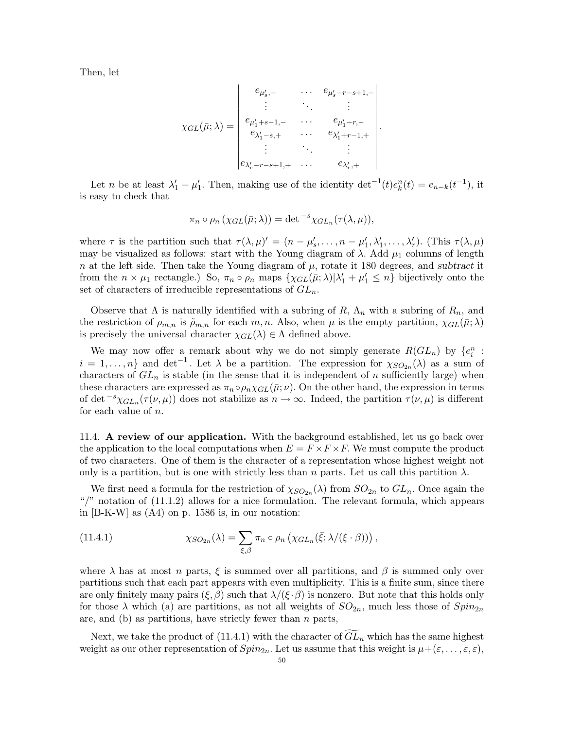Then, let

$$\chi_{GL}(\bar{\mu};\lambda) = \begin{vmatrix} e_{\mu'_s,-} & \cdots & e_{\mu'_s-r-s+1,-} \\ \vdots & \ddots & \vdots \\ e_{\mu'_1+s-1,-} & \cdots & e_{\mu'_1-r,-} \\ e_{\lambda'_1-s,+} & \cdots & e_{\lambda'_1+r-1,+} \\ \vdots & \ddots & \vdots \\ e_{\lambda'_r-r-s+1,+} & \cdots & e_{\lambda'_r,+} \end{vmatrix}.$$

Let $n$ be at least $\lambda'_1 + \mu'_1$. Then, making use of the identity $\det^{-1}(t)e_k^n(t) = e_{n-k}(t^{-1})$, it is easy to check that

$$\pi_n \circ \rho_n \left(\chi_{GL}(\bar{\mu};\lambda)\right) = \det{}^{-s}\chi_{GL_n}(\tau(\lambda,\mu)),$$

where $\tau$ is the partition such that $\tau(\lambda,\mu)' = (n-\mu'_s,\ldots,n-\mu'_1,\lambda'_1,\ldots,\lambda'_r)$. (This $\tau(\lambda,\mu)$ may be visualized as follows: start with the Young diagram of $\lambda$. Add $\mu_1$ columns of length $n$ at the left side. Then take the Young diagram of $\mu$, rotate it 180 degrees, and *subtract* it from the $n \times \mu_1$ rectangle.) So, $\pi_n \circ \rho_n$ maps $\{\chi_{GL}(\bar{\mu};\lambda) | \lambda'_1 + \mu'_1 \le n\}$ bijectively onto the set of characters of irreducible representations of $GL_n$.

Observe that $\Lambda$ is naturally identified with a subring of $R$, $\Lambda_n$ with a subring of $R_n$, and the restriction of $\rho_{m,n}$ is $\tilde{\rho}_{m,n}$ for each $m,n$. Also, when $\mu$ is the empty partition, $\chi_{GL}(\bar{\mu};\lambda)$ is precisely the universal character $\chi_{GL}(\lambda) \in \Lambda$ defined above.

We may now offer a remark about why we do not simply generate $R(GL_n)$ by $\{e_i^n : i = 1,\ldots,n\}$ and $\det^{-1}$. Let $\lambda$ be a partition. The expression for $\chi_{SO_{2n}}(\lambda)$ as a sum of characters of $GL_n$ is stable (in the sense that it is independent of $n$ sufficiently large) when these characters are expressed as $\pi_n \circ \rho_n \chi_{GL}(\bar{\mu};\nu)$. On the other hand, the expression in terms of $\det^{-s}\chi_{GL_n}(\tau(\nu,\mu))$ does not stabilize as $n \to \infty$. Indeed, the partition $\tau(\nu,\mu)$ is different for each value of $n$.

11.4. **A review of our application.** With the background established, let us go back over the application to the local computations when $E = F \times F \times F$. We must compute the product of two characters. One of them is the character of a representation whose highest weight not only is a partition, but is one with strictly less than $n$ parts. Let us call this partition $\lambda$.

We first need a formula for the restriction of $\chi_{SO_{2n}}(\lambda)$ from $SO_{2n}$ to $GL_n$. Once again the "/" notation of (11.1.2) allows for a nice formulation. The relevant formula, which appears in [B-K-W] as (A4) on p. 1586 is, in our notation:

$$\chi_{SO_{2n}}(\lambda) = \sum_{\xi,\beta} \pi_n \circ \rho_n \left(\chi_{GL_n}(\bar{\xi};\lambda/(\xi\cdot\beta))\right), \tag{11.4.1}$$

where $\lambda$ has at most $n$ parts, $\xi$ is summed over all partitions, and $\beta$ is summed only over partitions such that each part appears with even multiplicity. This is a finite sum, since there are only finitely many pairs $(\xi,\beta)$ such that $\lambda/(\xi\cdot\beta)$ is nonzero. But note that this holds only for those $\lambda$ which (a) are partitions, as not all weights of $SO_{2n}$, much less those of $Spin_{2n}$ are, and (b) as partitions, have strictly fewer than $n$ parts,

Next, we take the product of (11.4.1) with the character of $\widetilde{GL}_n$ which has the same highest weight as our other representation of $Spin_{2n}$. Let us assume that this weight is $\mu+(\varepsilon,\ldots,\varepsilon,\varepsilon)$,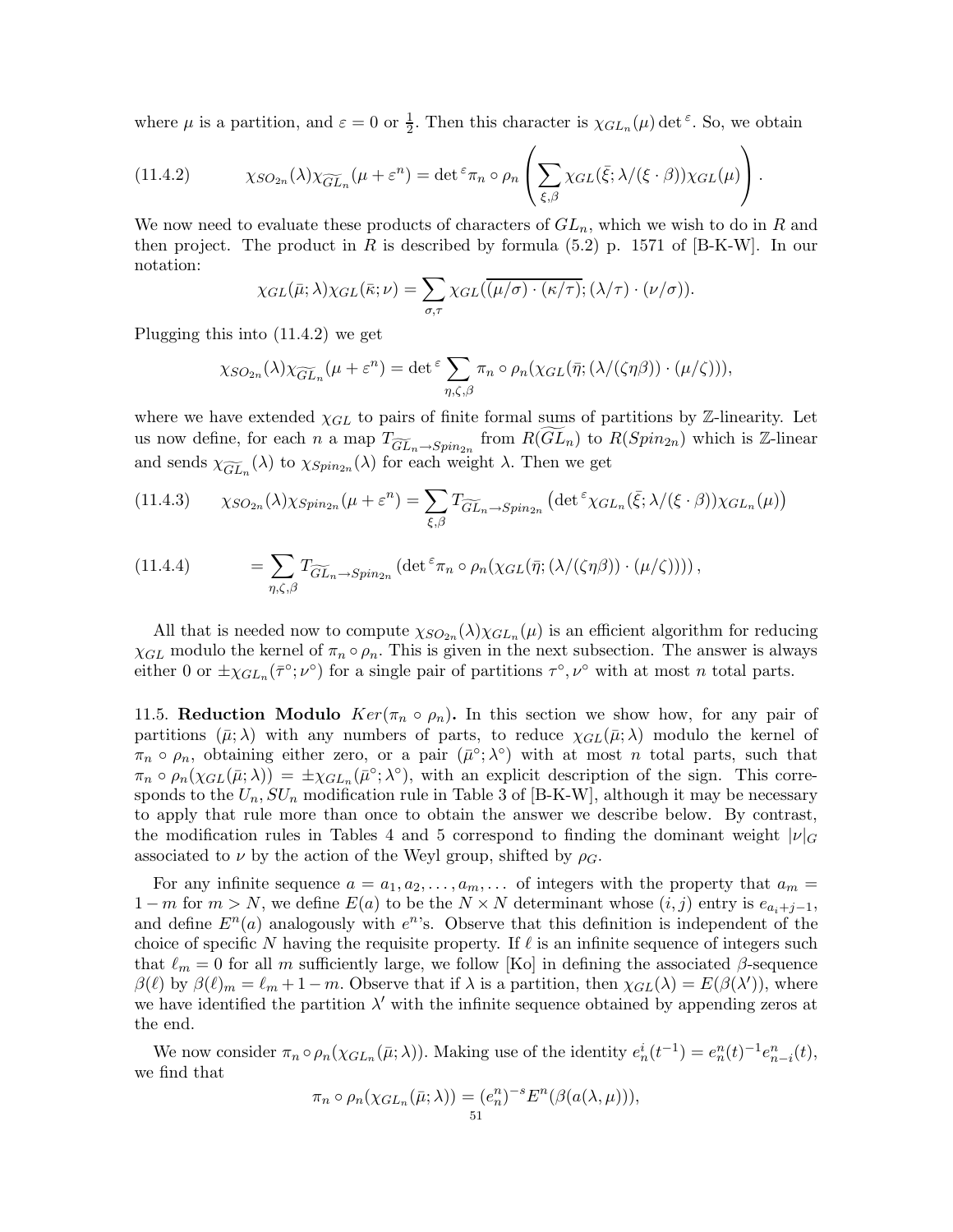where $\mu$ is a partition, and $\varepsilon = 0$ or $\frac{1}{2}$. Then this character is $\chi_{GL_n}(\mu)\det^{\varepsilon}$. So, we obtain

$$\chi_{SO_{2n}}(\lambda)\chi_{\widetilde{GL}_n}(\mu+\varepsilon^n) = \det{}^{\varepsilon}\pi_n \circ \rho_n \left( \sum_{\xi,\beta} \chi_{GL}(\bar{\xi}; \lambda/(\xi \cdot \beta))\chi_{GL}(\mu) \right). \tag{11.4.2}$$

We now need to evaluate these products of characters of $GL_n$, which we wish to do in $R$ and then project. The product in $R$ is described by formula (5.2) p. 1571 of [B-K-W]. In our notation:

$$\chi_{GL}(\bar{\mu}; \lambda)\chi_{GL}(\bar{\kappa}; \nu) = \sum_{\sigma,\tau} \chi_{GL}(\overline{(\mu/\sigma)\cdot(\kappa/\tau)}; (\lambda/\tau)\cdot(\nu/\sigma)).$$

Plugging this into (11.4.2) we get

$$\chi_{SO_{2n}}(\lambda)\chi_{\widetilde{GL}_n}(\mu+\varepsilon^n) = \det{}^{\varepsilon} \sum_{\eta,\zeta,\beta} \pi_n \circ \rho_n(\chi_{GL}(\bar{\eta}; (\lambda/(\zeta\eta\beta))\cdot(\mu/\zeta))),$$

where we have extended $\chi_{GL}$ to pairs of finite formal sums of partitions by $\mathbb{Z}$-linearity. Let us now define, for each $n$ a map $T_{\widetilde{GL}_n \to Spin_{2n}}$ from $R(\widetilde{GL}_n)$ to $R(Spin_{2n})$ which is $\mathbb{Z}$-linear and sends $\chi_{\widetilde{GL}_n}(\lambda)$ to $\chi_{Spin_{2n}}(\lambda)$ for each weight $\lambda$. Then we get

$$\chi_{SO_{2n}}(\lambda)\chi_{Spin_{2n}}(\mu+\varepsilon^n) = \sum_{\xi,\beta} T_{\widetilde{GL}_n \to Spin_{2n}} \left(\det{}^{\varepsilon}\chi_{GL_n}(\bar{\xi}; \lambda/(\xi\cdot\beta))\chi_{GL_n}(\mu)\right) \tag{11.4.3}$$

$$= \sum_{\eta,\zeta,\beta} T_{\widetilde{GL}_n \to Spin_{2n}} \left(\det{}^{\varepsilon}\pi_n \circ \rho_n(\chi_{GL}(\bar{\eta}; (\lambda/(\zeta\eta\beta))\cdot(\mu/\zeta)))\right), \tag{11.4.4}$$

All that is needed now to compute $\chi_{SO_{2n}}(\lambda)\chi_{GL_n}(\mu)$ is an efficient algorithm for reducing $\chi_{GL}$ modulo the kernel of $\pi_n \circ \rho_n$. This is given in the next subsection. The answer is always either 0 or $\pm\chi_{GL_n}(\bar{\tau}^{\circ}; \nu^{\circ})$ for a single pair of partitions $\tau^{\circ}, \nu^{\circ}$ with at most $n$ total parts.

11.5. **Reduction Modulo $Ker(\pi_n \circ \rho_n)$.** In this section we show how, for any pair of partitions $(\bar{\mu}; \lambda)$ with any numbers of parts, to reduce $\chi_{GL}(\bar{\mu}; \lambda)$ modulo the kernel of $\pi_n \circ \rho_n$, obtaining either zero, or a pair $(\bar{\mu}^{\circ}; \lambda^{\circ})$ with at most $n$ total parts, such that $\pi_n \circ \rho_n(\chi_{GL}(\bar{\mu}; \lambda)) = \pm\chi_{GL_n}(\bar{\mu}^{\circ}; \lambda^{\circ})$, with an explicit description of the sign. This corresponds to the $U_n, SU_n$ modification rule in Table 3 of [B-K-W], although it may be necessary to apply that rule more than once to obtain the answer we describe below. By contrast, the modification rules in Tables 4 and 5 correspond to finding the dominant weight $|\nu|_G$ associated to $\nu$ by the action of the Weyl group, shifted by $\rho_G$.

For any infinite sequence $a = a_1, a_2, \ldots, a_m, \ldots$ of integers with the property that $a_m = 1 - m$ for $m > N$, we define $E(a)$ to be the $N \times N$ determinant whose $(i,j)$ entry is $e_{a_i+j-1}$, and define $E^n(a)$ analogously with $e^n$'s. Observe that this definition is independent of the choice of specific $N$ having the requisite property. If $\ell$ is an infinite sequence of integers such that $\ell_m = 0$ for all $m$ sufficiently large, we follow [Ko] in defining the associated $\beta$-sequence $\beta(\ell)$ by $\beta(\ell)_m = \ell_m + 1 - m$. Observe that if $\lambda$ is a partition, then $\chi_{GL}(\lambda) = E(\beta(\lambda'))$, where we have identified the partition $\lambda'$ with the infinite sequence obtained by appending zeros at the end.

We now consider $\pi_n \circ \rho_n(\chi_{GL_n}(\bar{\mu}; \lambda))$. Making use of the identity $e_n^i(t^{-1}) = e_n^n(t)^{-1}e_{n-i}^n(t)$, we find that

$$\pi_n \circ \rho_n(\chi_{GL_n}(\bar{\mu}; \lambda)) = (e_n^n)^{-s}E^n(\beta(a(\lambda, \mu))),$$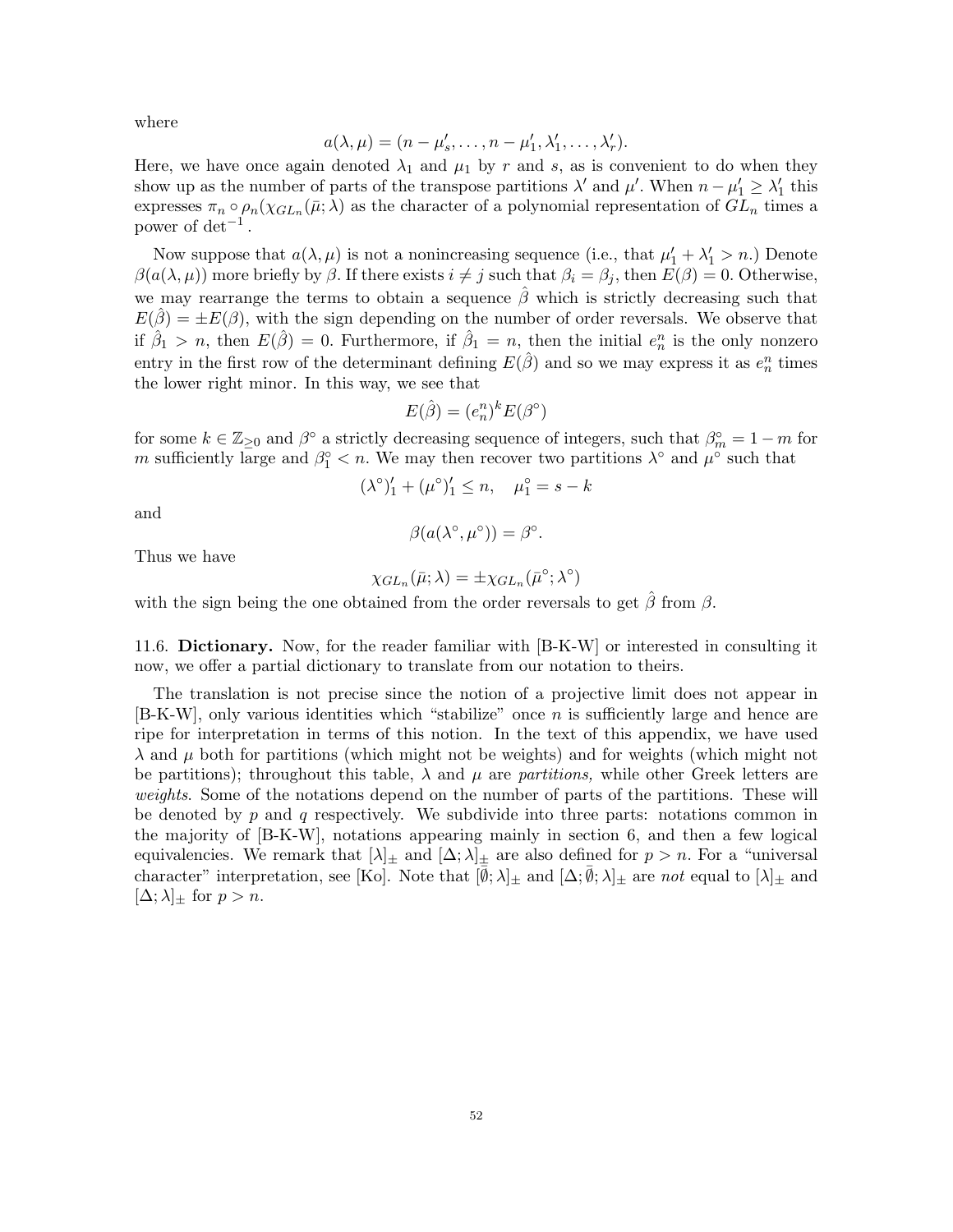where

$$a(\lambda, \mu) = (n - \mu'_s, \ldots, n - \mu'_1, \lambda'_1, \ldots, \lambda'_r).$$

Here, we have once again denoted $\lambda_1$ and $\mu_1$ by $r$ and $s$, as is convenient to do when they show up as the number of parts of the transpose partitions $\lambda'$ and $\mu'$. When $n - \mu'_1 \geq \lambda'_1$ this expresses $\pi_n \circ \rho_n(\chi_{GL_n}(\bar{\mu}; \lambda)$ as the character of a polynomial representation of $GL_n$ times a power of $\det^{-1}$.

Now suppose that $a(\lambda, \mu)$ is not a nonincreasing sequence (i.e., that $\mu'_1 + \lambda'_1 > n$.) Denote $\beta(a(\lambda, \mu))$ more briefly by $\beta$. If there exists $i \neq j$ such that $\beta_i = \beta_j$, then $E(\beta) = 0$. Otherwise, we may rearrange the terms to obtain a sequence $\hat{\beta}$ which is strictly decreasing such that $E(\hat{\beta}) = \pm E(\beta)$, with the sign depending on the number of order reversals. We observe that if $\hat{\beta}_1 > n$, then $E(\hat{\beta}) = 0$. Furthermore, if $\hat{\beta}_1 = n$, then the initial $e_n^n$ is the only nonzero entry in the first row of the determinant defining $E(\hat{\beta})$ and so we may express it as $e_n^n$ times the lower right minor. In this way, we see that

$$E(\hat{\beta}) = (e_n^n)^k E(\beta^\circ)$$

for some $k \in \mathbb{Z}_{\geq 0}$ and $\beta^\circ$ a strictly decreasing sequence of integers, such that $\beta^\circ_m = 1 - m$ for $m$ sufficiently large and $\beta^\circ_1 < n$. We may then recover two partitions $\lambda^\circ$ and $\mu^\circ$ such that

$$(\lambda^\circ)'_1 + (\mu^\circ)'_1 \leq n, \quad \mu^\circ_1 = s - k$$

and

$$\beta(a(\lambda^\circ, \mu^\circ)) = \beta^\circ.$$

Thus we have

$$\chi_{GL_n}(\bar{\mu}; \lambda) = \pm \chi_{GL_n}(\bar{\mu}^\circ; \lambda^\circ)$$

with the sign being the one obtained from the order reversals to get $\hat{\beta}$ from $\beta$.

11.6. **Dictionary.** Now, for the reader familiar with [B-K-W] or interested in consulting it now, we offer a partial dictionary to translate from our notation to theirs.

The translation is not precise since the notion of a projective limit does not appear in [B-K-W], only various identities which "stabilize" once $n$ is sufficiently large and hence are ripe for interpretation in terms of this notion. In the text of this appendix, we have used $\lambda$ and $\mu$ both for partitions (which might not be weights) and for weights (which might not be partitions); throughout this table, $\lambda$ and $\mu$ are *partitions,* while other Greek letters are *weights*. Some of the notations depend on the number of parts of the partitions. These will be denoted by $p$ and $q$ respectively. We subdivide into three parts: notations common in the majority of [B-K-W], notations appearing mainly in section 6, and then a few logical equivalencies. We remark that $[\lambda]_\pm$ and $[\Delta; \lambda]_\pm$ are also defined for $p > n$. For a "universal character" interpretation, see [Ko]. Note that $[\bar{\emptyset}; \lambda]_\pm$ and $[\Delta; \bar{\emptyset}; \lambda]_\pm$ are *not* equal to $[\lambda]_\pm$ and $[\Delta; \lambda]_\pm$ for $p > n$.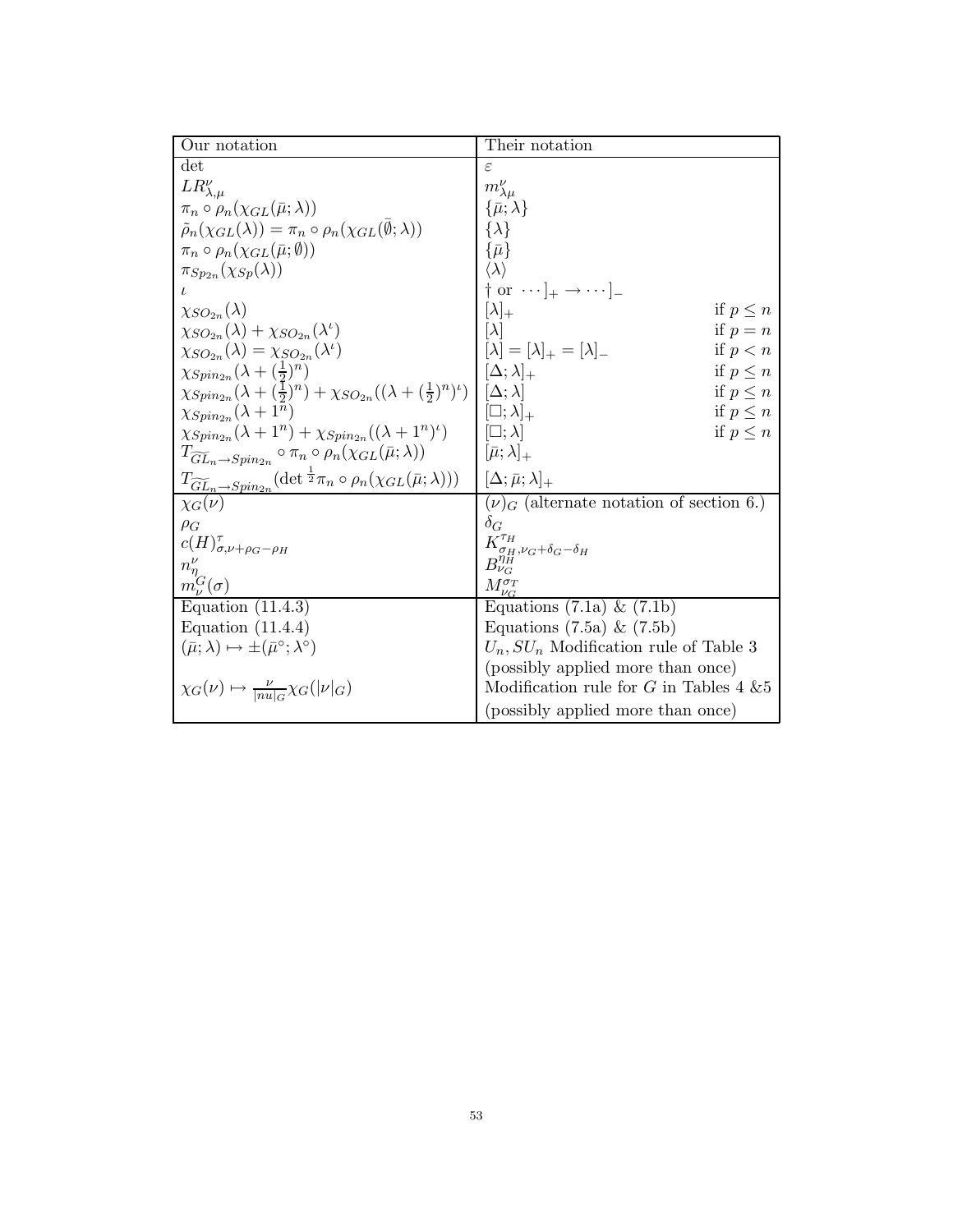| Our notation | Their notation | |
|---|---|---|
| $\det$ | $\varepsilon$ | |
| $LR^{\nu}_{\lambda,\mu}$ | $m^{\nu}_{\lambda\mu}$ | |
| $\pi_n \circ \rho_n(\chi_{GL}(\bar{\mu};\lambda))$ | $\{\bar{\mu};\lambda\}$ | |
| $\tilde{\rho}_n(\chi_{GL}(\lambda)) = \pi_n \circ \rho_n(\chi_{GL}(\bar{\emptyset};\lambda))$ | $\{\lambda\}$ | |
| $\pi_n \circ \rho_n(\chi_{GL}(\bar{\mu};\emptyset))$ | $\{\bar{\mu}\}$ | |
| $\pi_{Sp_{2n}}(\chi_{Sp}(\lambda))$ | $\langle\lambda\rangle$ | |
| $\iota$ | $\dagger$ or $\cdots]_+ \to \cdots]_-$ | |
| $\chi_{SO_{2n}}(\lambda)$ | $[\lambda]_+$ | if $p \le n$ |
| $\chi_{SO_{2n}}(\lambda) + \chi_{SO_{2n}}(\lambda^{\iota})$ | $[\lambda]$ | if $p = n$ |
| $\chi_{SO_{2n}}(\lambda) = \chi_{SO_{2n}}(\lambda^{\iota})$ | $[\lambda] = [\lambda]_+ = [\lambda]_-$ | if $p < n$ |
| $\chi_{Spin_{2n}}(\lambda + (\frac{1}{2})^n)$ | $[\Delta;\lambda]_+$ | if $p \le n$ |
| $\chi_{Spin_{2n}}(\lambda + (\frac{1}{2})^n) + \chi_{SO_{2n}}((\lambda + (\frac{1}{2})^n)^{\iota})$ | $[\Delta;\lambda]$ | if $p \le n$ |
| $\chi_{Spin_{2n}}(\lambda + 1^n)$ | $[\Box;\lambda]_+$ | if $p \le n$ |
| $\chi_{Spin_{2n}}(\lambda + 1^n) + \chi_{Spin_{2n}}((\lambda + 1^n)^{\iota})$ | $[\Box;\lambda]$ | if $p \le n$ |
| $T_{\widetilde{GL}_n \to Spin_{2n}} \circ \pi_n \circ \rho_n(\chi_{GL}(\bar{\mu};\lambda))$ | $[\bar{\mu};\lambda]_+$ | |
| $T_{\widetilde{GL}_n \to Spin_{2n}}(\det^{\frac{1}{2}} \pi_n \circ \rho_n(\chi_{GL}(\bar{\mu};\lambda)))$ | $[\Delta;\bar{\mu};\lambda]_+$ | |
| $\chi_G(\nu)$ | $(\nu)_G$ (alternate notation of section 6.) | |
| $\rho_G$ | $\delta_G$ | |
| $c(H)^{\tau}_{\sigma,\nu+\rho_G-\rho_H}$ | $K^{\tau_H}_{\sigma_H,\nu_G+\delta_G-\delta_H}$ | |
| $n^{\nu}_{\eta}$ | $B^{\eta_H}_{\nu_G}$ | |
| $m^G_{\nu}(\sigma)$ | $M^{\sigma_T}_{\nu_G}$ | |
| Equation (11.4.3) | Equations (7.1a) & (7.1b) | |
| Equation (11.4.4) | Equations (7.5a) & (7.5b) | |
| $(\bar{\mu};\lambda) \mapsto \pm(\bar{\mu}^{\circ};\lambda^{\circ})$ | $U_n, SU_n$ Modification rule of Table 3 (possibly applied more than once) | |
| $\chi_G(\nu) \mapsto \frac{\nu}{\lvert nu \rvert_G}\chi_G(\lvert\nu\rvert_G)$ | Modification rule for $G$ in Tables 4 &5 (possibly applied more than once) | |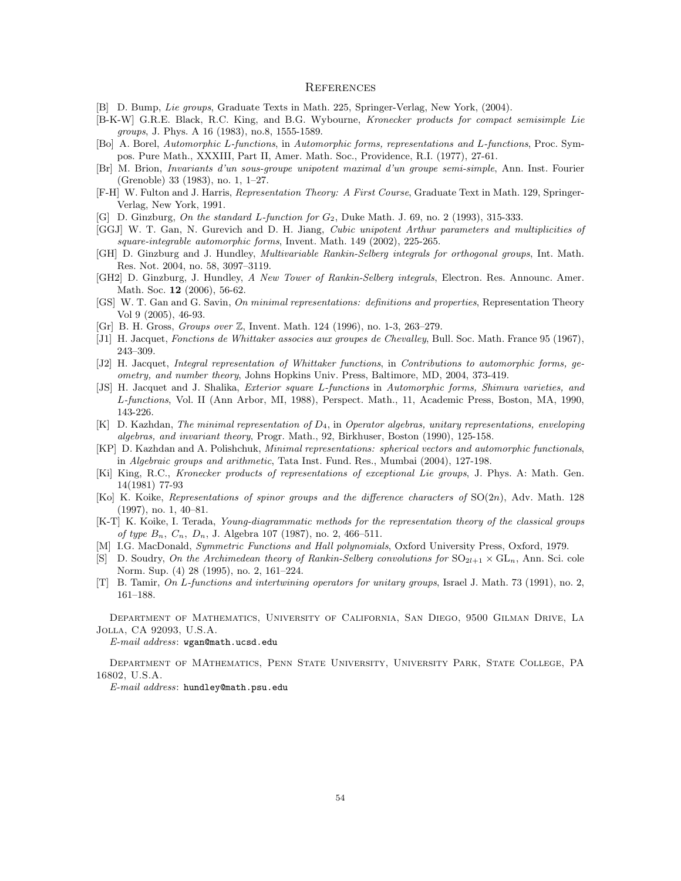## References

[B] D. Bump, *Lie groups*, Graduate Texts in Math. 225, Springer-Verlag, New York, (2004).

[B-K-W] G.R.E. Black, R.C. King, and B.G. Wybourne, *Kronecker products for compact semisimple Lie groups*, J. Phys. A 16 (1983), no.8, 1555-1589.

[Bo] A. Borel, *Automorphic L-functions*, in *Automorphic forms, representations and L-functions*, Proc. Sympos. Pure Math., XXXIII, Part II, Amer. Math. Soc., Providence, R.I. (1977), 27-61.

[Br] M. Brion, *Invariants d'un sous-groupe unipotent maximal d'un groupe semi-simple*, Ann. Inst. Fourier (Grenoble) 33 (1983), no. 1, 1–27.

[F-H] W. Fulton and J. Harris, *Representation Theory: A First Course*, Graduate Text in Math. 129, Springer-Verlag, New York, 1991.

[G] D. Ginzburg, *On the standard L-function for $G_2$*, Duke Math. J. 69, no. 2 (1993), 315-333.

[GGJ] W. T. Gan, N. Gurevich and D. H. Jiang, *Cubic unipotent Arthur parameters and multiplicities of square-integrable automorphic forms*, Invent. Math. 149 (2002), 225-265.

[GH] D. Ginzburg and J. Hundley, *Multivariable Rankin-Selberg integrals for orthogonal groups*, Int. Math. Res. Not. 2004, no. 58, 3097–3119.

[GH2] D. Ginzburg, J. Hundley, *A New Tower of Rankin-Selberg integrals*, Electron. Res. Announc. Amer. Math. Soc. **12** (2006), 56-62.

[GS] W. T. Gan and G. Savin, *On minimal representations: definitions and properties*, Representation Theory Vol 9 (2005), 46-93.

[Gr] B. H. Gross, *Groups over $\mathbb{Z}$*, Invent. Math. 124 (1996), no. 1-3, 263–279.

[J1] H. Jacquet, *Fonctions de Whittaker associes aux groupes de Chevalley*, Bull. Soc. Math. France 95 (1967), 243–309.

[J2] H. Jacquet, *Integral representation of Whittaker functions*, in *Contributions to automorphic forms, geometry, and number theory*, Johns Hopkins Univ. Press, Baltimore, MD, 2004, 373-419.

[JS] H. Jacquet and J. Shalika, *Exterior square L-functions* in *Automorphic forms, Shimura varieties, and L-functions*, Vol. II (Ann Arbor, MI, 1988), Perspect. Math., 11, Academic Press, Boston, MA, 1990, 143-226.

[K] D. Kazhdan, *The minimal representation of $D_4$*, in *Operator algebras, unitary representations, enveloping algebras, and invariant theory*, Progr. Math., 92, Birkhuser, Boston (1990), 125-158.

[KP] D. Kazhdan and A. Polishchuk, *Minimal representations: spherical vectors and automorphic functionals*, in *Algebraic groups and arithmetic*, Tata Inst. Fund. Res., Mumbai (2004), 127-198.

[Ki] King, R.C., *Kronecker products of representations of exceptional Lie groups*, J. Phys. A: Math. Gen. 14(1981) 77-93

[Ko] K. Koike, *Representations of spinor groups and the difference characters of* $\mathrm{SO}(2n)$, Adv. Math. 128 (1997), no. 1, 40–81.

[K-T] K. Koike, I. Terada, *Young-diagrammatic methods for the representation theory of the classical groups of type $B_n$, $C_n$, $D_n$*, J. Algebra 107 (1987), no. 2, 466–511.

[M] I.G. MacDonald, *Symmetric Functions and Hall polynomials*, Oxford University Press, Oxford, 1979.

[S] D. Soudry, *On the Archimedean theory of Rankin-Selberg convolutions for* $\mathrm{SO}_{2l+1} \times \mathrm{GL}_n$, Ann. Sci. cole Norm. Sup. (4) 28 (1995), no. 2, 161–224.

[T] B. Tamir, *On L-functions and intertwining operators for unitary groups*, Israel J. Math. 73 (1991), no. 2, 161–188.

Department of Mathematics, University of California, San Diego, 9500 Gilman Drive, La Jolla, CA 92093, U.S.A.

*E-mail address*: wgan@math.ucsd.edu

Department of MAthematics, Penn State University, University Park, State College, PA 16802, U.S.A.

*E-mail address*: hundley@math.psu.edu